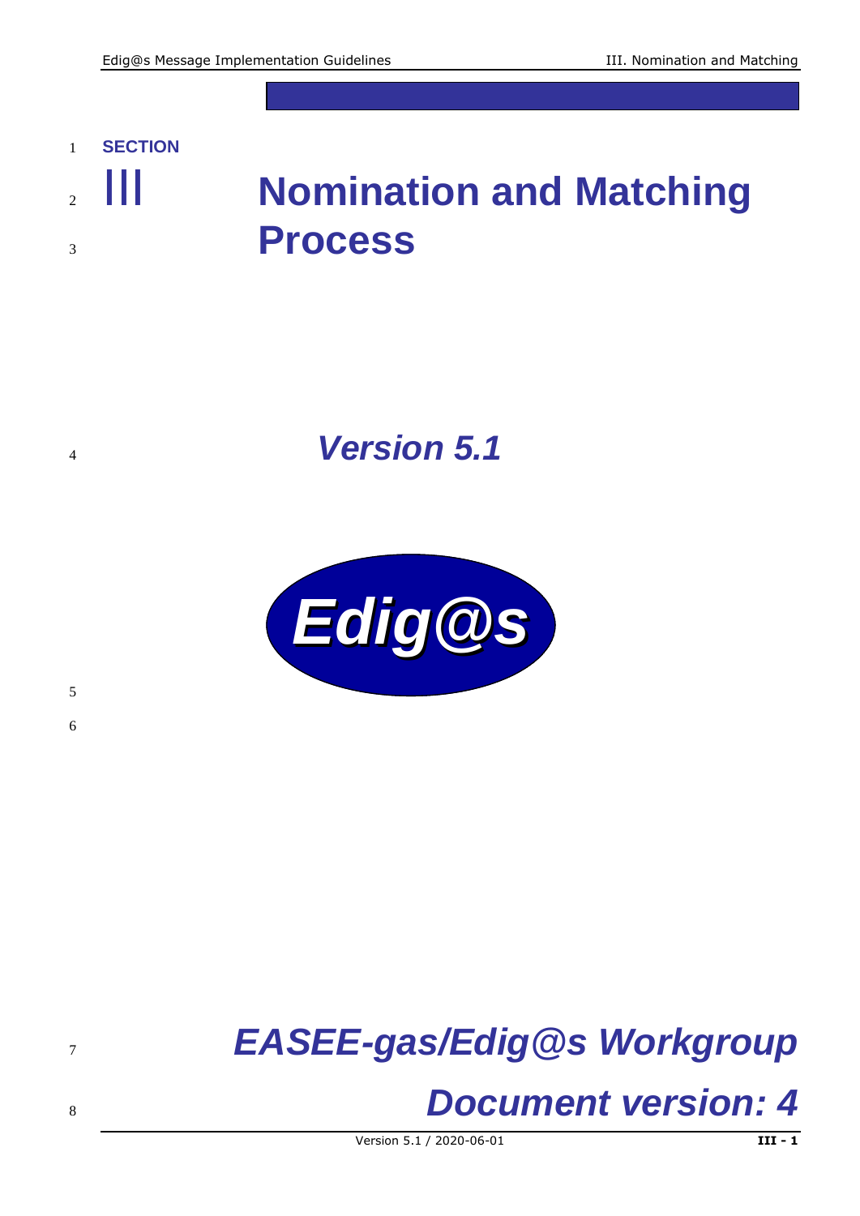SECTION

# III Nomination and Matching Process

***Version 5.1***

***Edig@s***

***EASEE-gas/Edig@s Workgroup***

***Document version: 4***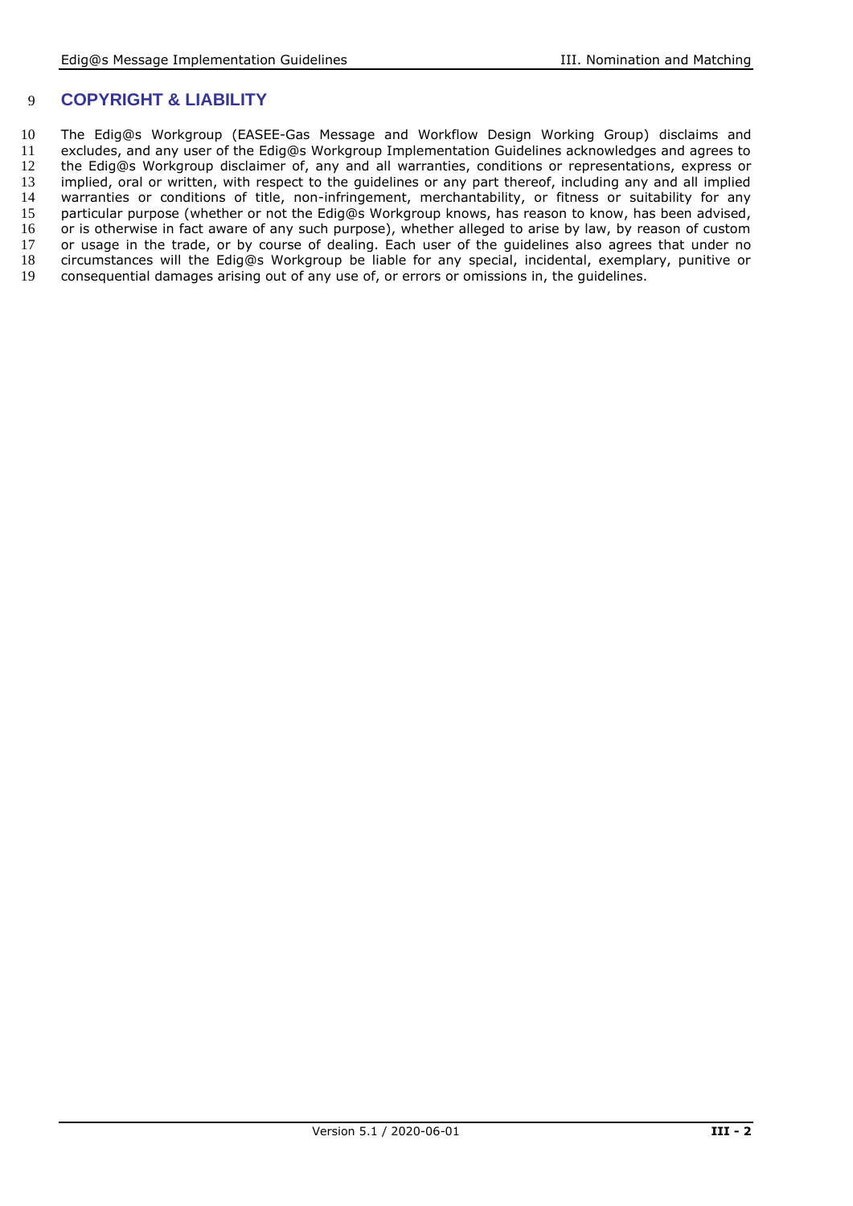# COPYRIGHT & LIABILITY

The Edig@s Workgroup (EASEE-Gas Message and Workflow Design Working Group) disclaims and excludes, and any user of the Edig@s Workgroup Implementation Guidelines acknowledges and agrees to the Edig@s Workgroup disclaimer of, any and all warranties, conditions or representations, express or implied, oral or written, with respect to the guidelines or any part thereof, including any and all implied warranties or conditions of title, non-infringement, merchantability, or fitness or suitability for any particular purpose (whether or not the Edig@s Workgroup knows, has reason to know, has been advised, or is otherwise in fact aware of any such purpose), whether alleged to arise by law, by reason of custom or usage in the trade, or by course of dealing. Each user of the guidelines also agrees that under no circumstances will the Edig@s Workgroup be liable for any special, incidental, exemplary, punitive or consequential damages arising out of any use of, or errors or omissions in, the guidelines.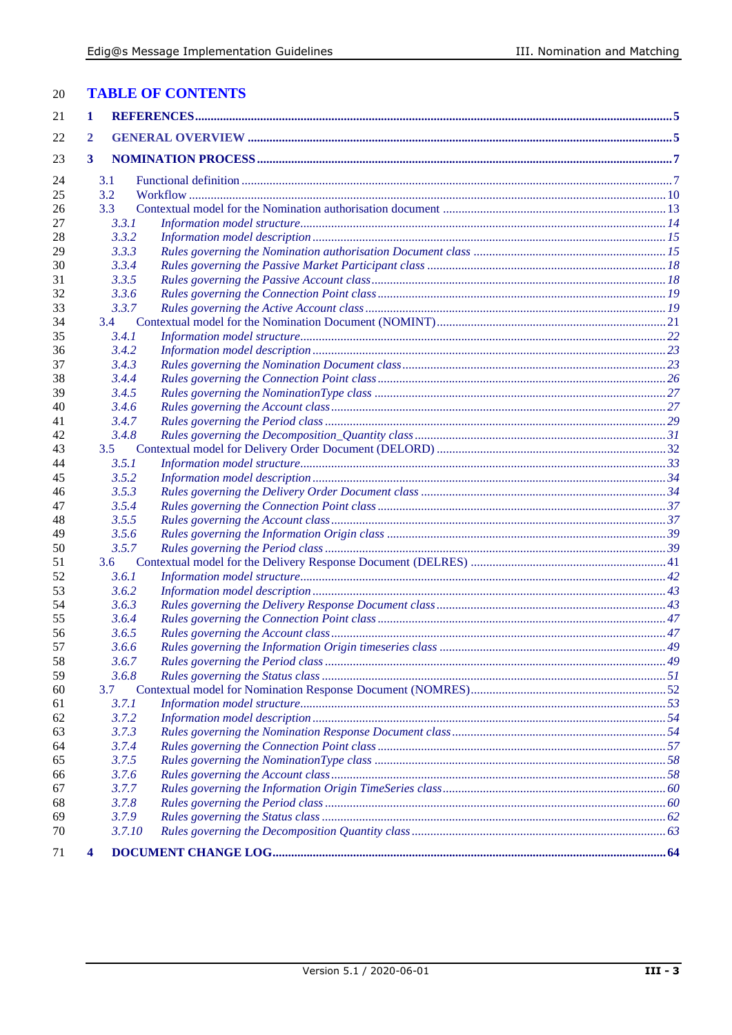# TABLE OF CONTENTS

**1 REFERENCES** .......... **5**

**2 GENERAL OVERVIEW** .......... **5**

**3 NOMINATION PROCESS** .......... **7**

- 3.1 Functional definition .......... 7
- 3.2 Workflow .......... 10
- 3.3 Contextual model for the Nomination authorisation document .......... 13
  - *3.3.1 Information model structure .......... 14*
  - *3.3.2 Information model description .......... 15*
  - *3.3.3 Rules governing the Nomination authorisation Document class .......... 15*
  - *3.3.4 Rules governing the Passive Market Participant class .......... 18*
  - *3.3.5 Rules governing the Passive Account class .......... 18*
  - *3.3.6 Rules governing the Connection Point class .......... 19*
  - *3.3.7 Rules governing the Active Account class .......... 19*
- 3.4 Contextual model for the Nomination Document (NOMINT) .......... 21
  - *3.4.1 Information model structure .......... 22*
  - *3.4.2 Information model description .......... 23*
  - *3.4.3 Rules governing the Nomination Document class .......... 23*
  - *3.4.4 Rules governing the Connection Point class .......... 26*
  - *3.4.5 Rules governing the NominationType class .......... 27*
  - *3.4.6 Rules governing the Account class .......... 27*
  - *3.4.7 Rules governing the Period class .......... 29*
  - *3.4.8 Rules governing the Decomposition_Quantity class .......... 31*
- 3.5 Contextual model for Delivery Order Document (DELORD) .......... 32
  - *3.5.1 Information model structure .......... 33*
  - *3.5.2 Information model description .......... 34*
  - *3.5.3 Rules governing the Delivery Order Document class .......... 34*
  - *3.5.4 Rules governing the Connection Point class .......... 37*
  - *3.5.5 Rules governing the Account class .......... 37*
  - *3.5.6 Rules governing the Information Origin class .......... 39*
  - *3.5.7 Rules governing the Period class .......... 39*
- 3.6 Contextual model for the Delivery Response Document (DELRES) .......... 41
  - *3.6.1 Information model structure .......... 42*
  - *3.6.2 Information model description .......... 43*
  - *3.6.3 Rules governing the Delivery Response Document class .......... 43*
  - *3.6.4 Rules governing the Connection Point class .......... 47*
  - *3.6.5 Rules governing the Account class .......... 47*
  - *3.6.6 Rules governing the Information Origin timeseries class .......... 49*
  - *3.6.7 Rules governing the Period class .......... 49*
  - *3.6.8 Rules governing the Status class .......... 51*
- 3.7 Contextual model for Nomination Response Document (NOMRES) .......... 52
  - *3.7.1 Information model structure .......... 53*
  - *3.7.2 Information model description .......... 54*
  - *3.7.3 Rules governing the Nomination Response Document class .......... 54*
  - *3.7.4 Rules governing the Connection Point class .......... 57*
  - *3.7.5 Rules governing the NominationType class .......... 58*
  - *3.7.6 Rules governing the Account class .......... 58*
  - *3.7.7 Rules governing the Information Origin TimeSeries class .......... 60*
  - *3.7.8 Rules governing the Period class .......... 60*
  - *3.7.9 Rules governing the Status class .......... 62*
  - *3.7.10 Rules governing the Decomposition Quantity class .......... 63*

**4 DOCUMENT CHANGE LOG** .......... **64**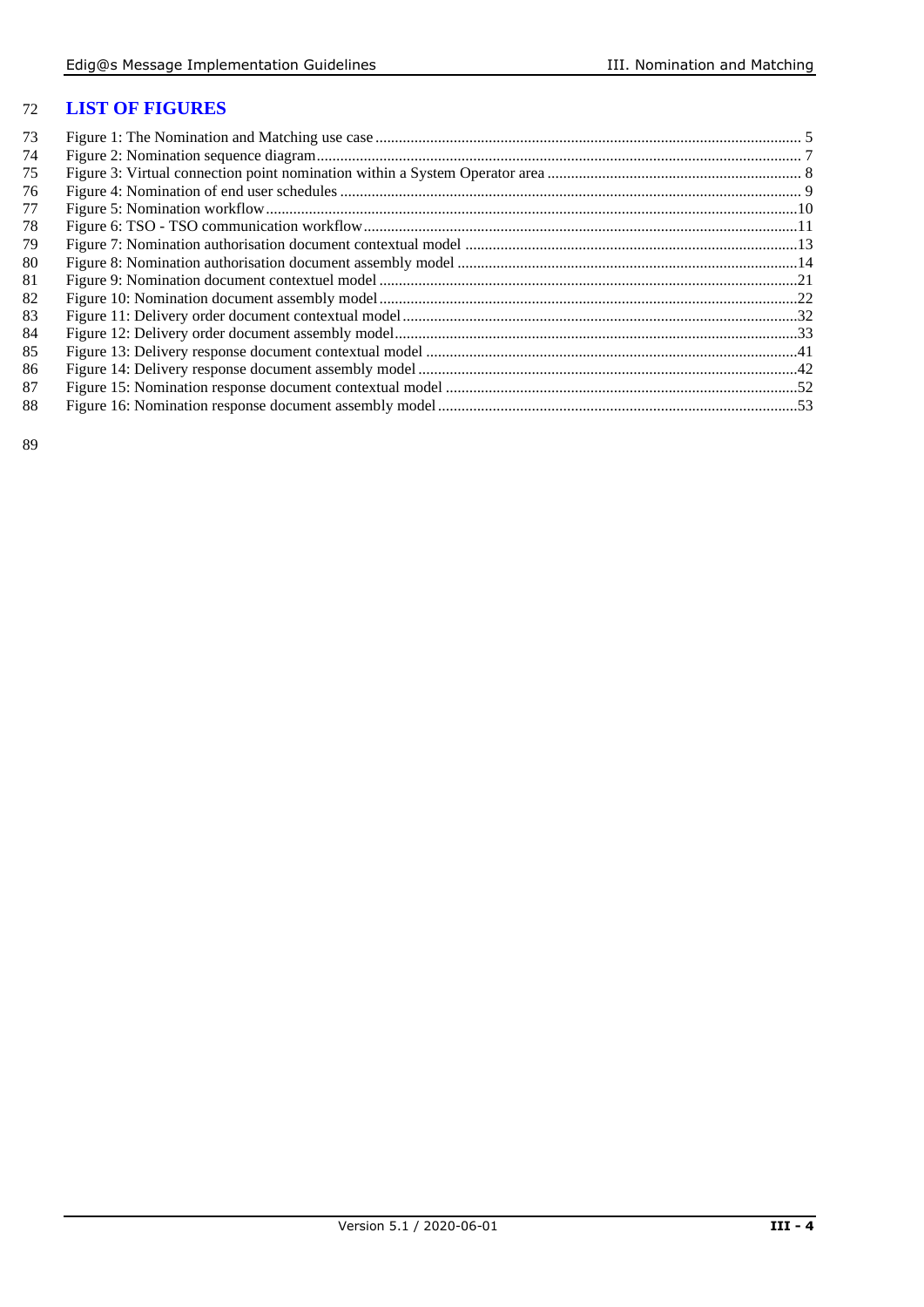# LIST OF FIGURES

Figure 1: The Nomination and Matching use case ........................................ 5
Figure 2: Nomination sequence diagram........................................ 7
Figure 3: Virtual connection point nomination within a System Operator area ........................................ 8
Figure 4: Nomination of end user schedules ........................................ 9
Figure 5: Nomination workflow........................................ 10
Figure 6: TSO - TSO communication workflow........................................ 11
Figure 7: Nomination authorisation document contextual model ........................................ 13
Figure 8: Nomination authorisation document assembly model ........................................ 14
Figure 9: Nomination document contextuel model ........................................ 21
Figure 10: Nomination document assembly model........................................ 22
Figure 11: Delivery order document contextual model........................................ 32
Figure 12: Delivery order document assembly model........................................ 33
Figure 13: Delivery response document contextual model ........................................ 41
Figure 14: Delivery response document assembly model ........................................ 42
Figure 15: Nomination response document contextual model ........................................ 52
Figure 16: Nomination response document assembly model ........................................ 53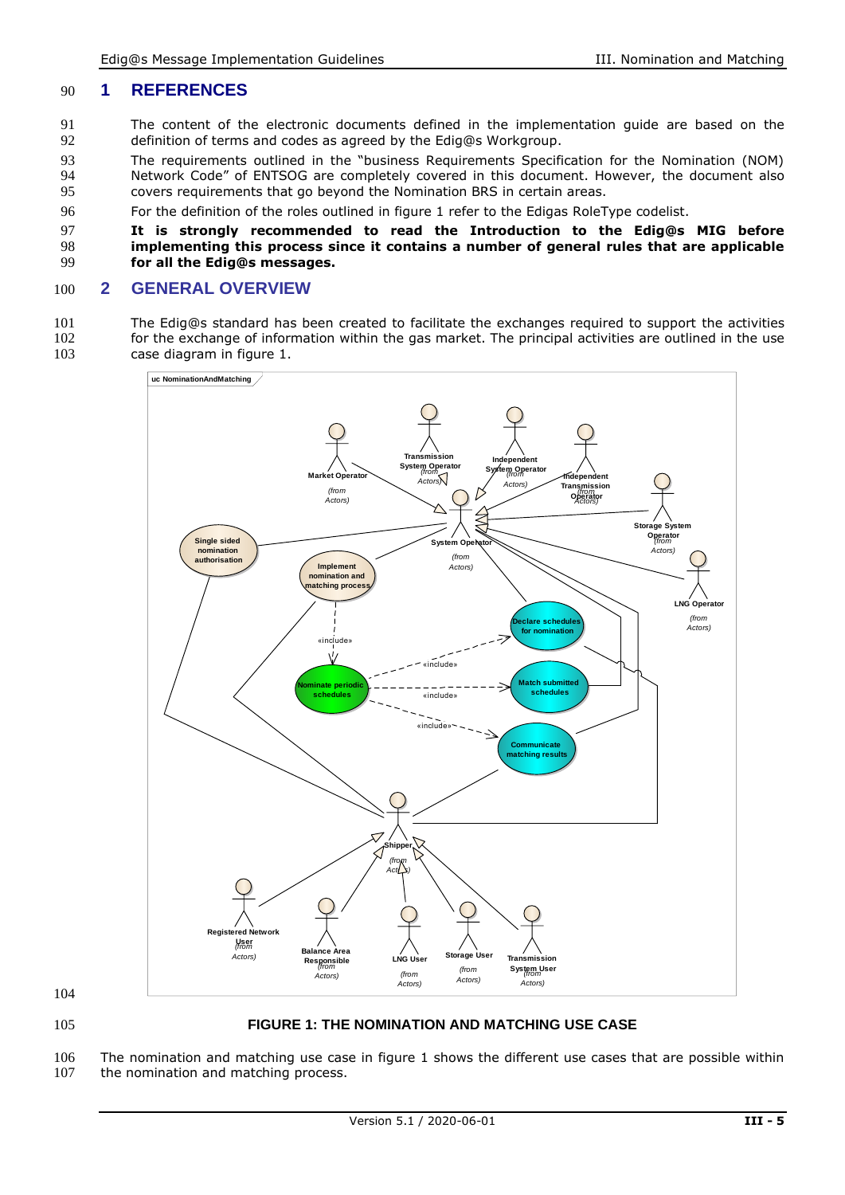# 1 REFERENCES

The content of the electronic documents defined in the implementation guide are based on the definition of terms and codes as agreed by the Edig@s Workgroup.

The requirements outlined in the "business Requirements Specification for the Nomination (NOM) Network Code" of ENTSOG are completely covered in this document. However, the document also covers requirements that go beyond the Nomination BRS in certain areas.

For the definition of the roles outlined in figure 1 refer to the Edigas RoleType codelist.

**It is strongly recommended to read the Introduction to the Edig@s MIG before implementing this process since it contains a number of general rules that are applicable for all the Edig@s messages.**

# 2 GENERAL OVERVIEW

The Edig@s standard has been created to facilitate the exchanges required to support the activities for the exchange of information within the gas market. The principal activities are outlined in the use case diagram in figure 1.

**FIGURE 1: THE NOMINATION AND MATCHING USE CASE**

The nomination and matching use case in figure 1 shows the different use cases that are possible within the nomination and matching process.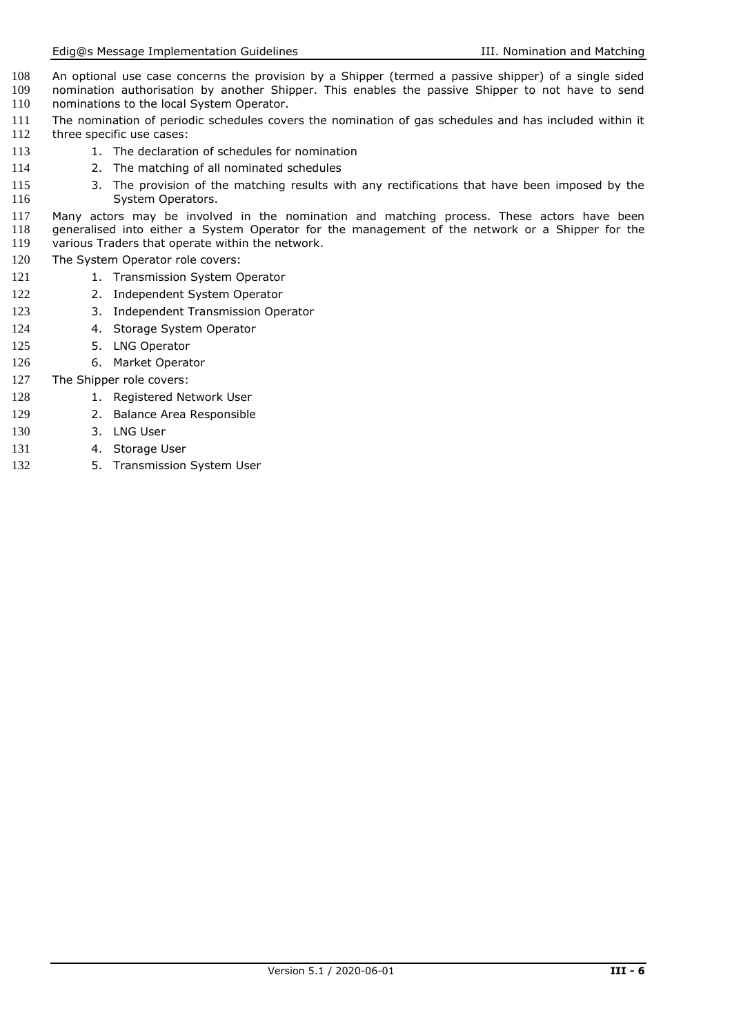An optional use case concerns the provision by a Shipper (termed a passive shipper) of a single sided nomination authorisation by another Shipper. This enables the passive Shipper to not have to send nominations to the local System Operator.

The nomination of periodic schedules covers the nomination of gas schedules and has included within it three specific use cases:

1. The declaration of schedules for nomination
2. The matching of all nominated schedules
3. The provision of the matching results with any rectifications that have been imposed by the System Operators.

Many actors may be involved in the nomination and matching process. These actors have been generalised into either a System Operator for the management of the network or a Shipper for the various Traders that operate within the network.

The System Operator role covers:

1. Transmission System Operator
2. Independent System Operator
3. Independent Transmission Operator
4. Storage System Operator
5. LNG Operator
6. Market Operator

The Shipper role covers:

1. Registered Network User
2. Balance Area Responsible
3. LNG User
4. Storage User
5. Transmission System User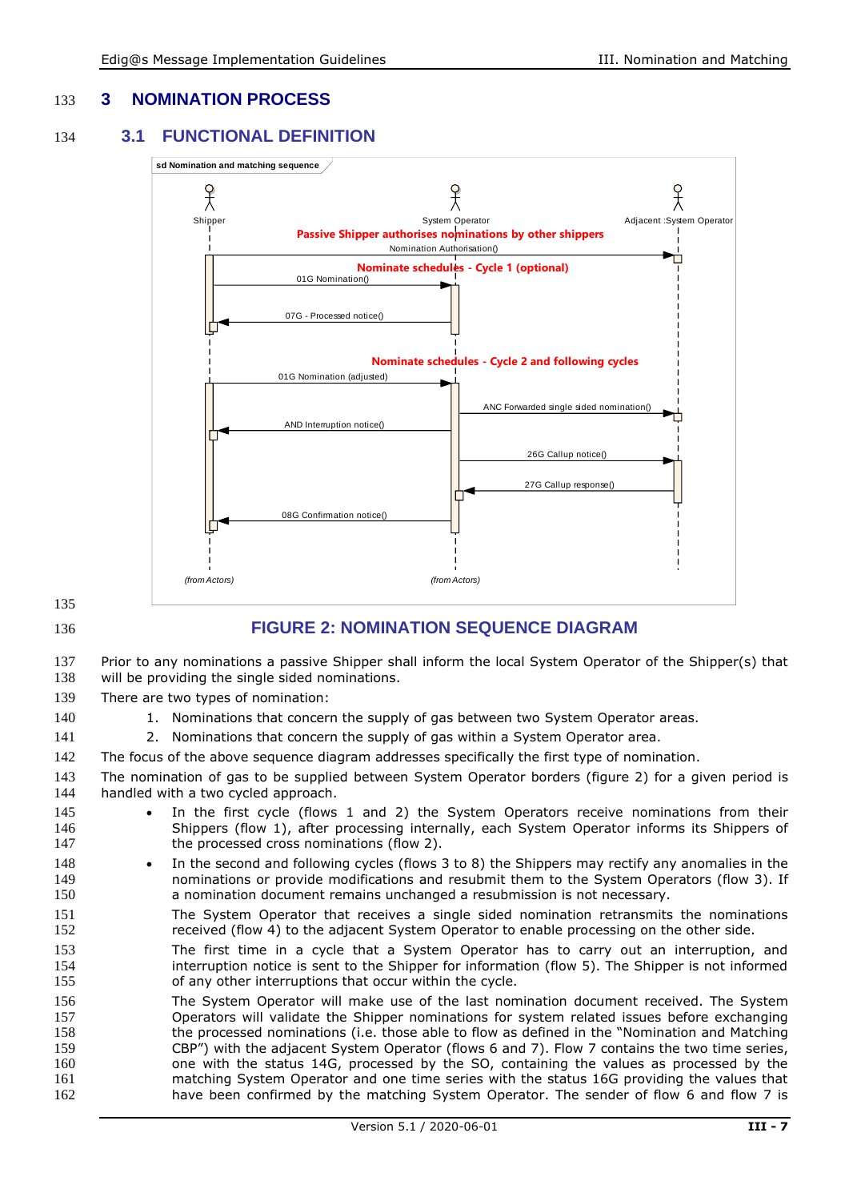# 3 NOMINATION PROCESS

## 3.1 FUNCTIONAL DEFINITION

sd Nomination and matching sequence

Shipper — System Operator — Adjacent :System Operator

**Passive Shipper authorises nominations by other shippers**

Nomination Authorisation()

**Nominate schedules - Cycle 1 (optional)**

01G Nomination()

07G - Processed notice()

**Nominate schedules - Cycle 2 and following cycles**

01G Nomination (adjusted)

ANC Forwarded single sided nomination()

AND Interruption notice()

26G Callup notice()

27G Callup response()

08G Confirmation notice()

(from Actors) (from Actors)

**FIGURE 2: NOMINATION SEQUENCE DIAGRAM**

Prior to any nominations a passive Shipper shall inform the local System Operator of the Shipper(s) that will be providing the single sided nominations.

There are two types of nomination:

1. Nominations that concern the supply of gas between two System Operator areas.
2. Nominations that concern the supply of gas within a System Operator area.

The focus of the above sequence diagram addresses specifically the first type of nomination.

The nomination of gas to be supplied between System Operator borders (figure 2) for a given period is handled with a two cycled approach.

- In the first cycle (flows 1 and 2) the System Operators receive nominations from their Shippers (flow 1), after processing internally, each System Operator informs its Shippers of the processed cross nominations (flow 2).
- In the second and following cycles (flows 3 to 8) the Shippers may rectify any anomalies in the nominations or provide modifications and resubmit them to the System Operators (flow 3). If a nomination document remains unchanged a resubmission is not necessary.

  The System Operator that receives a single sided nomination retransmits the nominations received (flow 4) to the adjacent System Operator to enable processing on the other side.

  The first time in a cycle that a System Operator has to carry out an interruption, and interruption notice is sent to the Shipper for information (flow 5). The Shipper is not informed of any other interruptions that occur within the cycle.

  The System Operator will make use of the last nomination document received. The System Operators will validate the Shipper nominations for system related issues before exchanging the processed nominations (i.e. those able to flow as defined in the "Nomination and Matching CBP") with the adjacent System Operator (flows 6 and 7). Flow 7 contains the two time series, one with the status 14G, processed by the SO, containing the values as processed by the matching System Operator and one time series with the status 16G providing the values that have been confirmed by the matching System Operator. The sender of flow 6 and flow 7 is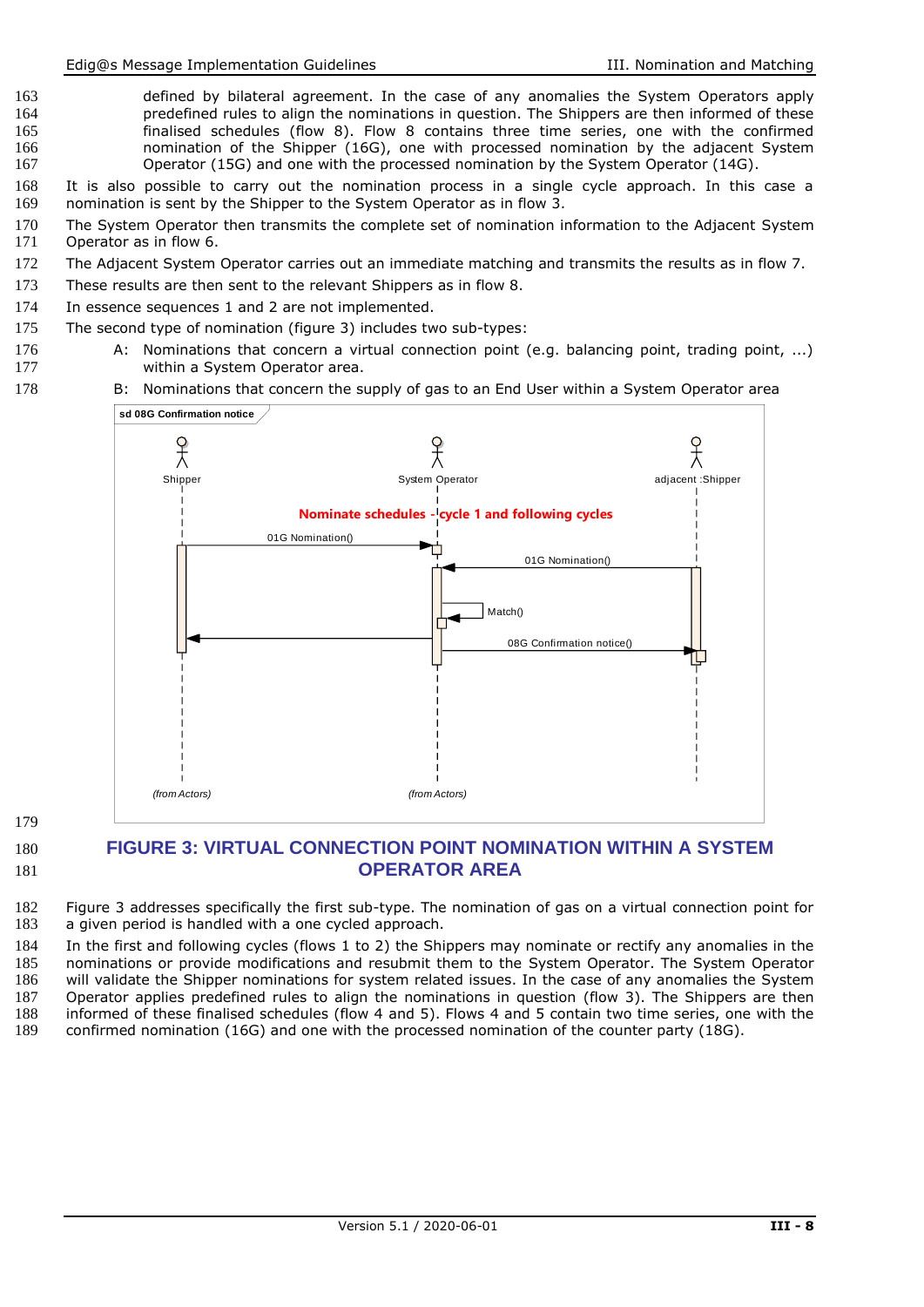defined by bilateral agreement. In the case of any anomalies the System Operators apply predefined rules to align the nominations in question. The Shippers are then informed of these finalised schedules (flow 8). Flow 8 contains three time series, one with the confirmed nomination of the Shipper (16G), one with processed nomination by the adjacent System Operator (15G) and one with the processed nomination by the System Operator (14G).

It is also possible to carry out the nomination process in a single cycle approach. In this case a nomination is sent by the Shipper to the System Operator as in flow 3.

The System Operator then transmits the complete set of nomination information to the Adjacent System Operator as in flow 6.

The Adjacent System Operator carries out an immediate matching and transmits the results as in flow 7.

These results are then sent to the relevant Shippers as in flow 8.

In essence sequences 1 and 2 are not implemented.

The second type of nomination (figure 3) includes two sub-types:

- A: Nominations that concern a virtual connection point (e.g. balancing point, trading point, ...) within a System Operator area.
- B: Nominations that concern the supply of gas to an End User within a System Operator area

sd 08G Confirmation notice

Shipper — System Operator — adjacent :Shipper

Nominate schedules - cycle 1 and following cycles

01G Nomination()

01G Nomination()

Match()

08G Confirmation notice()

(from Actors) (from Actors)

## FIGURE 3: VIRTUAL CONNECTION POINT NOMINATION WITHIN A SYSTEM OPERATOR AREA

Figure 3 addresses specifically the first sub-type. The nomination of gas on a virtual connection point for a given period is handled with a one cycled approach.

In the first and following cycles (flows 1 to 2) the Shippers may nominate or rectify any anomalies in the nominations or provide modifications and resubmit them to the System Operator. The System Operator will validate the Shipper nominations for system related issues. In the case of any anomalies the System Operator applies predefined rules to align the nominations in question (flow 3). The Shippers are then informed of these finalised schedules (flow 4 and 5). Flows 4 and 5 contain two time series, one with the confirmed nomination (16G) and one with the processed nomination of the counter party (18G).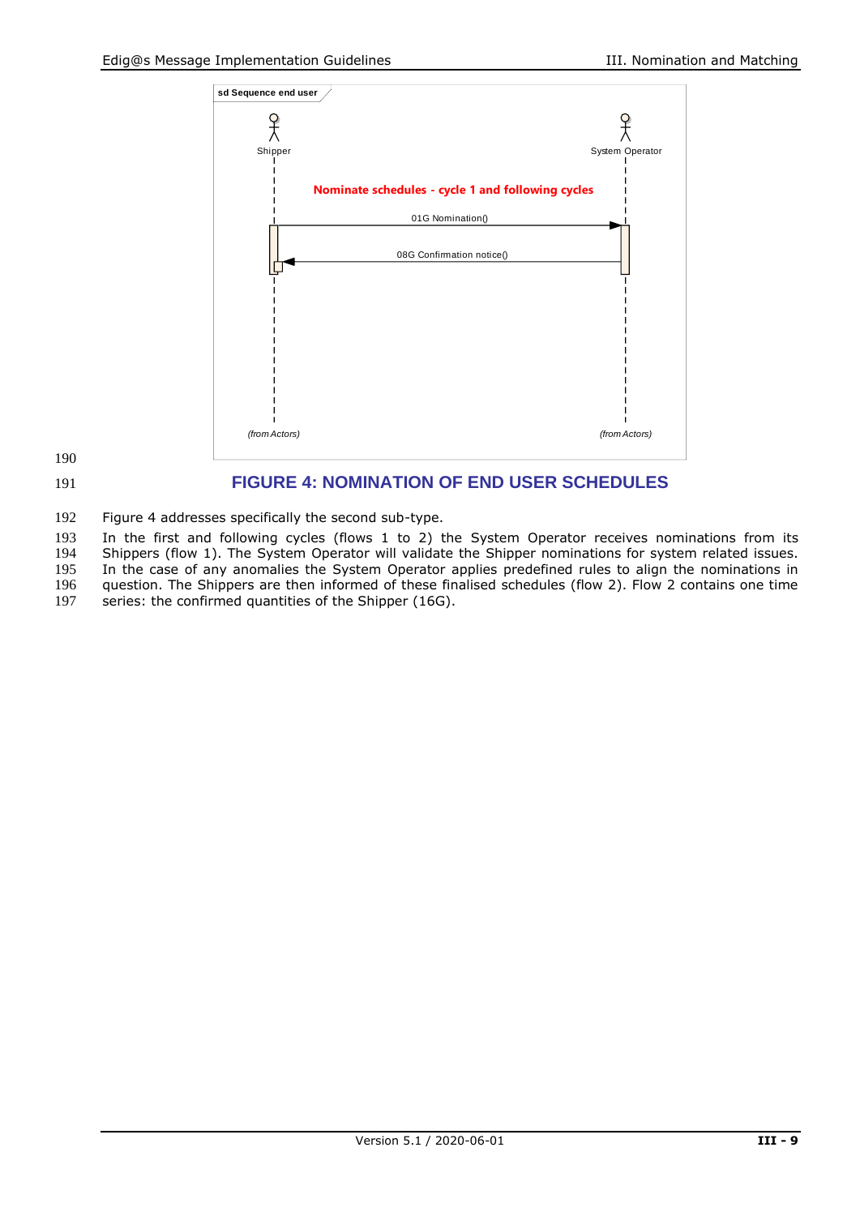**FIGURE 4: NOMINATION OF END USER SCHEDULES**

Figure 4 addresses specifically the second sub-type.

In the first and following cycles (flows 1 to 2) the System Operator receives nominations from its Shippers (flow 1). The System Operator will validate the Shipper nominations for system related issues. In the case of any anomalies the System Operator applies predefined rules to align the nominations in question. The Shippers are then informed of these finalised schedules (flow 2). Flow 2 contains one time series: the confirmed quantities of the Shipper (16G).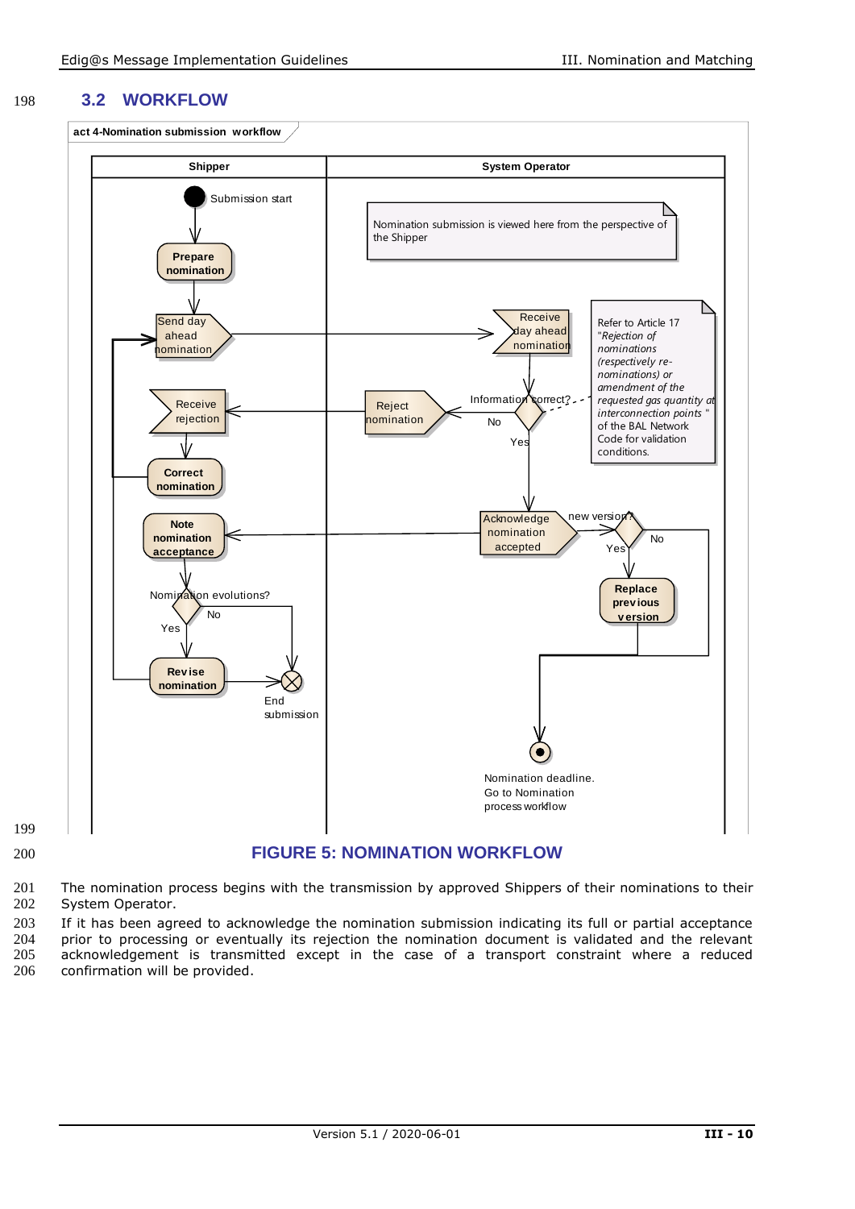## 3.2 WORKFLOW

act 4-Nomination submission workflow

| Shipper | System Operator |
| --- | --- |

Submission start

Prepare nomination

Send day ahead nomination

Receive rejection

Correct nomination

Note nomination acceptance

Nomination evolutions?

No

Yes

Revise nomination

End submission

Nomination submission is viewed here from the perspective of the Shipper

Receive day ahead nomination

Refer to Article 17 "*Rejection of nominations (respectively re-nominations) or amendment of the requested gas quantity at interconnection points* " of the BAL Network Code for validation conditions.

Reject nomination

Information correct?

No

Yes

Acknowledge nomination accepted

new version?

No

Yes

Replace previous version

Nomination deadline. Go to Nomination process workflow

**FIGURE 5: NOMINATION WORKFLOW**

The nomination process begins with the transmission by approved Shippers of their nominations to their System Operator.

If it has been agreed to acknowledge the nomination submission indicating its full or partial acceptance prior to processing or eventually its rejection the nomination document is validated and the relevant acknowledgement is transmitted except in the case of a transport constraint where a reduced confirmation will be provided.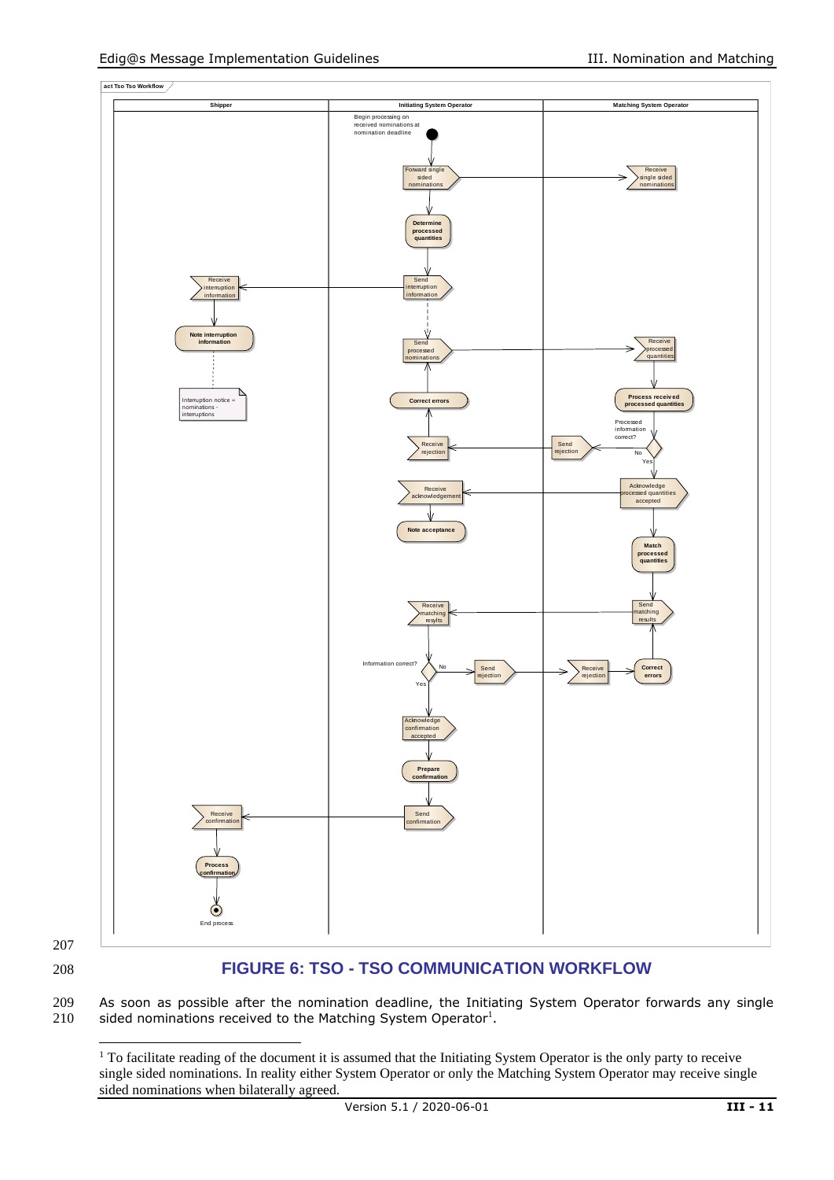**FIGURE 6: TSO - TSO COMMUNICATION WORKFLOW**

As soon as possible after the nomination deadline, the Initiating System Operator forwards any single sided nominations received to the Matching System Operator[1].

[1] To facilitate reading of the document it is assumed that the Initiating System Operator is the only party to receive single sided nominations. In reality either System Operator or only the Matching System Operator may receive single sided nominations when bilaterally agreed.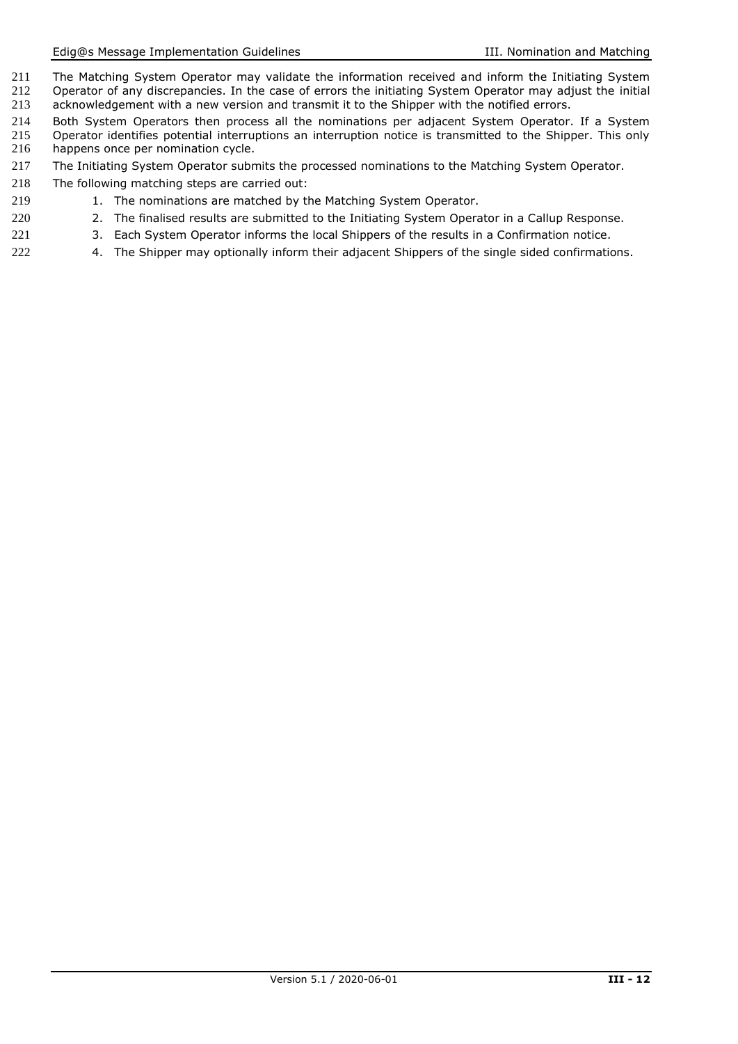The Matching System Operator may validate the information received and inform the Initiating System Operator of any discrepancies. In the case of errors the initiating System Operator may adjust the initial acknowledgement with a new version and transmit it to the Shipper with the notified errors.

Both System Operators then process all the nominations per adjacent System Operator. If a System Operator identifies potential interruptions an interruption notice is transmitted to the Shipper. This only happens once per nomination cycle.

The Initiating System Operator submits the processed nominations to the Matching System Operator.

The following matching steps are carried out:

1. The nominations are matched by the Matching System Operator.
2. The finalised results are submitted to the Initiating System Operator in a Callup Response.
3. Each System Operator informs the local Shippers of the results in a Confirmation notice.
4. The Shipper may optionally inform their adjacent Shippers of the single sided confirmations.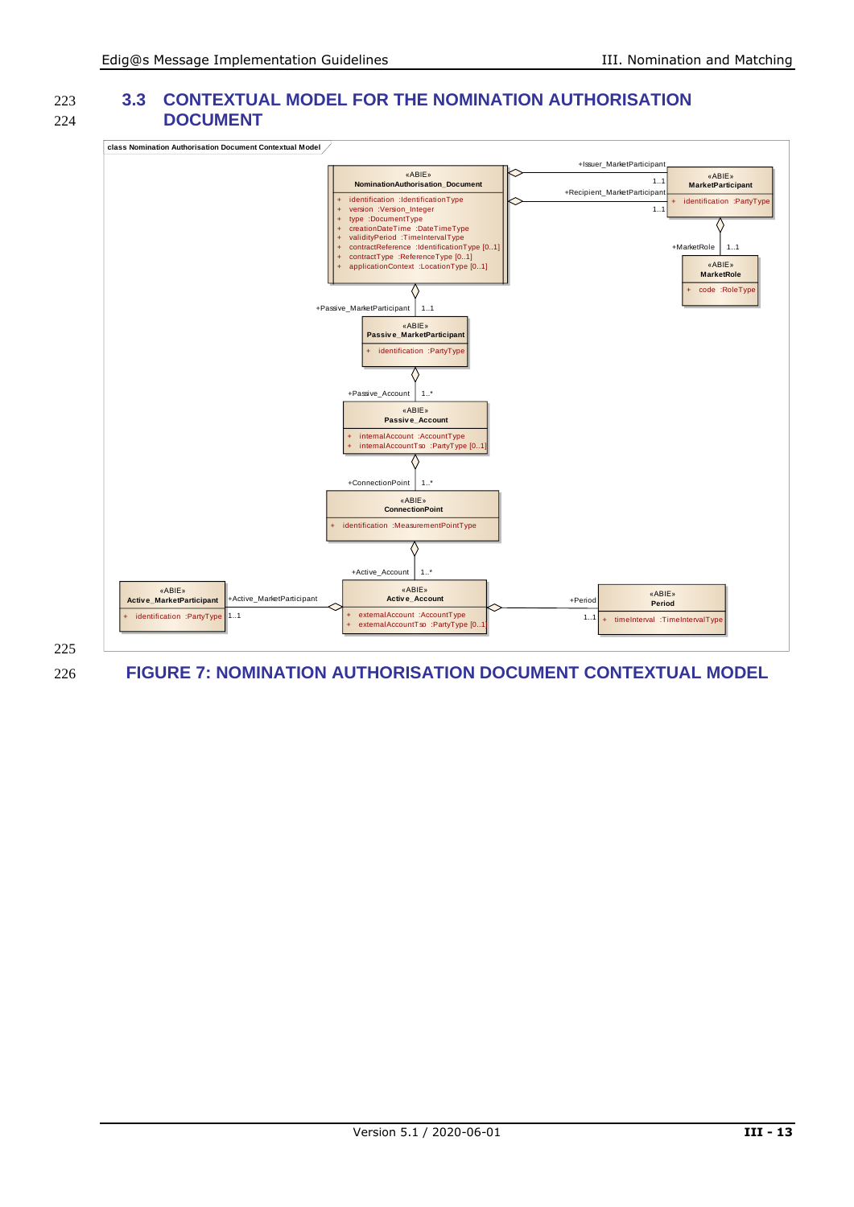## 3.3 CONTEXTUAL MODEL FOR THE NOMINATION AUTHORISATION DOCUMENT

class Nomination Authorisation Document Contextual Model

«ABIE»
**NominationAuthorisation_Document**

- + identification :IdentificationType
- + version :Version_Integer
- + type :DocumentType
- + creationDateTime :DateTimeType
- + validityPeriod :TimeIntervalType
- + contractReference :IdentificationType [0..1]
- + contractType :ReferenceType [0..1]
- + applicationContext :LocationType [0..1]

+Issuer_MarketParticipant 1..1

+Recipient_MarketParticipant 1..1

«ABIE»
**MarketParticipant**

- + identification :PartyType

+MarketRole 1..1

«ABIE»
**MarketRole**

- + code :RoleType

+Passive_MarketParticipant 1..1

«ABIE»
**Passive_MarketParticipant**

- + identification :PartyType

+Passive_Account 1..*

«ABIE»
**Passive_Account**

- + internalAccount :AccountType
- + internalAccountTso :PartyType [0..1]

+ConnectionPoint 1..*

«ABIE»
**ConnectionPoint**

- + identification :MeasurementPointType

+Active_Account 1..*

«ABIE»
**Active_Account**

- + externalAccount :AccountType
- + externalAccountTso :PartyType [0..1]

+Active_MarketParticipant 1..1

«ABIE»
**Active_MarketParticipant**

- + identification :PartyType

+Period 1..1

«ABIE»
**Period**

- + timeInterval :TimeIntervalType

**FIGURE 7: NOMINATION AUTHORISATION DOCUMENT CONTEXTUAL MODEL**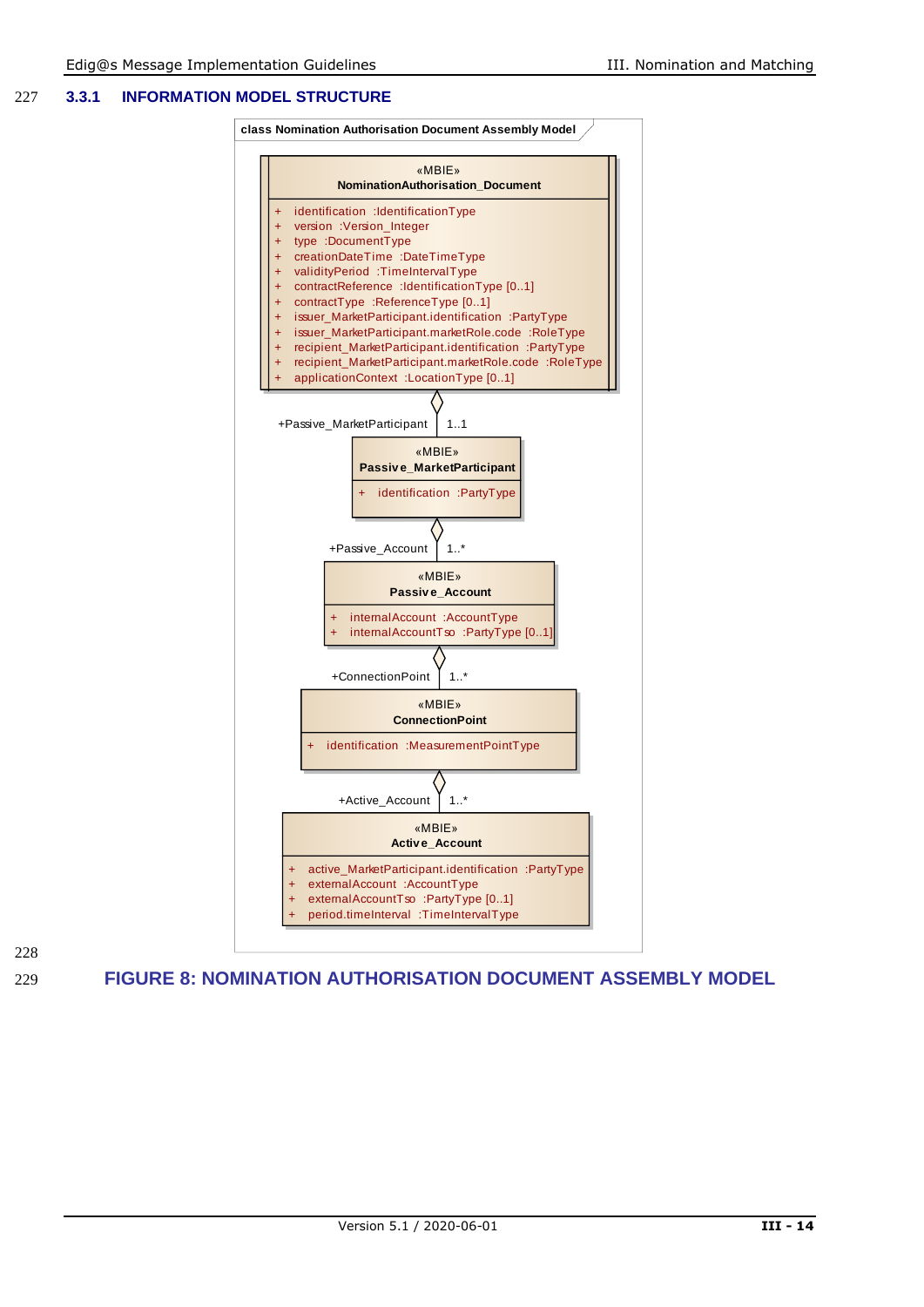### 3.3.1 INFORMATION MODEL STRUCTURE

class Nomination Authorisation Document Assembly Model

«MBIE»
**NominationAuthorisation_Document**

- + identification :IdentificationType
- + version :Version_Integer
- + type :DocumentType
- + creationDateTime :DateTimeType
- + validityPeriod :TimeIntervalType
- + contractReference :IdentificationType [0..1]
- + contractType :ReferenceType [0..1]
- + issuer_MarketParticipant.identification :PartyType
- + issuer_MarketParticipant.marketRole.code :RoleType
- + recipient_MarketParticipant.identification :PartyType
- + recipient_MarketParticipant.marketRole.code :RoleType
- + applicationContext :LocationType [0..1]

+Passive_MarketParticipant 1..1

«MBIE»
**Passive_MarketParticipant**

- + identification :PartyType

+Passive_Account 1..*

«MBIE»
**Passive_Account**

- + internalAccount :AccountType
- + internalAccountTso :PartyType [0..1]

+ConnectionPoint 1..*

«MBIE»
**ConnectionPoint**

- + identification :MeasurementPointType

+Active_Account 1..*

«MBIE»
**Active_Account**

- + active_MarketParticipant.identification :PartyType
- + externalAccount :AccountType
- + externalAccountTso :PartyType [0..1]
- + period.timeInterval :TimeIntervalType

**FIGURE 8: NOMINATION AUTHORISATION DOCUMENT ASSEMBLY MODEL**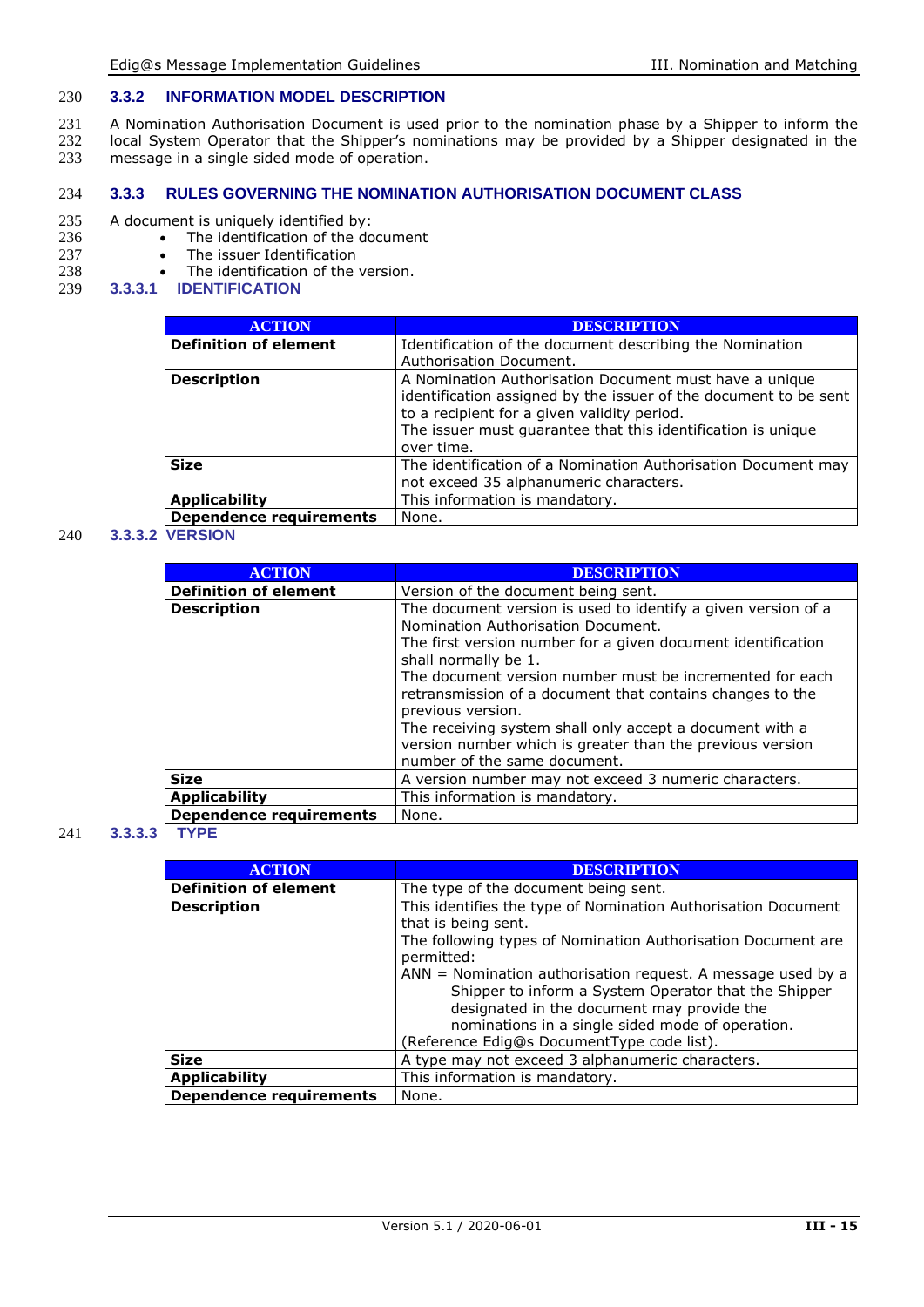### 3.3.2 INFORMATION MODEL DESCRIPTION

A Nomination Authorisation Document is used prior to the nomination phase by a Shipper to inform the local System Operator that the Shipper's nominations may be provided by a Shipper designated in the message in a single sided mode of operation.

### 3.3.3 RULES GOVERNING THE NOMINATION AUTHORISATION DOCUMENT CLASS

A document is uniquely identified by:

- The identification of the document
- The issuer Identification
- The identification of the version.

#### 3.3.3.1 IDENTIFICATION

| ACTION | DESCRIPTION |
|---|---|
| **Definition of element** | Identification of the document describing the Nomination Authorisation Document. |
| **Description** | A Nomination Authorisation Document must have a unique identification assigned by the issuer of the document to be sent to a recipient for a given validity period.<br>The issuer must guarantee that this identification is unique over time. |
| **Size** | The identification of a Nomination Authorisation Document may not exceed 35 alphanumeric characters. |
| **Applicability** | This information is mandatory. |
| **Dependence requirements** | None. |

#### 3.3.3.2 VERSION

| ACTION | DESCRIPTION |
|---|---|
| **Definition of element** | Version of the document being sent. |
| **Description** | The document version is used to identify a given version of a Nomination Authorisation Document.<br>The first version number for a given document identification shall normally be 1.<br>The document version number must be incremented for each retransmission of a document that contains changes to the previous version.<br>The receiving system shall only accept a document with a version number which is greater than the previous version number of the same document. |
| **Size** | A version number may not exceed 3 numeric characters. |
| **Applicability** | This information is mandatory. |
| **Dependence requirements** | None. |

#### 3.3.3.3 TYPE

| ACTION | DESCRIPTION |
|---|---|
| **Definition of element** | The type of the document being sent. |
| **Description** | This identifies the type of Nomination Authorisation Document that is being sent.<br>The following types of Nomination Authorisation Document are permitted:<br>ANN = Nomination authorisation request. A message used by a Shipper to inform a System Operator that the Shipper designated in the document may provide the nominations in a single sided mode of operation.<br>(Reference Edig@s DocumentType code list). |
| **Size** | A type may not exceed 3 alphanumeric characters. |
| **Applicability** | This information is mandatory. |
| **Dependence requirements** | None. |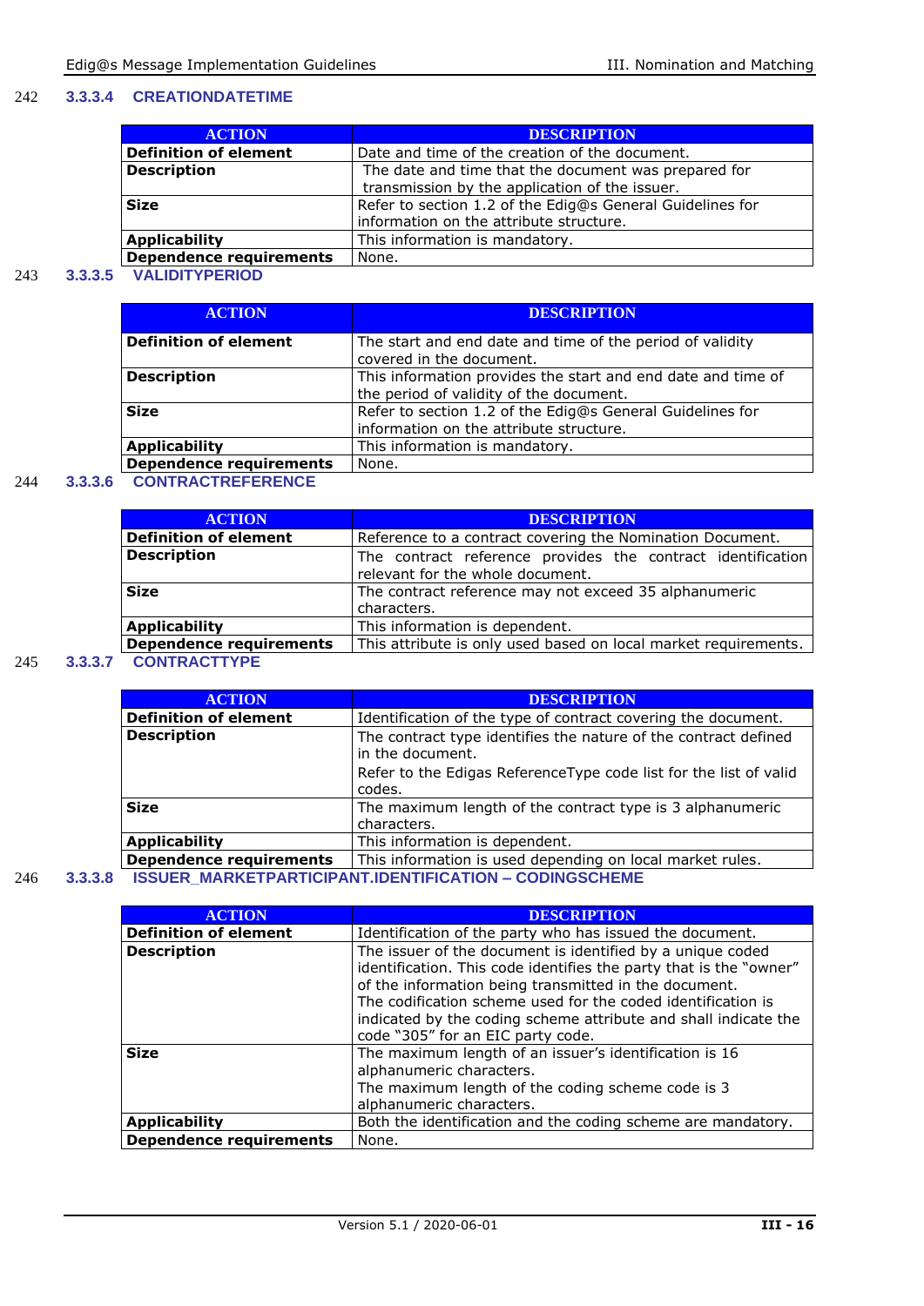#### 3.3.3.4 CREATIONDATETIME

| ACTION | DESCRIPTION |
|---|---|
| **Definition of element** | Date and time of the creation of the document. |
| **Description** | The date and time that the document was prepared for transmission by the application of the issuer. |
| **Size** | Refer to section 1.2 of the Edig@s General Guidelines for information on the attribute structure. |
| **Applicability** | This information is mandatory. |
| **Dependence requirements** | None. |

#### 3.3.3.5 VALIDITYPERIOD

| ACTION | DESCRIPTION |
|---|---|
| **Definition of element** | The start and end date and time of the period of validity covered in the document. |
| **Description** | This information provides the start and end date and time of the period of validity of the document. |
| **Size** | Refer to section 1.2 of the Edig@s General Guidelines for information on the attribute structure. |
| **Applicability** | This information is mandatory. |
| **Dependence requirements** | None. |

#### 3.3.3.6 CONTRACTREFERENCE

| ACTION | DESCRIPTION |
|---|---|
| **Definition of element** | Reference to a contract covering the Nomination Document. |
| **Description** | The contract reference provides the contract identification relevant for the whole document. |
| **Size** | The contract reference may not exceed 35 alphanumeric characters. |
| **Applicability** | This information is dependent. |
| **Dependence requirements** | This attribute is only used based on local market requirements. |

#### 3.3.3.7 CONTRACTTYPE

| ACTION | DESCRIPTION |
|---|---|
| **Definition of element** | Identification of the type of contract covering the document. |
| **Description** | The contract type identifies the nature of the contract defined in the document.<br>Refer to the Edigas ReferenceType code list for the list of valid codes. |
| **Size** | The maximum length of the contract type is 3 alphanumeric characters. |
| **Applicability** | This information is dependent. |
| **Dependence requirements** | This information is used depending on local market rules. |

#### 3.3.3.8 ISSUER_MARKETPARTICIPANT.IDENTIFICATION – CODINGSCHEME

| ACTION | DESCRIPTION |
|---|---|
| **Definition of element** | Identification of the party who has issued the document. |
| **Description** | The issuer of the document is identified by a unique coded identification. This code identifies the party that is the "owner" of the information being transmitted in the document.<br>The codification scheme used for the coded identification is indicated by the coding scheme attribute and shall indicate the code "305" for an EIC party code. |
| **Size** | The maximum length of an issuer's identification is 16 alphanumeric characters.<br>The maximum length of the coding scheme code is 3 alphanumeric characters. |
| **Applicability** | Both the identification and the coding scheme are mandatory. |
| **Dependence requirements** | None. |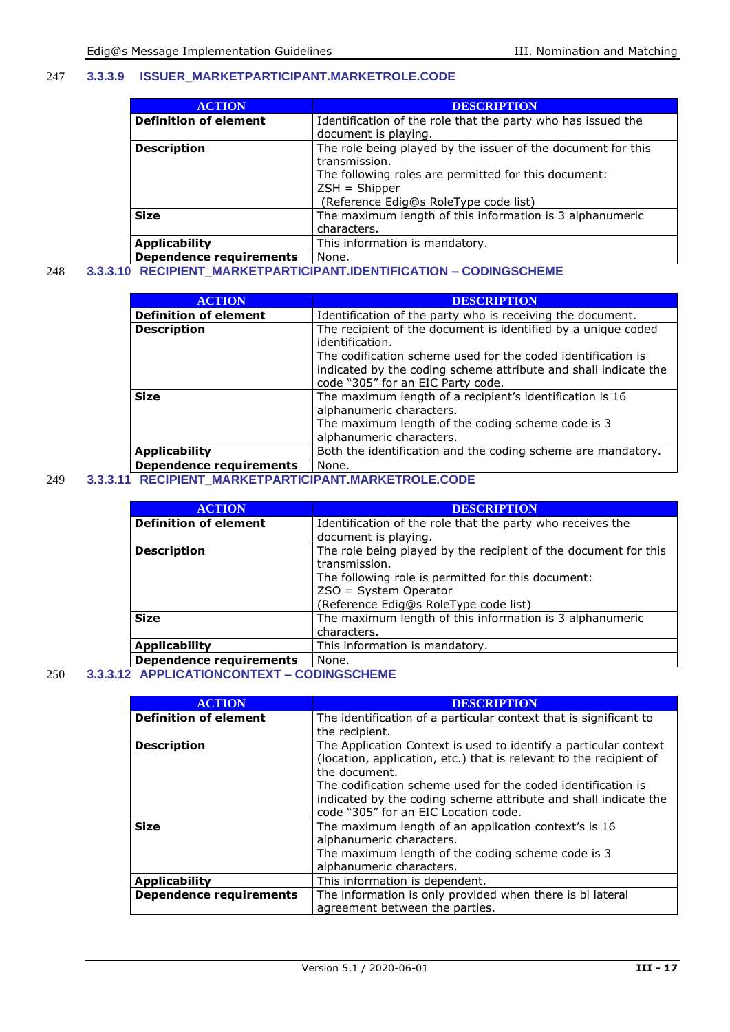#### 3.3.3.9 ISSUER_MARKETPARTICIPANT.MARKETROLE.CODE

| ACTION | DESCRIPTION |
| --- | --- |
| **Definition of element** | Identification of the role that the party who has issued the document is playing. |
| **Description** | The role being played by the issuer of the document for this transmission.<br>The following roles are permitted for this document:<br>ZSH = Shipper<br>(Reference Edig@s RoleType code list) |
| **Size** | The maximum length of this information is 3 alphanumeric characters. |
| **Applicability** | This information is mandatory. |
| **Dependence requirements** | None. |

#### 3.3.3.10 RECIPIENT_MARKETPARTICIPANT.IDENTIFICATION – CODINGSCHEME

| ACTION | DESCRIPTION |
| --- | --- |
| **Definition of element** | Identification of the party who is receiving the document. |
| **Description** | The recipient of the document is identified by a unique coded identification.<br>The codification scheme used for the coded identification is indicated by the coding scheme attribute and shall indicate the code "305" for an EIC Party code. |
| **Size** | The maximum length of a recipient's identification is 16 alphanumeric characters.<br>The maximum length of the coding scheme code is 3 alphanumeric characters. |
| **Applicability** | Both the identification and the coding scheme are mandatory. |
| **Dependence requirements** | None. |

#### 3.3.3.11 RECIPIENT_MARKETPARTICIPANT.MARKETROLE.CODE

| ACTION | DESCRIPTION |
| --- | --- |
| **Definition of element** | Identification of the role that the party who receives the document is playing. |
| **Description** | The role being played by the recipient of the document for this transmission.<br>The following role is permitted for this document:<br>ZSO = System Operator<br>(Reference Edig@s RoleType code list) |
| **Size** | The maximum length of this information is 3 alphanumeric characters. |
| **Applicability** | This information is mandatory. |
| **Dependence requirements** | None. |

#### 3.3.3.12 APPLICATIONCONTEXT – CODINGSCHEME

| ACTION | DESCRIPTION |
| --- | --- |
| **Definition of element** | The identification of a particular context that is significant to the recipient. |
| **Description** | The Application Context is used to identify a particular context (location, application, etc.) that is relevant to the recipient of the document.<br>The codification scheme used for the coded identification is indicated by the coding scheme attribute and shall indicate the code "305" for an EIC Location code. |
| **Size** | The maximum length of an application context's is 16 alphanumeric characters.<br>The maximum length of the coding scheme code is 3 alphanumeric characters. |
| **Applicability** | This information is dependent. |
| **Dependence requirements** | The information is only provided when there is bi lateral agreement between the parties. |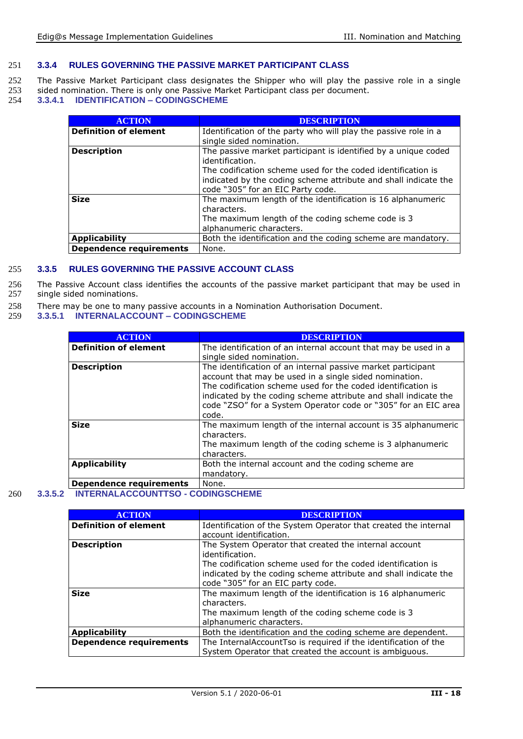### 3.3.4 RULES GOVERNING THE PASSIVE MARKET PARTICIPANT CLASS

The Passive Market Participant class designates the Shipper who will play the passive role in a single sided nomination. There is only one Passive Market Participant class per document.

#### 3.3.4.1 IDENTIFICATION – CODINGSCHEME

| ACTION | DESCRIPTION |
|---|---|
| **Definition of element** | Identification of the party who will play the passive role in a single sided nomination. |
| **Description** | The passive market participant is identified by a unique coded identification. The codification scheme used for the coded identification is indicated by the coding scheme attribute and shall indicate the code "305" for an EIC Party code. |
| **Size** | The maximum length of the identification is 16 alphanumeric characters. The maximum length of the coding scheme code is 3 alphanumeric characters. |
| **Applicability** | Both the identification and the coding scheme are mandatory. |
| **Dependence requirements** | None. |

### 3.3.5 RULES GOVERNING THE PASSIVE ACCOUNT CLASS

The Passive Account class identifies the accounts of the passive market participant that may be used in single sided nominations.

There may be one to many passive accounts in a Nomination Authorisation Document.

#### 3.3.5.1 INTERNALACCOUNT – CODINGSCHEME

| ACTION | DESCRIPTION |
|---|---|
| **Definition of element** | The identification of an internal account that may be used in a single sided nomination. |
| **Description** | The identification of an internal passive market participant account that may be used in a single sided nomination. The codification scheme used for the coded identification is indicated by the coding scheme attribute and shall indicate the code "ZSO" for a System Operator code or "305" for an EIC area code. |
| **Size** | The maximum length of the internal account is 35 alphanumeric characters. The maximum length of the coding scheme is 3 alphanumeric characters. |
| **Applicability** | Both the internal account and the coding scheme are mandatory. |
| **Dependence requirements** | None. |

#### 3.3.5.2 INTERNALACCOUNTTSO - CODINGSCHEME

| ACTION | DESCRIPTION |
|---|---|
| **Definition of element** | Identification of the System Operator that created the internal account identification. |
| **Description** | The System Operator that created the internal account identification. The codification scheme used for the coded identification is indicated by the coding scheme attribute and shall indicate the code "305" for an EIC party code. |
| **Size** | The maximum length of the identification is 16 alphanumeric characters. The maximum length of the coding scheme code is 3 alphanumeric characters. |
| **Applicability** | Both the identification and the coding scheme are dependent. |
| **Dependence requirements** | The InternalAccountTso is required if the identification of the System Operator that created the account is ambiguous. |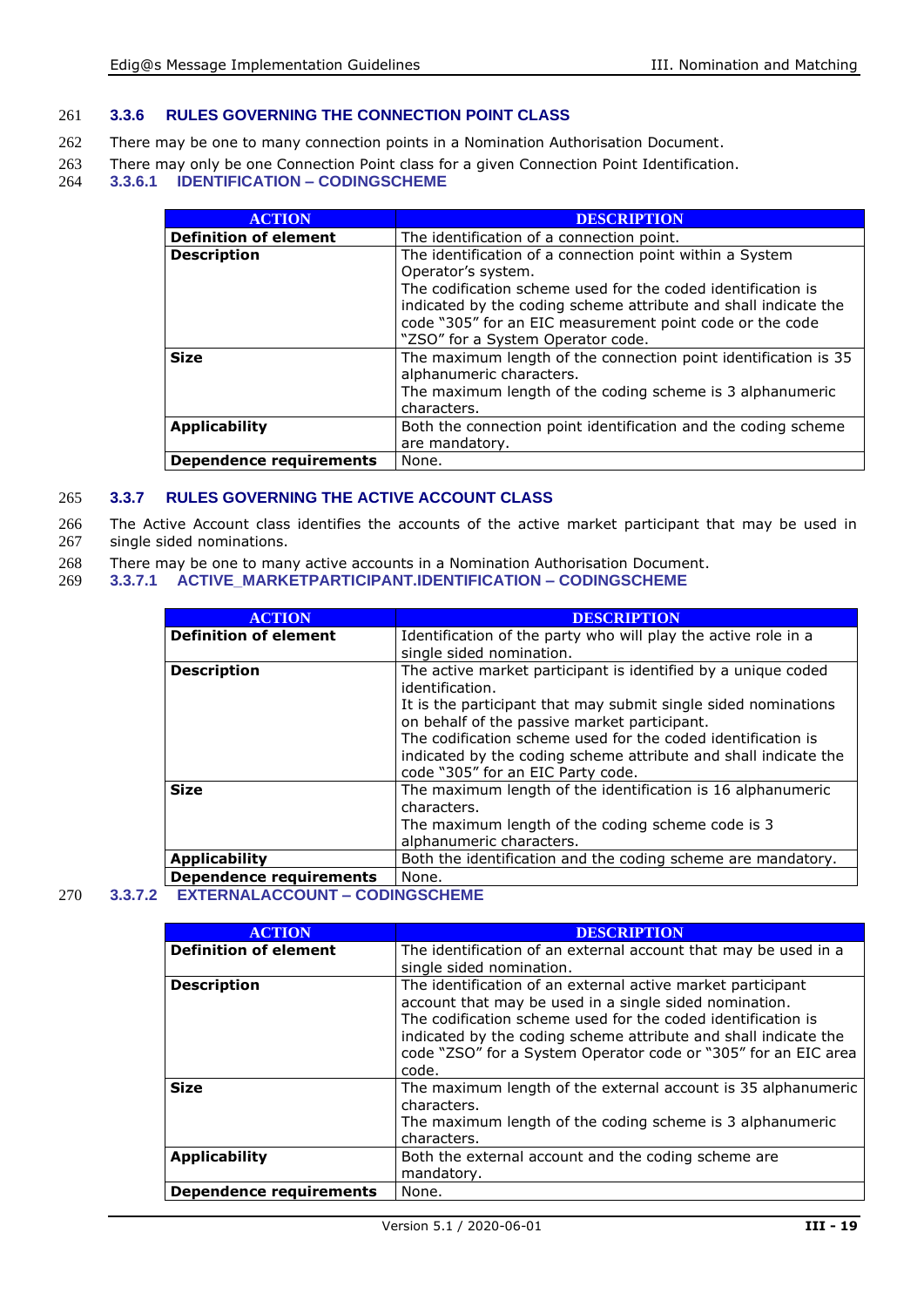### 3.3.6 RULES GOVERNING THE CONNECTION POINT CLASS

There may be one to many connection points in a Nomination Authorisation Document.

There may only be one Connection Point class for a given Connection Point Identification.

#### 3.3.6.1 IDENTIFICATION – CODINGSCHEME

| ACTION | DESCRIPTION |
|---|---|
| **Definition of element** | The identification of a connection point. |
| **Description** | The identification of a connection point within a System Operator's system. The codification scheme used for the coded identification is indicated by the coding scheme attribute and shall indicate the code "305" for an EIC measurement point code or the code "ZSO" for a System Operator code. |
| **Size** | The maximum length of the connection point identification is 35 alphanumeric characters. The maximum length of the coding scheme is 3 alphanumeric characters. |
| **Applicability** | Both the connection point identification and the coding scheme are mandatory. |
| **Dependence requirements** | None. |

### 3.3.7 RULES GOVERNING THE ACTIVE ACCOUNT CLASS

The Active Account class identifies the accounts of the active market participant that may be used in single sided nominations.

There may be one to many active accounts in a Nomination Authorisation Document.

#### 3.3.7.1 ACTIVE_MARKETPARTICIPANT.IDENTIFICATION – CODINGSCHEME

| ACTION | DESCRIPTION |
|---|---|
| **Definition of element** | Identification of the party who will play the active role in a single sided nomination. |
| **Description** | The active market participant is identified by a unique coded identification. It is the participant that may submit single sided nominations on behalf of the passive market participant. The codification scheme used for the coded identification is indicated by the coding scheme attribute and shall indicate the code "305" for an EIC Party code. |
| **Size** | The maximum length of the identification is 16 alphanumeric characters. The maximum length of the coding scheme code is 3 alphanumeric characters. |
| **Applicability** | Both the identification and the coding scheme are mandatory. |
| **Dependence requirements** | None. |

#### 3.3.7.2 EXTERNALACCOUNT – CODINGSCHEME

| ACTION | DESCRIPTION |
|---|---|
| **Definition of element** | The identification of an external account that may be used in a single sided nomination. |
| **Description** | The identification of an external active market participant account that may be used in a single sided nomination. The codification scheme used for the coded identification is indicated by the coding scheme attribute and shall indicate the code "ZSO" for a System Operator code or "305" for an EIC area code. |
| **Size** | The maximum length of the external account is 35 alphanumeric characters. The maximum length of the coding scheme is 3 alphanumeric characters. |
| **Applicability** | Both the external account and the coding scheme are mandatory. |
| **Dependence requirements** | None. |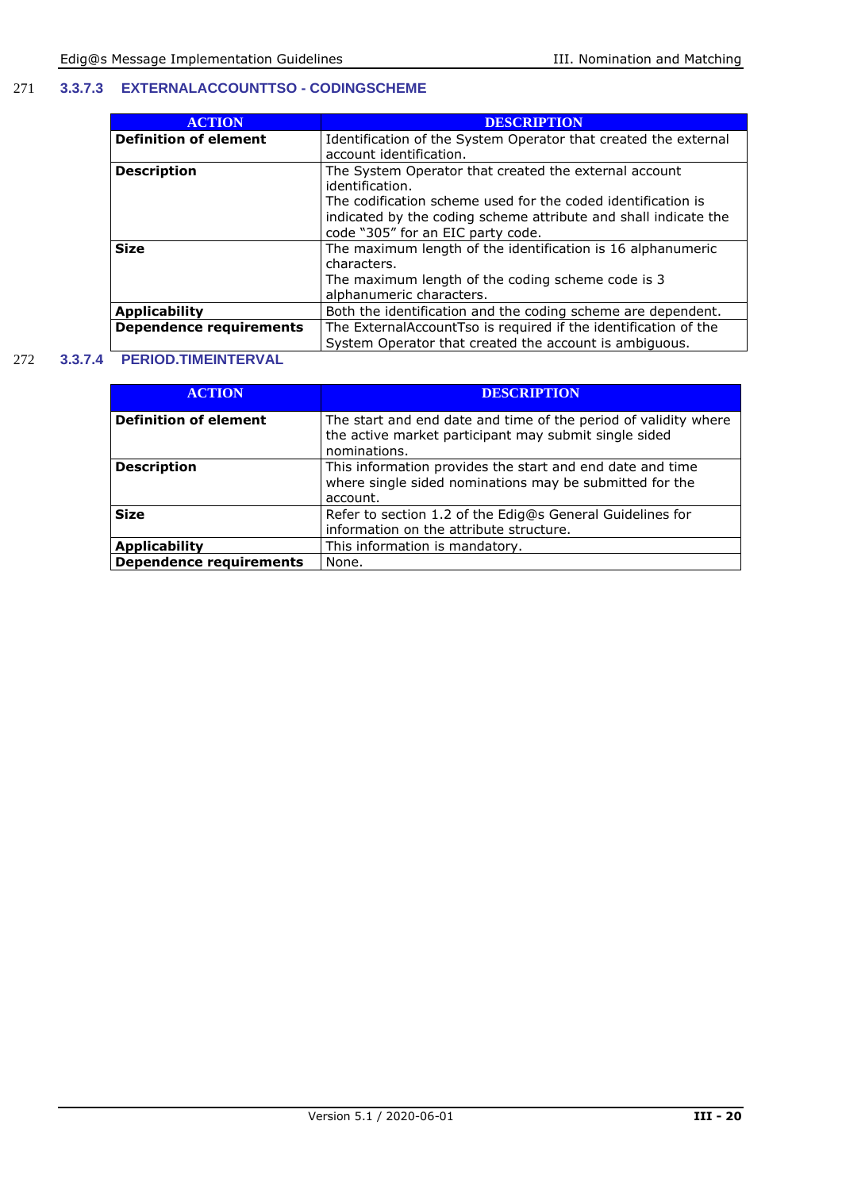### 3.3.7.3 EXTERNALACCOUNTTSO - CODINGSCHEME

| ACTION | DESCRIPTION |
|---|---|
| **Definition of element** | Identification of the System Operator that created the external account identification. |
| **Description** | The System Operator that created the external account identification.<br>The codification scheme used for the coded identification is indicated by the coding scheme attribute and shall indicate the code "305" for an EIC party code. |
| **Size** | The maximum length of the identification is 16 alphanumeric characters.<br>The maximum length of the coding scheme code is 3 alphanumeric characters. |
| **Applicability** | Both the identification and the coding scheme are dependent. |
| **Dependence requirements** | The ExternalAccountTso is required if the identification of the System Operator that created the account is ambiguous. |

### 3.3.7.4 PERIOD.TIMEINTERVAL

| ACTION | DESCRIPTION |
|---|---|
| **Definition of element** | The start and end date and time of the period of validity where the active market participant may submit single sided nominations. |
| **Description** | This information provides the start and end date and time where single sided nominations may be submitted for the account. |
| **Size** | Refer to section 1.2 of the Edig@s General Guidelines for information on the attribute structure. |
| **Applicability** | This information is mandatory. |
| **Dependence requirements** | None. |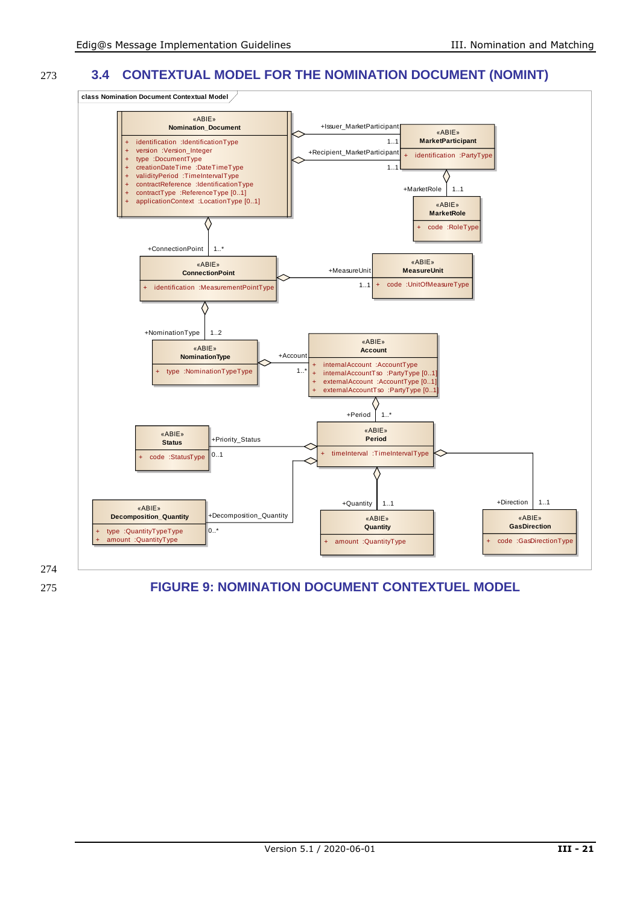## 3.4 CONTEXTUAL MODEL FOR THE NOMINATION DOCUMENT (NOMINT)

```
class Nomination Document Contextual Model

«ABIE» Nomination_Document
+ identification :IdentificationType
+ version :Version_Integer
+ type :DocumentType
+ creationDateTime :DateTimeType
+ validityPeriod :TimeIntervalType
+ contractReference :IdentificationType
+ contractType :ReferenceType [0..1]
+ applicationContext :LocationType [0..1]

«ABIE» MarketParticipant
+ identification :PartyType

«ABIE» MarketRole
+ code :RoleType

«ABIE» ConnectionPoint
+ identification :MeasurementPointType

«ABIE» MeasureUnit
+ code :UnitOfMeasureType

«ABIE» NominationType
+ type :NominationTypeType

«ABIE» Account
+ internalAccount :AccountType
+ internalAccountTso :PartyType [0..1]
+ externalAccount :AccountType [0..1]
+ externalAccountTso :PartyType [0..1]

«ABIE» Status
+ code :StatusType

«ABIE» Period
+ timeInterval :TimeIntervalType

«ABIE» Decomposition_Quantity
+ type :QuantityTypeType
+ amount :QuantityType

«ABIE» Quantity
+ amount :QuantityType

«ABIE» GasDirection
+ code :GasDirectionType

Associations:
Nomination_Document -> +Issuer_MarketParticipant 1..1 MarketParticipant
Nomination_Document -> +Recipient_MarketParticipant 1..1 MarketParticipant
MarketParticipant -> +MarketRole 1..1 MarketRole
Nomination_Document -> +ConnectionPoint 1..* ConnectionPoint
ConnectionPoint -> +MeasureUnit 1..1 MeasureUnit
ConnectionPoint -> +NominationType 1..2 NominationType
NominationType -> +Account 1..* Account
Account -> +Period 1..* Period
Period -> +Priority_Status 0..1 Status
Period -> +Decomposition_Quantity 0..* Decomposition_Quantity
Period -> +Quantity 1..1 Quantity
Period -> +Direction 1..1 GasDirection
```

FIGURE 9: NOMINATION DOCUMENT CONTEXTUEL MODEL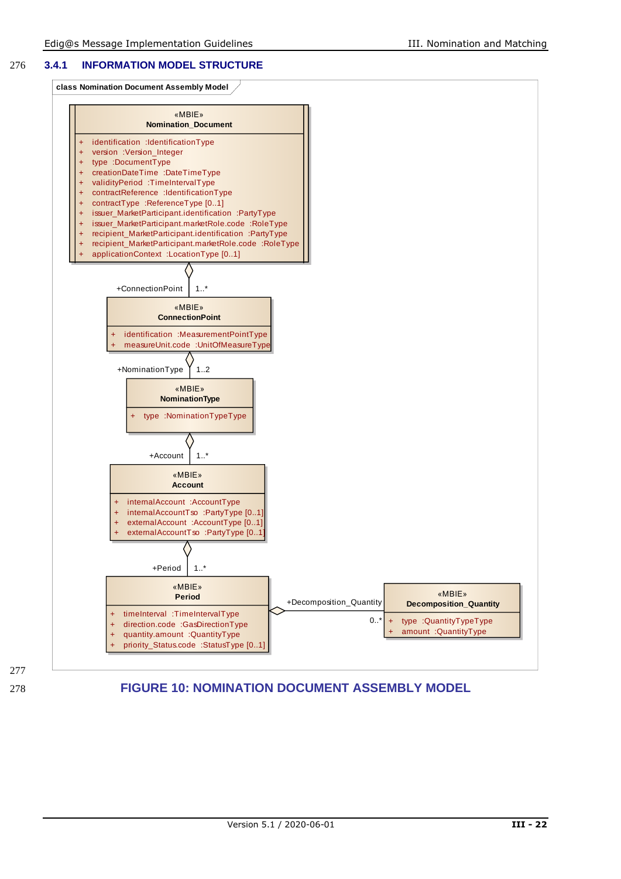### 3.4.1 INFORMATION MODEL STRUCTURE

class Nomination Document Assembly Model

«MBIE» **Nomination_Document**
- + identification :IdentificationType
- + version :Version_Integer
- + type :DocumentType
- + creationDateTime :DateTimeType
- + validityPeriod :TimeIntervalType
- + contractReference :IdentificationType
- + contractType :ReferenceType [0..1]
- + issuer_MarketParticipant.identification :PartyType
- + issuer_MarketParticipant.marketRole.code :RoleType
- + recipient_MarketParticipant.identification :PartyType
- + recipient_MarketParticipant.marketRole.code :RoleType
- + applicationContext :LocationType [0..1]

+ConnectionPoint 1..*

«MBIE» **ConnectionPoint**
- + identification :MeasurementPointType
- + measureUnit.code :UnitOfMeasureType

+NominationType 1..2

«MBIE» **NominationType**
- + type :NominationTypeType

+Account 1..*

«MBIE» **Account**
- + internalAccount :AccountType
- + internalAccountTso :PartyType [0..1]
- + externalAccount :AccountType [0..1]
- + externalAccountTso :PartyType [0..1]

+Period 1..*

«MBIE» **Period**
- + timeInterval :TimeIntervalType
- + direction.code :GasDirectionType
- + quantity.amount :QuantityType
- + priority_Status.code :StatusType [0..1]

+Decomposition_Quantity 0..*

«MBIE» **Decomposition_Quantity**
- + type :QuantityTypeType
- + amount :QuantityType

FIGURE 10: NOMINATION DOCUMENT ASSEMBLY MODEL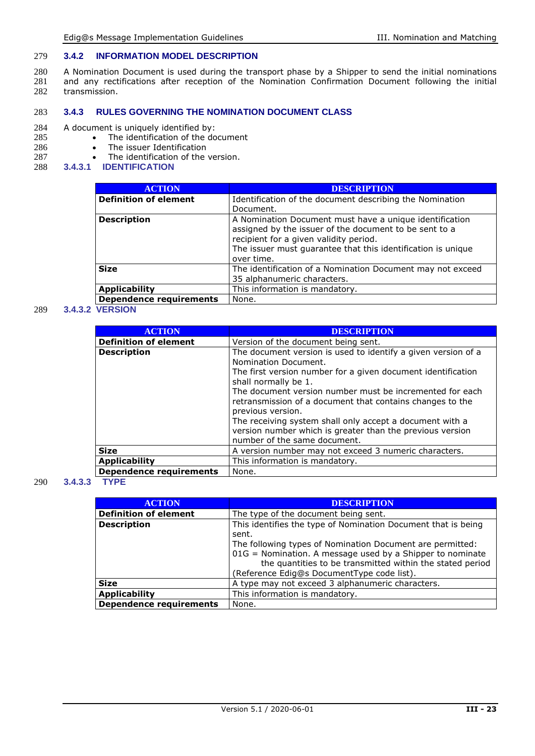### 3.4.2 INFORMATION MODEL DESCRIPTION

A Nomination Document is used during the transport phase by a Shipper to send the initial nominations and any rectifications after reception of the Nomination Confirmation Document following the initial transmission.

### 3.4.3 RULES GOVERNING THE NOMINATION DOCUMENT CLASS

A document is uniquely identified by:

- The identification of the document
- The issuer Identification
- The identification of the version.

#### 3.4.3.1 IDENTIFICATION

| ACTION | DESCRIPTION |
|---|---|
| **Definition of element** | Identification of the document describing the Nomination Document. |
| **Description** | A Nomination Document must have a unique identification assigned by the issuer of the document to be sent to a recipient for a given validity period.<br>The issuer must guarantee that this identification is unique over time. |
| **Size** | The identification of a Nomination Document may not exceed 35 alphanumeric characters. |
| **Applicability** | This information is mandatory. |
| **Dependence requirements** | None. |

#### 3.4.3.2 VERSION

| ACTION | DESCRIPTION |
|---|---|
| **Definition of element** | Version of the document being sent. |
| **Description** | The document version is used to identify a given version of a Nomination Document.<br>The first version number for a given document identification shall normally be 1.<br>The document version number must be incremented for each retransmission of a document that contains changes to the previous version.<br>The receiving system shall only accept a document with a version number which is greater than the previous version number of the same document. |
| **Size** | A version number may not exceed 3 numeric characters. |
| **Applicability** | This information is mandatory. |
| **Dependence requirements** | None. |

#### 3.4.3.3 TYPE

| ACTION | DESCRIPTION |
|---|---|
| **Definition of element** | The type of the document being sent. |
| **Description** | This identifies the type of Nomination Document that is being sent.<br>The following types of Nomination Document are permitted:<br>01G = Nomination. A message used by a Shipper to nominate the quantities to be transmitted within the stated period<br>(Reference Edig@s DocumentType code list). |
| **Size** | A type may not exceed 3 alphanumeric characters. |
| **Applicability** | This information is mandatory. |
| **Dependence requirements** | None. |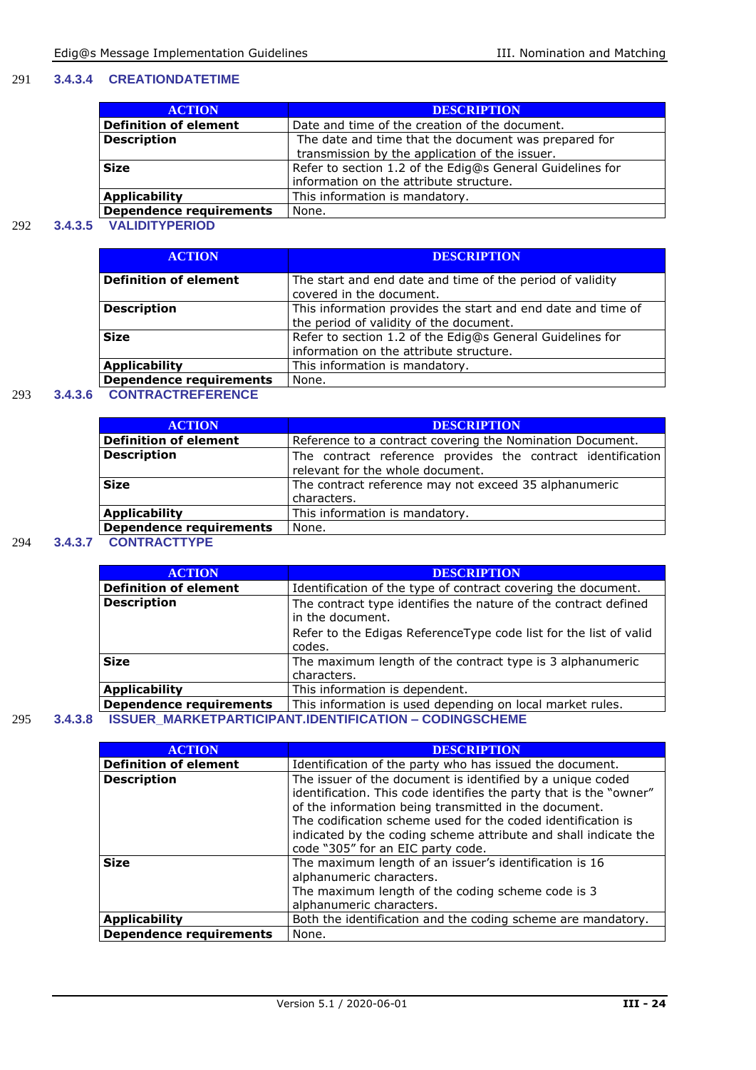291 #### 3.4.3.4 CREATIONDATETIME

| ACTION | DESCRIPTION |
|---|---|
| **Definition of element** | Date and time of the creation of the document. |
| **Description** | The date and time that the document was prepared for transmission by the application of the issuer. |
| **Size** | Refer to section 1.2 of the Edig@s General Guidelines for information on the attribute structure. |
| **Applicability** | This information is mandatory. |
| **Dependence requirements** | None. |

292 #### 3.4.3.5 VALIDITYPERIOD

| ACTION | DESCRIPTION |
|---|---|
| **Definition of element** | The start and end date and time of the period of validity covered in the document. |
| **Description** | This information provides the start and end date and time of the period of validity of the document. |
| **Size** | Refer to section 1.2 of the Edig@s General Guidelines for information on the attribute structure. |
| **Applicability** | This information is mandatory. |
| **Dependence requirements** | None. |

293 #### 3.4.3.6 CONTRACTREFERENCE

| ACTION | DESCRIPTION |
|---|---|
| **Definition of element** | Reference to a contract covering the Nomination Document. |
| **Description** | The contract reference provides the contract identification relevant for the whole document. |
| **Size** | The contract reference may not exceed 35 alphanumeric characters. |
| **Applicability** | This information is mandatory. |
| **Dependence requirements** | None. |

294 #### 3.4.3.7 CONTRACTTYPE

| ACTION | DESCRIPTION |
|---|---|
| **Definition of element** | Identification of the type of contract covering the document. |
| **Description** | The contract type identifies the nature of the contract defined in the document.<br>Refer to the Edigas ReferenceType code list for the list of valid codes. |
| **Size** | The maximum length of the contract type is 3 alphanumeric characters. |
| **Applicability** | This information is dependent. |
| **Dependence requirements** | This information is used depending on local market rules. |

295 #### 3.4.3.8 ISSUER_MARKETPARTICIPANT.IDENTIFICATION – CODINGSCHEME

| ACTION | DESCRIPTION |
|---|---|
| **Definition of element** | Identification of the party who has issued the document. |
| **Description** | The issuer of the document is identified by a unique coded identification. This code identifies the party that is the "owner" of the information being transmitted in the document.<br>The codification scheme used for the coded identification is indicated by the coding scheme attribute and shall indicate the code "305" for an EIC party code. |
| **Size** | The maximum length of an issuer's identification is 16 alphanumeric characters.<br>The maximum length of the coding scheme code is 3 alphanumeric characters. |
| **Applicability** | Both the identification and the coding scheme are mandatory. |
| **Dependence requirements** | None. |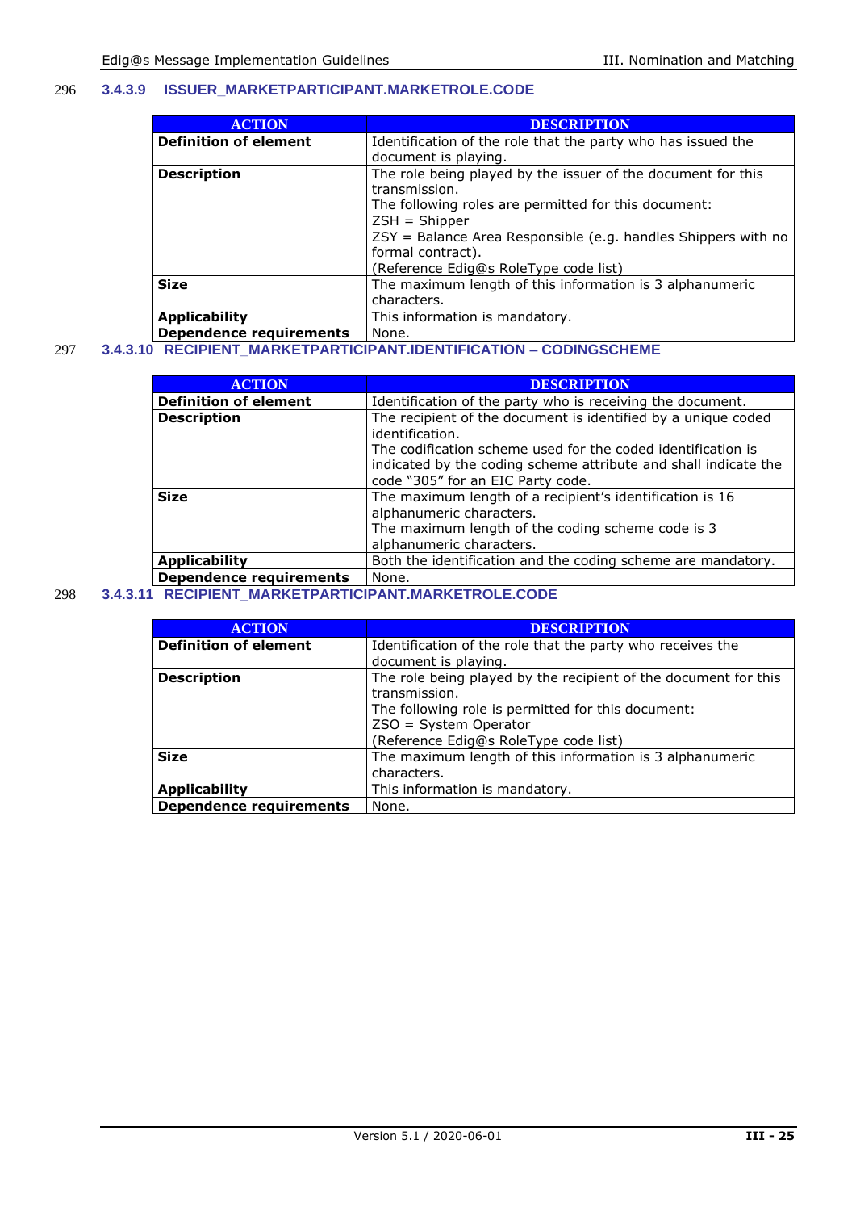### 3.4.3.9 ISSUER_MARKETPARTICIPANT.MARKETROLE.CODE

| ACTION | DESCRIPTION |
|---|---|
| **Definition of element** | Identification of the role that the party who has issued the document is playing. |
| **Description** | The role being played by the issuer of the document for this transmission.<br>The following roles are permitted for this document:<br>ZSH = Shipper<br>ZSY = Balance Area Responsible (e.g. handles Shippers with no formal contract).<br>(Reference Edig@s RoleType code list) |
| **Size** | The maximum length of this information is 3 alphanumeric characters. |
| **Applicability** | This information is mandatory. |
| **Dependence requirements** | None. |

### 3.4.3.10 RECIPIENT_MARKETPARTICIPANT.IDENTIFICATION – CODINGSCHEME

| ACTION | DESCRIPTION |
|---|---|
| **Definition of element** | Identification of the party who is receiving the document. |
| **Description** | The recipient of the document is identified by a unique coded identification.<br>The codification scheme used for the coded identification is indicated by the coding scheme attribute and shall indicate the code "305" for an EIC Party code. |
| **Size** | The maximum length of a recipient's identification is 16 alphanumeric characters.<br>The maximum length of the coding scheme code is 3 alphanumeric characters. |
| **Applicability** | Both the identification and the coding scheme are mandatory. |
| **Dependence requirements** | None. |

### 3.4.3.11 RECIPIENT_MARKETPARTICIPANT.MARKETROLE.CODE

| ACTION | DESCRIPTION |
|---|---|
| **Definition of element** | Identification of the role that the party who receives the document is playing. |
| **Description** | The role being played by the recipient of the document for this transmission.<br>The following role is permitted for this document:<br>ZSO = System Operator<br>(Reference Edig@s RoleType code list) |
| **Size** | The maximum length of this information is 3 alphanumeric characters. |
| **Applicability** | This information is mandatory. |
| **Dependence requirements** | None. |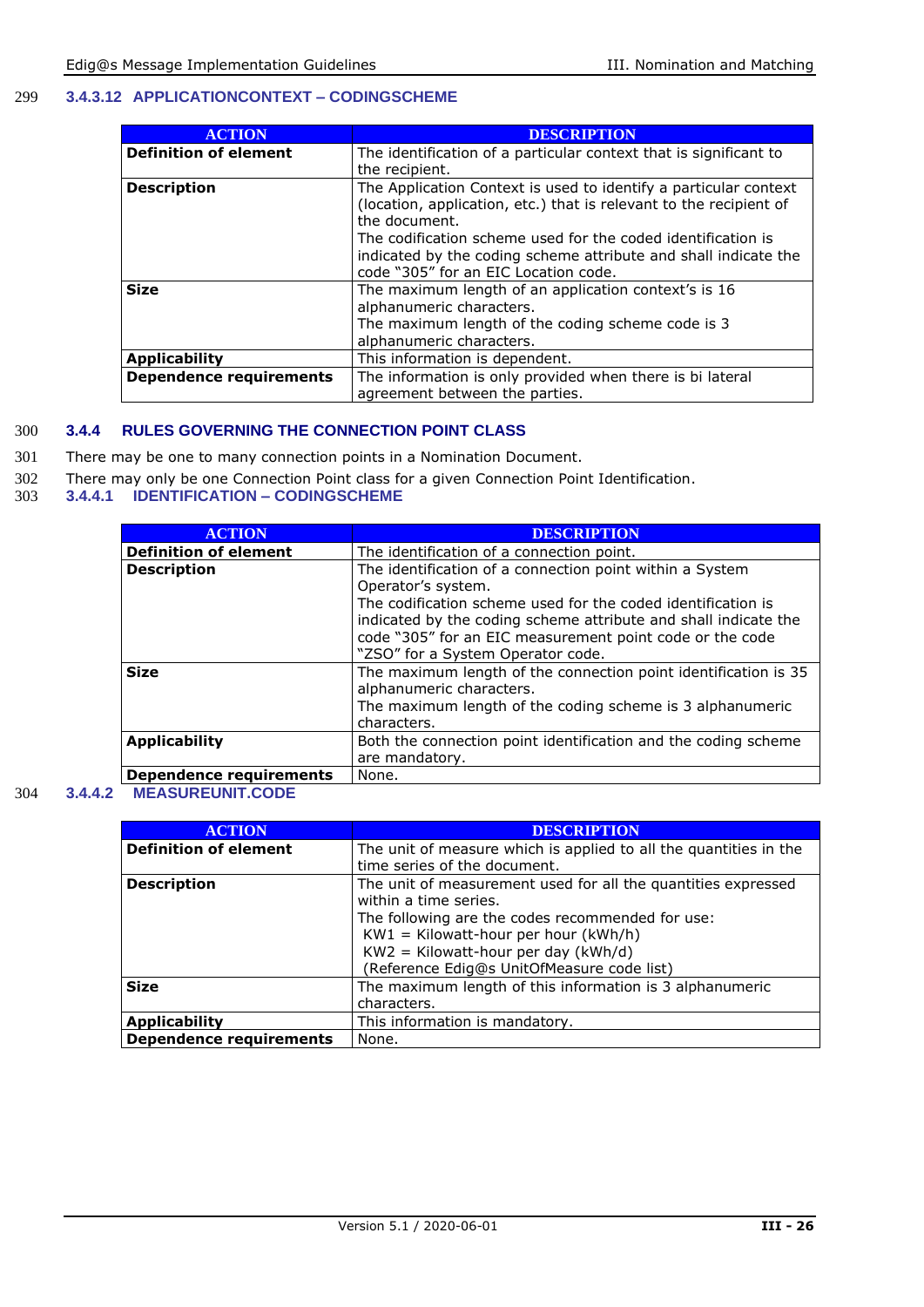#### 3.4.3.12 APPLICATIONCONTEXT – CODINGSCHEME

| ACTION | DESCRIPTION |
|---|---|
| **Definition of element** | The identification of a particular context that is significant to the recipient. |
| **Description** | The Application Context is used to identify a particular context (location, application, etc.) that is relevant to the recipient of the document.<br>The codification scheme used for the coded identification is indicated by the coding scheme attribute and shall indicate the code "305" for an EIC Location code. |
| **Size** | The maximum length of an application context's is 16 alphanumeric characters.<br>The maximum length of the coding scheme code is 3 alphanumeric characters. |
| **Applicability** | This information is dependent. |
| **Dependence requirements** | The information is only provided when there is bi lateral agreement between the parties. |

### 3.4.4 RULES GOVERNING THE CONNECTION POINT CLASS

There may be one to many connection points in a Nomination Document.

There may only be one Connection Point class for a given Connection Point Identification.

#### 3.4.4.1 IDENTIFICATION – CODINGSCHEME

| ACTION | DESCRIPTION |
|---|---|
| **Definition of element** | The identification of a connection point. |
| **Description** | The identification of a connection point within a System Operator's system.<br>The codification scheme used for the coded identification is indicated by the coding scheme attribute and shall indicate the code "305" for an EIC measurement point code or the code "ZSO" for a System Operator code. |
| **Size** | The maximum length of the connection point identification is 35 alphanumeric characters.<br>The maximum length of the coding scheme is 3 alphanumeric characters. |
| **Applicability** | Both the connection point identification and the coding scheme are mandatory. |
| **Dependence requirements** | None. |

#### 3.4.4.2 MEASUREUNIT.CODE

| ACTION | DESCRIPTION |
|---|---|
| **Definition of element** | The unit of measure which is applied to all the quantities in the time series of the document. |
| **Description** | The unit of measurement used for all the quantities expressed within a time series.<br>The following are the codes recommended for use:<br>KW1 = Kilowatt-hour per hour (kWh/h)<br>KW2 = Kilowatt-hour per day (kWh/d)<br>(Reference Edig@s UnitOfMeasure code list) |
| **Size** | The maximum length of this information is 3 alphanumeric characters. |
| **Applicability** | This information is mandatory. |
| **Dependence requirements** | None. |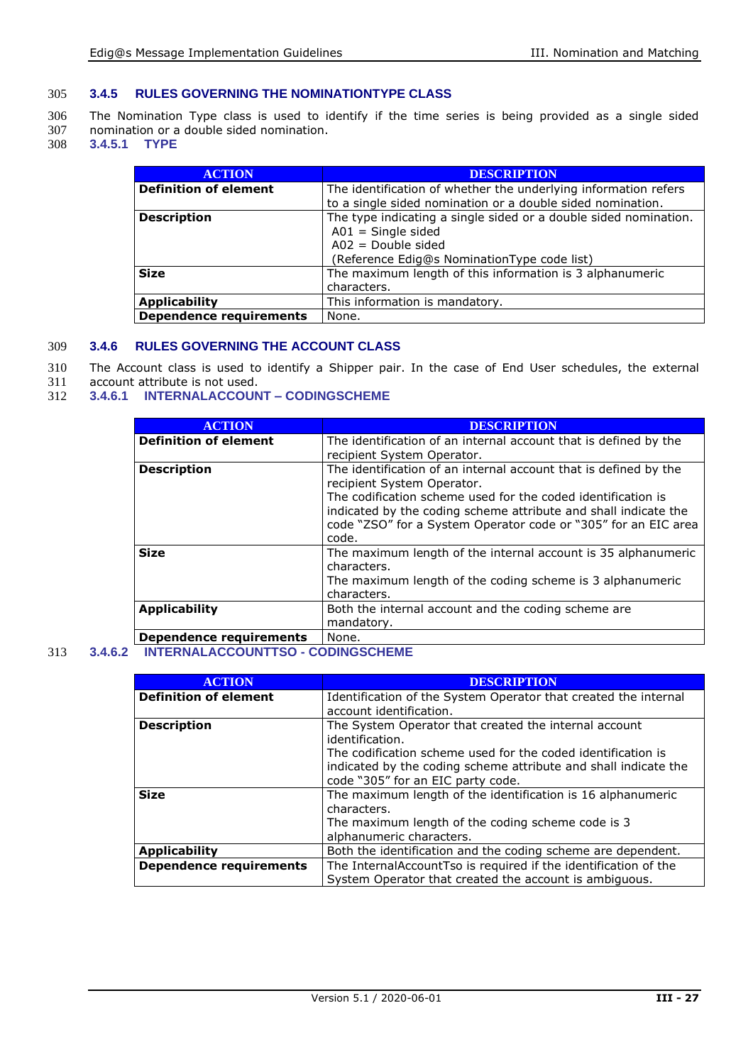### 3.4.5 RULES GOVERNING THE NOMINATIONTYPE CLASS

The Nomination Type class is used to identify if the time series is being provided as a single sided nomination or a double sided nomination.

#### 3.4.5.1 TYPE

| ACTION | DESCRIPTION |
|---|---|
| **Definition of element** | The identification of whether the underlying information refers to a single sided nomination or a double sided nomination. |
| **Description** | The type indicating a single sided or a double sided nomination.<br>A01 = Single sided<br>A02 = Double sided<br>(Reference Edig@s NominationType code list) |
| **Size** | The maximum length of this information is 3 alphanumeric characters. |
| **Applicability** | This information is mandatory. |
| **Dependence requirements** | None. |

### 3.4.6 RULES GOVERNING THE ACCOUNT CLASS

The Account class is used to identify a Shipper pair. In the case of End User schedules, the external account attribute is not used.

#### 3.4.6.1 INTERNALACCOUNT – CODINGSCHEME

| ACTION | DESCRIPTION |
|---|---|
| **Definition of element** | The identification of an internal account that is defined by the recipient System Operator. |
| **Description** | The identification of an internal account that is defined by the recipient System Operator.<br>The codification scheme used for the coded identification is indicated by the coding scheme attribute and shall indicate the code "ZSO" for a System Operator code or "305" for an EIC area code. |
| **Size** | The maximum length of the internal account is 35 alphanumeric characters.<br>The maximum length of the coding scheme is 3 alphanumeric characters. |
| **Applicability** | Both the internal account and the coding scheme are mandatory. |
| **Dependence requirements** | None. |

#### 3.4.6.2 INTERNALACCOUNTTSO - CODINGSCHEME

| ACTION | DESCRIPTION |
|---|---|
| **Definition of element** | Identification of the System Operator that created the internal account identification. |
| **Description** | The System Operator that created the internal account identification.<br>The codification scheme used for the coded identification is indicated by the coding scheme attribute and shall indicate the code "305" for an EIC party code. |
| **Size** | The maximum length of the identification is 16 alphanumeric characters.<br>The maximum length of the coding scheme code is 3 alphanumeric characters. |
| **Applicability** | Both the identification and the coding scheme are dependent. |
| **Dependence requirements** | The InternalAccountTso is required if the identification of the System Operator that created the account is ambiguous. |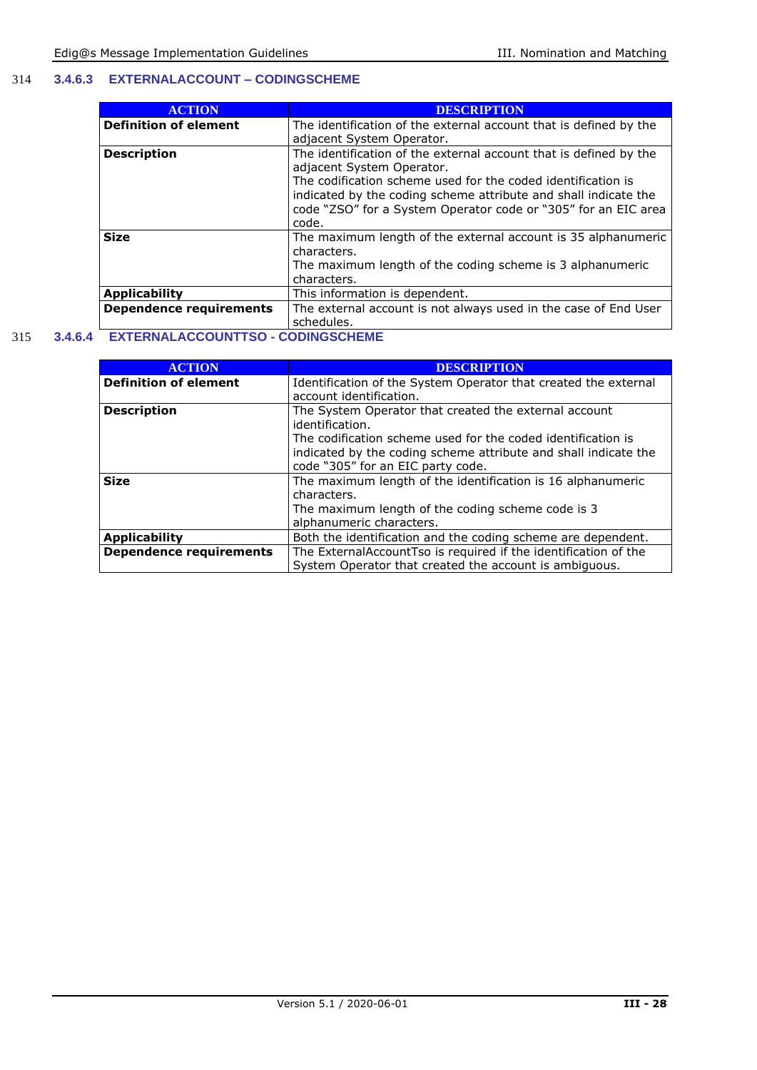### 3.4.6.3 EXTERNALACCOUNT – CODINGSCHEME

| ACTION | DESCRIPTION |
| --- | --- |
| **Definition of element** | The identification of the external account that is defined by the adjacent System Operator. |
| **Description** | The identification of the external account that is defined by the adjacent System Operator.<br>The codification scheme used for the coded identification is indicated by the coding scheme attribute and shall indicate the code "ZSO" for a System Operator code or "305" for an EIC area code. |
| **Size** | The maximum length of the external account is 35 alphanumeric characters.<br>The maximum length of the coding scheme is 3 alphanumeric characters. |
| **Applicability** | This information is dependent. |
| **Dependence requirements** | The external account is not always used in the case of End User schedules. |

### 3.4.6.4 EXTERNALACCOUNTTSO - CODINGSCHEME

| ACTION | DESCRIPTION |
| --- | --- |
| **Definition of element** | Identification of the System Operator that created the external account identification. |
| **Description** | The System Operator that created the external account identification.<br>The codification scheme used for the coded identification is indicated by the coding scheme attribute and shall indicate the code "305" for an EIC party code. |
| **Size** | The maximum length of the identification is 16 alphanumeric characters.<br>The maximum length of the coding scheme code is 3 alphanumeric characters. |
| **Applicability** | Both the identification and the coding scheme are dependent. |
| **Dependence requirements** | The ExternalAccountTso is required if the identification of the System Operator that created the account is ambiguous. |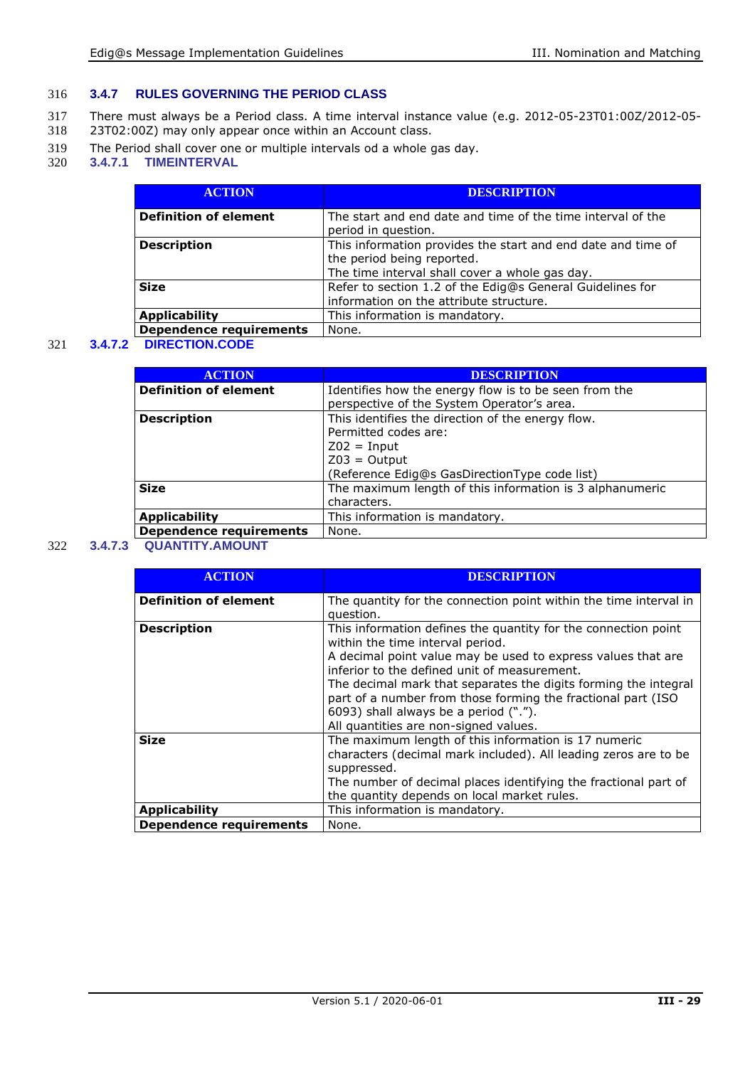### 3.4.7 RULES GOVERNING THE PERIOD CLASS

There must always be a Period class. A time interval instance value (e.g. 2012-05-23T01:00Z/2012-05-23T02:00Z) may only appear once within an Account class.

The Period shall cover one or multiple intervals od a whole gas day.

#### 3.4.7.1 TIMEINTERVAL

| ACTION | DESCRIPTION |
|---|---|
| **Definition of element** | The start and end date and time of the time interval of the period in question. |
| **Description** | This information provides the start and end date and time of the period being reported.<br>The time interval shall cover a whole gas day. |
| **Size** | Refer to section 1.2 of the Edig@s General Guidelines for information on the attribute structure. |
| **Applicability** | This information is mandatory. |
| **Dependence requirements** | None. |

#### 3.4.7.2 DIRECTION.CODE

| ACTION | DESCRIPTION |
|---|---|
| **Definition of element** | Identifies how the energy flow is to be seen from the perspective of the System Operator's area. |
| **Description** | This identifies the direction of the energy flow.<br>Permitted codes are:<br>Z02 = Input<br>Z03 = Output<br>(Reference Edig@s GasDirectionType code list) |
| **Size** | The maximum length of this information is 3 alphanumeric characters. |
| **Applicability** | This information is mandatory. |
| **Dependence requirements** | None. |

#### 3.4.7.3 QUANTITY.AMOUNT

| ACTION | DESCRIPTION |
|---|---|
| **Definition of element** | The quantity for the connection point within the time interval in question. |
| **Description** | This information defines the quantity for the connection point within the time interval period.<br>A decimal point value may be used to express values that are inferior to the defined unit of measurement.<br>The decimal mark that separates the digits forming the integral part of a number from those forming the fractional part (ISO 6093) shall always be a period (".").<br>All quantities are non-signed values. |
| **Size** | The maximum length of this information is 17 numeric characters (decimal mark included). All leading zeros are to be suppressed.<br>The number of decimal places identifying the fractional part of the quantity depends on local market rules. |
| **Applicability** | This information is mandatory. |
| **Dependence requirements** | None. |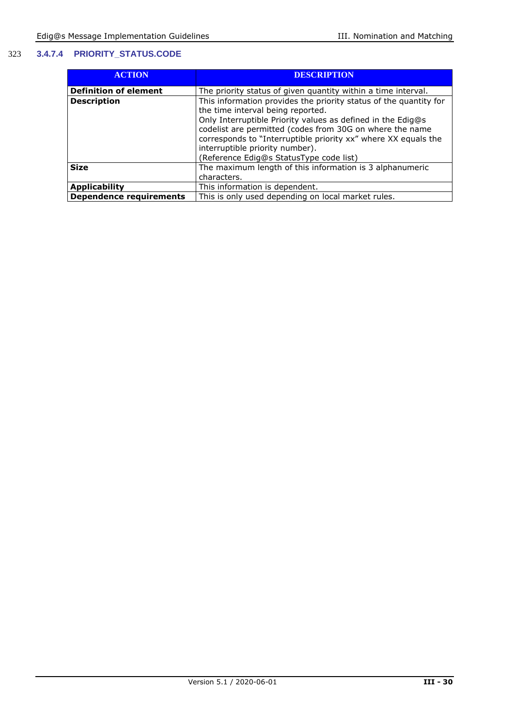#### 3.4.7.4 PRIORITY_STATUS.CODE

| ACTION | DESCRIPTION |
|---|---|
| **Definition of element** | The priority status of given quantity within a time interval. |
| **Description** | This information provides the priority status of the quantity for the time interval being reported.<br>Only Interruptible Priority values as defined in the Edig@s codelist are permitted (codes from 30G on where the name corresponds to "Interruptible priority xx" where XX equals the interruptible priority number).<br>(Reference Edig@s StatusType code list) |
| **Size** | The maximum length of this information is 3 alphanumeric characters. |
| **Applicability** | This information is dependent. |
| **Dependence requirements** | This is only used depending on local market rules. |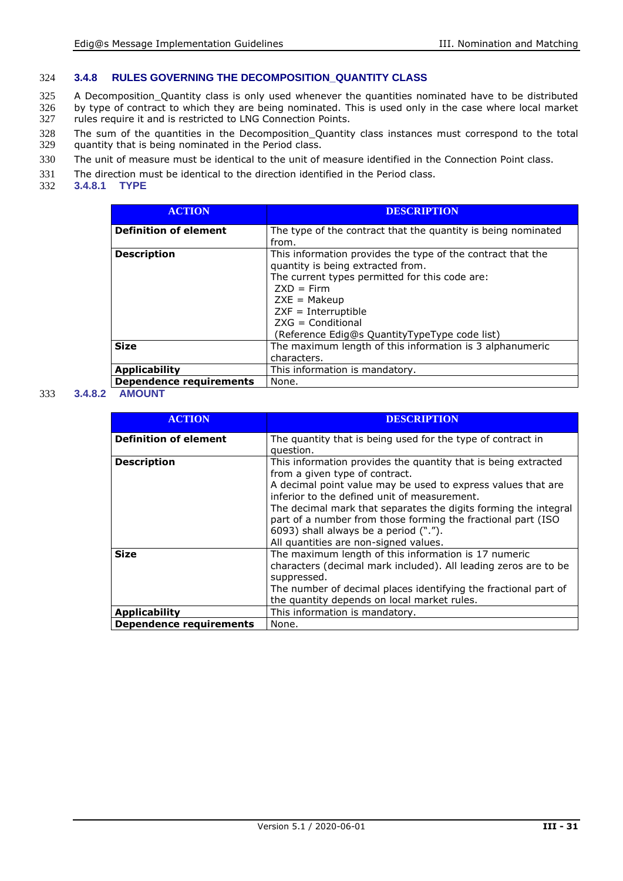### 3.4.8 RULES GOVERNING THE DECOMPOSITION_QUANTITY CLASS

A Decomposition_Quantity class is only used whenever the quantities nominated have to be distributed by type of contract to which they are being nominated. This is used only in the case where local market rules require it and is restricted to LNG Connection Points.

The sum of the quantities in the Decomposition_Quantity class instances must correspond to the total quantity that is being nominated in the Period class.

The unit of measure must be identical to the unit of measure identified in the Connection Point class.

The direction must be identical to the direction identified in the Period class.

#### 3.4.8.1 TYPE

| ACTION | DESCRIPTION |
|---|---|
| **Definition of element** | The type of the contract that the quantity is being nominated from. |
| **Description** | This information provides the type of the contract that the quantity is being extracted from.<br>The current types permitted for this code are:<br>ZXD = Firm<br>ZXE = Makeup<br>ZXF = Interruptible<br>ZXG = Conditional<br>(Reference Edig@s QuantityTypeType code list) |
| **Size** | The maximum length of this information is 3 alphanumeric characters. |
| **Applicability** | This information is mandatory. |
| **Dependence requirements** | None. |

#### 3.4.8.2 AMOUNT

| ACTION | DESCRIPTION |
|---|---|
| **Definition of element** | The quantity that is being used for the type of contract in question. |
| **Description** | This information provides the quantity that is being extracted from a given type of contract.<br>A decimal point value may be used to express values that are inferior to the defined unit of measurement.<br>The decimal mark that separates the digits forming the integral part of a number from those forming the fractional part (ISO 6093) shall always be a period (".").<br>All quantities are non-signed values. |
| **Size** | The maximum length of this information is 17 numeric characters (decimal mark included). All leading zeros are to be suppressed.<br>The number of decimal places identifying the fractional part of the quantity depends on local market rules. |
| **Applicability** | This information is mandatory. |
| **Dependence requirements** | None. |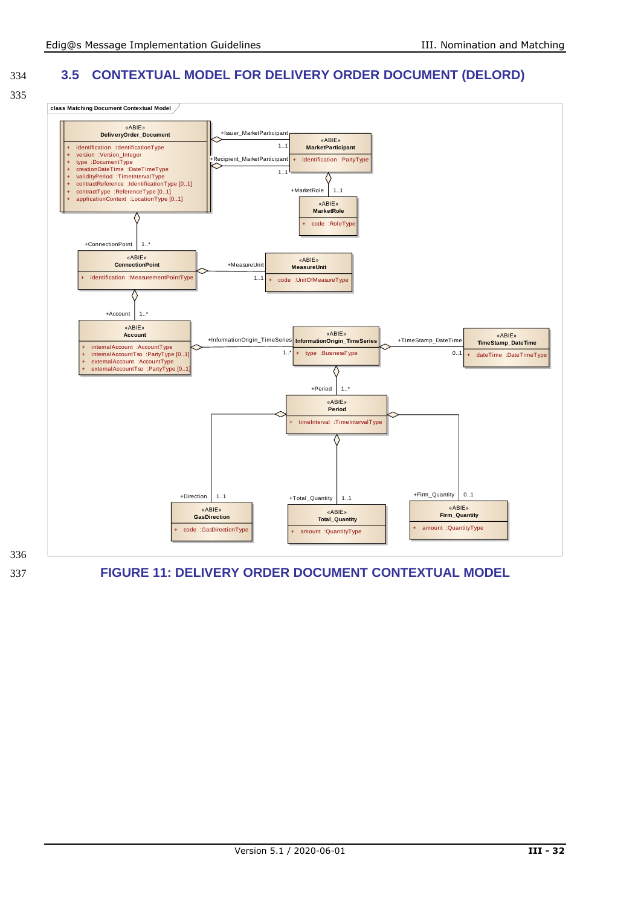## 3.5 CONTEXTUAL MODEL FOR DELIVERY ORDER DOCUMENT (DELORD)

class Matching Document Contextual Model

«ABIE»
DeliveryOrder_Document
+ identification :IdentificationType
+ version :Version_Integer
+ type :DocumentType
+ creationDateTime :DateTimeType
+ validityPeriod :TimeIntervalType
+ contractReference :IdentificationType [0..1]
+ contractType :ReferenceType [0..1]
+ applicationContext :LocationType [0..1]

+Issuer_MarketParticipant 1..1
+Recipient_MarketParticipant 1..1

«ABIE»
MarketParticipant
+ identification :PartyType

+MarketRole 1..1

«ABIE»
MarketRole
+ code :RoleType

+ConnectionPoint 1..*

«ABIE»
ConnectionPoint
+ identification :MeasurementPointType

+MeasureUnit 1..1

«ABIE»
MeasureUnit
+ code :UnitOfMeasureType

+Account 1..*

«ABIE»
Account
+ internalAccount :AccountType
+ internalAccountTso :PartyType [0..1]
+ externalAccount :AccountType
+ externalAccountTso :PartyType [0..1]

+InformationOrigin_TimeSeries 1..*

«ABIE»
InformationOrigin_TimeSeries
+ type :BusinessType

+TimeStamp_DateTime 0..1

«ABIE»
TimeStamp_DateTime
+ dateTime :DateTimeType

+Period 1..*

«ABIE»
Period
+ timeInterval :TimeIntervalType

+Direction 1..1

«ABIE»
GasDirection
+ code :GasDirectionType

+Total_Quantity 1..1

«ABIE»
Total_Quantity
+ amount :QuantityType

+Firm_Quantity 0..1

«ABIE»
Firm_Quantity
+ amount :QuantityType

FIGURE 11: DELIVERY ORDER DOCUMENT CONTEXTUAL MODEL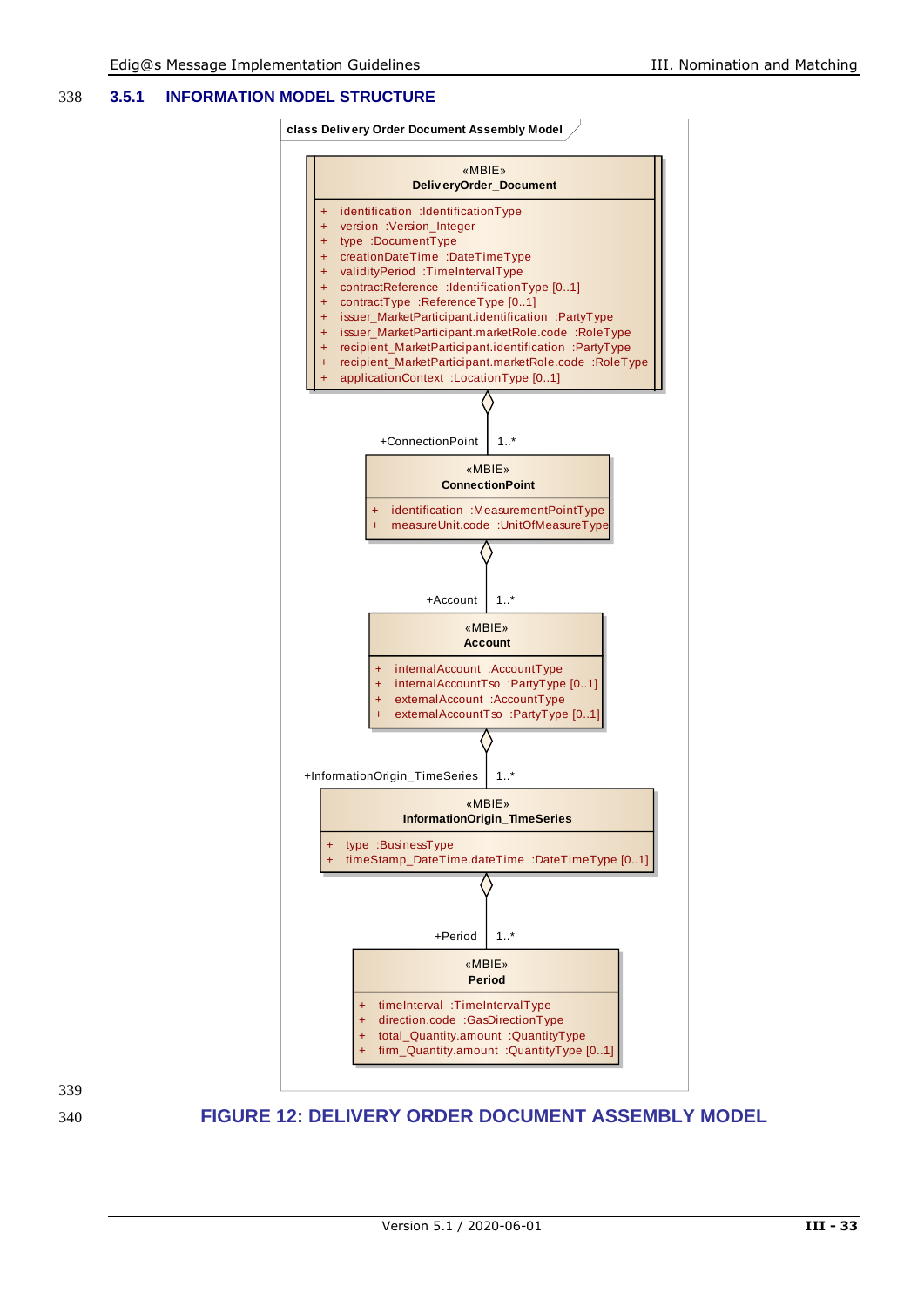### 3.5.1 INFORMATION MODEL STRUCTURE

class Delivery Order Document Assembly Model

«MBIE»
**DeliveryOrder_Document**

- + identification :IdentificationType
- + version :Version_Integer
- + type :DocumentType
- + creationDateTime :DateTimeType
- + validityPeriod :TimeIntervalType
- + contractReference :IdentificationType [0..1]
- + contractType :ReferenceType [0..1]
- + issuer_MarketParticipant.identification :PartyType
- + issuer_MarketParticipant.marketRole.code :RoleType
- + recipient_MarketParticipant.identification :PartyType
- + recipient_MarketParticipant.marketRole.code :RoleType
- + applicationContext :LocationType [0..1]

+ConnectionPoint 1..*

«MBIE»
**ConnectionPoint**

- + identification :MeasurementPointType
- + measureUnit.code :UnitOfMeasureType

+Account 1..*

«MBIE»
**Account**

- + internalAccount :AccountType
- + internalAccountTso :PartyType [0..1]
- + externalAccount :AccountType
- + externalAccountTso :PartyType [0..1]

+InformationOrigin_TimeSeries 1..*

«MBIE»
**InformationOrigin_TimeSeries**

- + type :BusinessType
- + timeStamp_DateTime.dateTime :DateTimeType [0..1]

+Period 1..*

«MBIE»
**Period**

- + timeInterval :TimeIntervalType
- + direction.code :GasDirectionType
- + total_Quantity.amount :QuantityType
- + firm_Quantity.amount :QuantityType [0..1]

**FIGURE 12: DELIVERY ORDER DOCUMENT ASSEMBLY MODEL**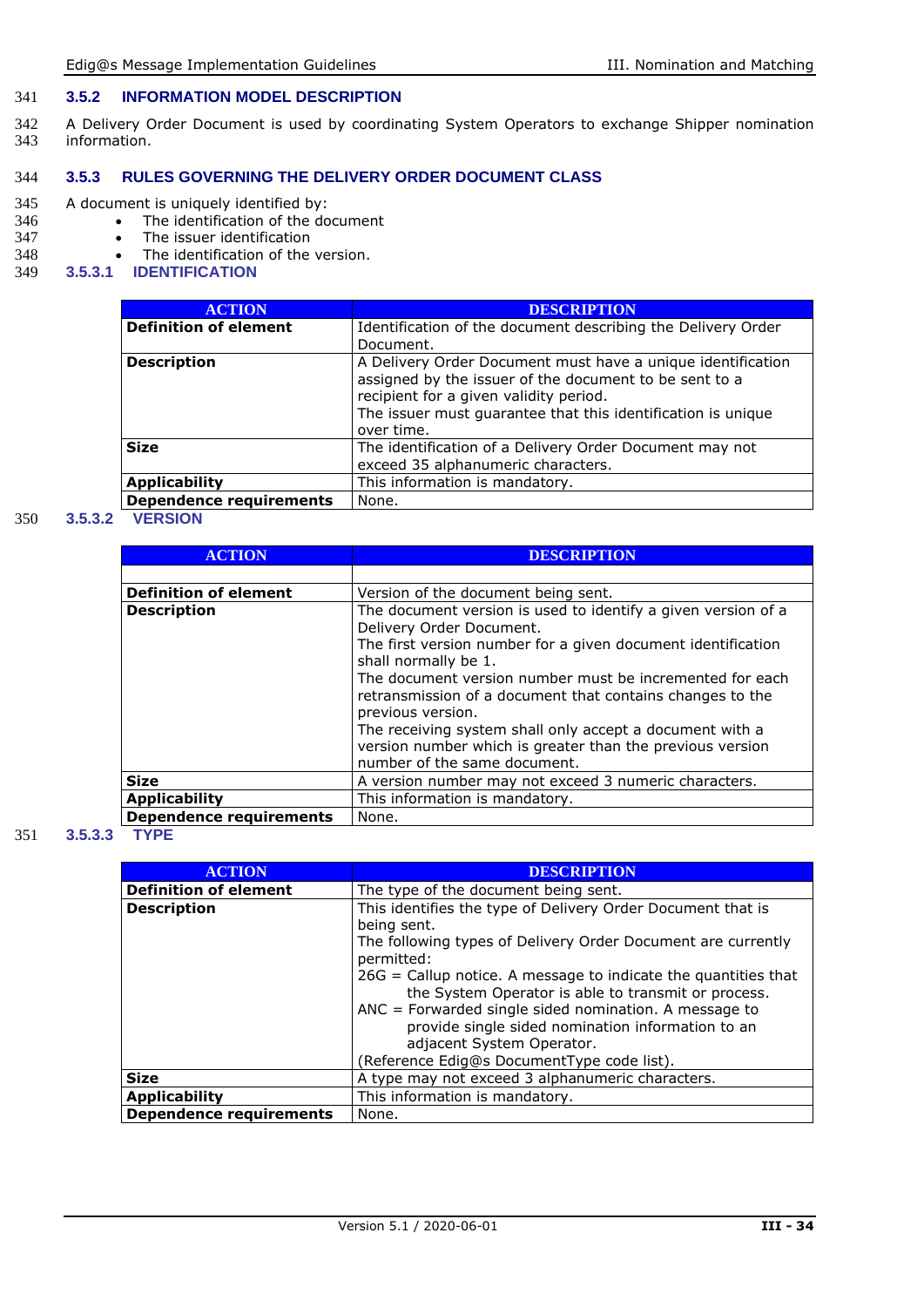### 3.5.2 INFORMATION MODEL DESCRIPTION

A Delivery Order Document is used by coordinating System Operators to exchange Shipper nomination information.

### 3.5.3 RULES GOVERNING THE DELIVERY ORDER DOCUMENT CLASS

A document is uniquely identified by:

- The identification of the document
- The issuer identification
- The identification of the version.

#### 3.5.3.1 IDENTIFICATION

| ACTION | DESCRIPTION |
|---|---|
| **Definition of element** | Identification of the document describing the Delivery Order Document. |
| **Description** | A Delivery Order Document must have a unique identification assigned by the issuer of the document to be sent to a recipient for a given validity period.<br>The issuer must guarantee that this identification is unique over time. |
| **Size** | The identification of a Delivery Order Document may not exceed 35 alphanumeric characters. |
| **Applicability** | This information is mandatory. |
| **Dependence requirements** | None. |

#### 3.5.3.2 VERSION

| ACTION | DESCRIPTION |
|---|---|
| | |
| **Definition of element** | Version of the document being sent. |
| **Description** | The document version is used to identify a given version of a Delivery Order Document.<br>The first version number for a given document identification shall normally be 1.<br>The document version number must be incremented for each retransmission of a document that contains changes to the previous version.<br>The receiving system shall only accept a document with a version number which is greater than the previous version number of the same document. |
| **Size** | A version number may not exceed 3 numeric characters. |
| **Applicability** | This information is mandatory. |
| **Dependence requirements** | None. |

#### 3.5.3.3 TYPE

| ACTION | DESCRIPTION |
|---|---|
| **Definition of element** | The type of the document being sent. |
| **Description** | This identifies the type of Delivery Order Document that is being sent.<br>The following types of Delivery Order Document are currently permitted:<br>26G = Callup notice. A message to indicate the quantities that the System Operator is able to transmit or process.<br>ANC = Forwarded single sided nomination. A message to provide single sided nomination information to an adjacent System Operator.<br>(Reference Edig@s DocumentType code list). |
| **Size** | A type may not exceed 3 alphanumeric characters. |
| **Applicability** | This information is mandatory. |
| **Dependence requirements** | None. |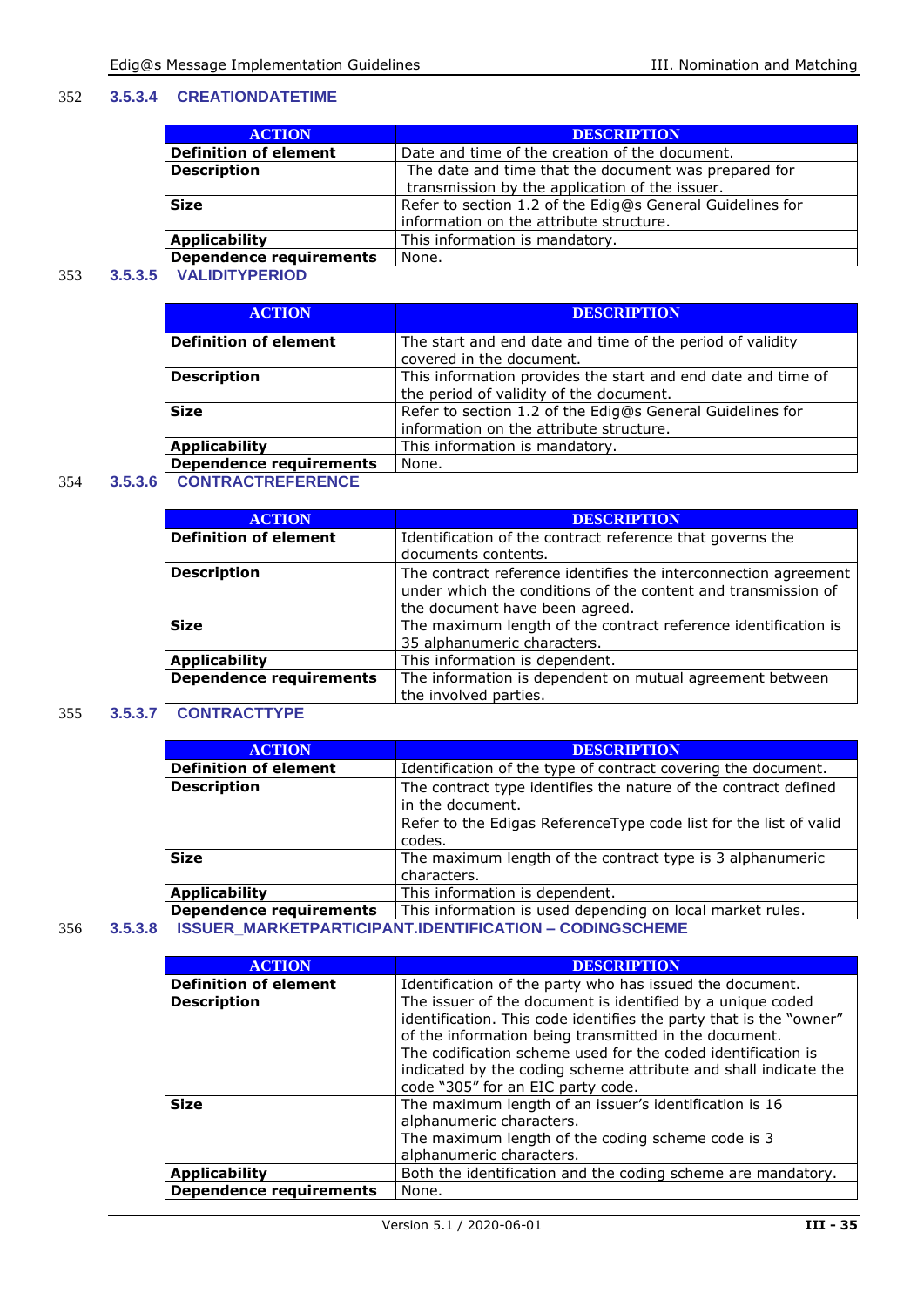#### 3.5.3.4 CREATIONDATETIME

| ACTION | DESCRIPTION |
|---|---|
| **Definition of element** | Date and time of the creation of the document. |
| **Description** | The date and time that the document was prepared for transmission by the application of the issuer. |
| **Size** | Refer to section 1.2 of the Edig@s General Guidelines for information on the attribute structure. |
| **Applicability** | This information is mandatory. |
| **Dependence requirements** | None. |

#### 3.5.3.5 VALIDITYPERIOD

| ACTION | DESCRIPTION |
|---|---|
| **Definition of element** | The start and end date and time of the period of validity covered in the document. |
| **Description** | This information provides the start and end date and time of the period of validity of the document. |
| **Size** | Refer to section 1.2 of the Edig@s General Guidelines for information on the attribute structure. |
| **Applicability** | This information is mandatory. |
| **Dependence requirements** | None. |

#### 3.5.3.6 CONTRACTREFERENCE

| ACTION | DESCRIPTION |
|---|---|
| **Definition of element** | Identification of the contract reference that governs the documents contents. |
| **Description** | The contract reference identifies the interconnection agreement under which the conditions of the content and transmission of the document have been agreed. |
| **Size** | The maximum length of the contract reference identification is 35 alphanumeric characters. |
| **Applicability** | This information is dependent. |
| **Dependence requirements** | The information is dependent on mutual agreement between the involved parties. |

#### 3.5.3.7 CONTRACTTYPE

| ACTION | DESCRIPTION |
|---|---|
| **Definition of element** | Identification of the type of contract covering the document. |
| **Description** | The contract type identifies the nature of the contract defined in the document.<br>Refer to the Edigas ReferenceType code list for the list of valid codes. |
| **Size** | The maximum length of the contract type is 3 alphanumeric characters. |
| **Applicability** | This information is dependent. |
| **Dependence requirements** | This information is used depending on local market rules. |

#### 3.5.3.8 ISSUER_MARKETPARTICIPANT.IDENTIFICATION – CODINGSCHEME

| ACTION | DESCRIPTION |
|---|---|
| **Definition of element** | Identification of the party who has issued the document. |
| **Description** | The issuer of the document is identified by a unique coded identification. This code identifies the party that is the "owner" of the information being transmitted in the document.<br>The codification scheme used for the coded identification is indicated by the coding scheme attribute and shall indicate the code "305" for an EIC party code. |
| **Size** | The maximum length of an issuer's identification is 16 alphanumeric characters.<br>The maximum length of the coding scheme code is 3 alphanumeric characters. |
| **Applicability** | Both the identification and the coding scheme are mandatory. |
| **Dependence requirements** | None. |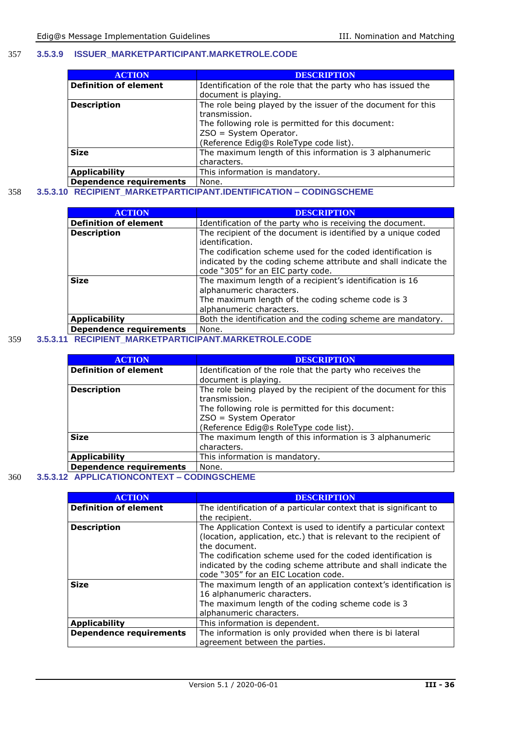### 3.5.3.9 ISSUER_MARKETPARTICIPANT.MARKETROLE.CODE

| ACTION | DESCRIPTION |
| --- | --- |
| **Definition of element** | Identification of the role that the party who has issued the document is playing. |
| **Description** | The role being played by the issuer of the document for this transmission.<br>The following role is permitted for this document:<br>ZSO = System Operator.<br>(Reference Edig@s RoleType code list). |
| **Size** | The maximum length of this information is 3 alphanumeric characters. |
| **Applicability** | This information is mandatory. |
| **Dependence requirements** | None. |

### 3.5.3.10 RECIPIENT_MARKETPARTICIPANT.IDENTIFICATION – CODINGSCHEME

| ACTION | DESCRIPTION |
| --- | --- |
| **Definition of element** | Identification of the party who is receiving the document. |
| **Description** | The recipient of the document is identified by a unique coded identification.<br>The codification scheme used for the coded identification is indicated by the coding scheme attribute and shall indicate the code "305" for an EIC party code. |
| **Size** | The maximum length of a recipient's identification is 16 alphanumeric characters.<br>The maximum length of the coding scheme code is 3 alphanumeric characters. |
| **Applicability** | Both the identification and the coding scheme are mandatory. |
| **Dependence requirements** | None. |

### 3.5.3.11 RECIPIENT_MARKETPARTICIPANT.MARKETROLE.CODE

| ACTION | DESCRIPTION |
| --- | --- |
| **Definition of element** | Identification of the role that the party who receives the document is playing. |
| **Description** | The role being played by the recipient of the document for this transmission.<br>The following role is permitted for this document:<br>ZSO = System Operator<br>(Reference Edig@s RoleType code list). |
| **Size** | The maximum length of this information is 3 alphanumeric characters. |
| **Applicability** | This information is mandatory. |
| **Dependence requirements** | None. |

### 3.5.3.12 APPLICATIONCONTEXT – CODINGSCHEME

| ACTION | DESCRIPTION |
| --- | --- |
| **Definition of element** | The identification of a particular context that is significant to the recipient. |
| **Description** | The Application Context is used to identify a particular context (location, application, etc.) that is relevant to the recipient of the document.<br>The codification scheme used for the coded identification is indicated by the coding scheme attribute and shall indicate the code "305" for an EIC Location code. |
| **Size** | The maximum length of an application context's identification is 16 alphanumeric characters.<br>The maximum length of the coding scheme code is 3 alphanumeric characters. |
| **Applicability** | This information is dependent. |
| **Dependence requirements** | The information is only provided when there is bi lateral agreement between the parties. |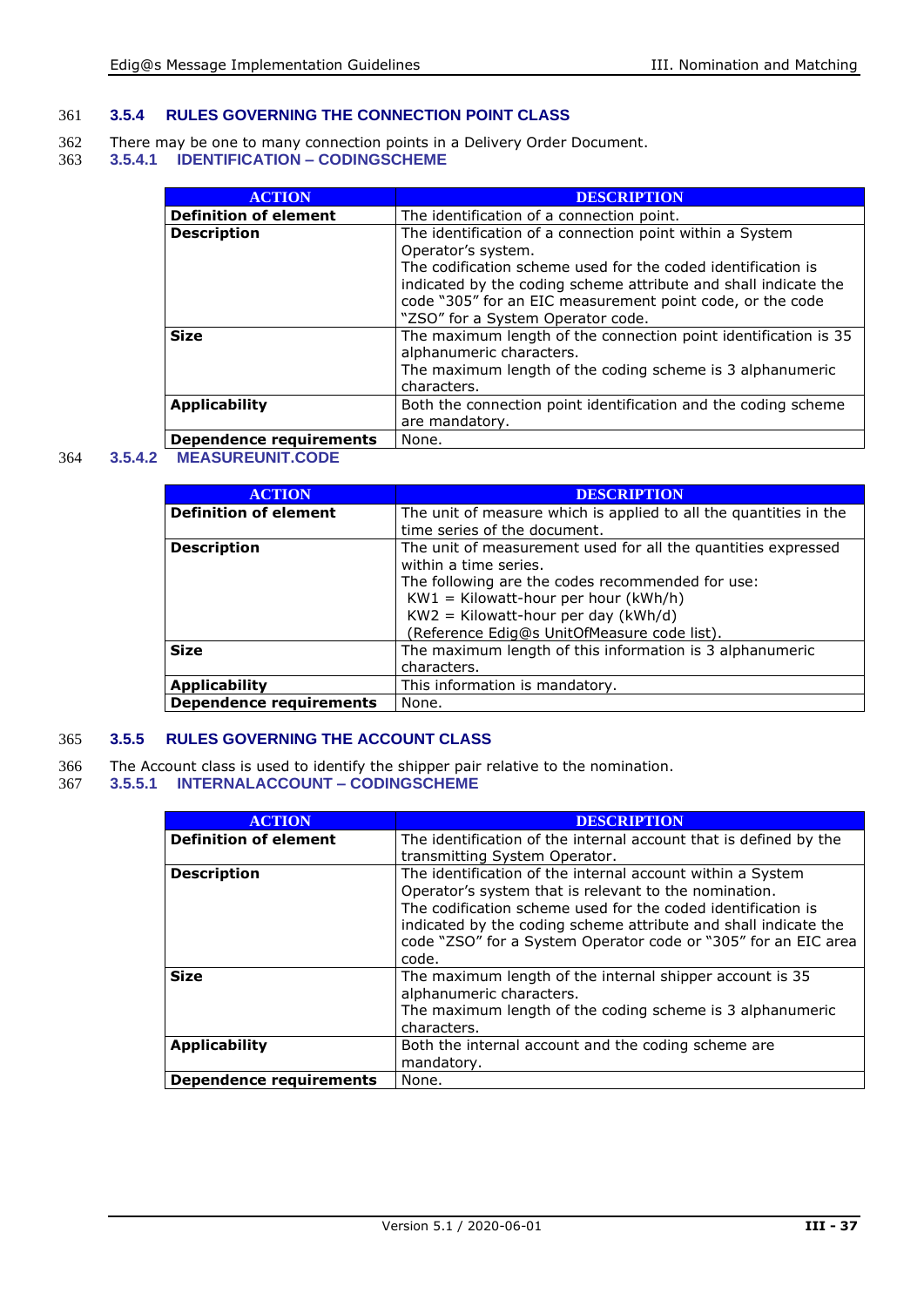### 3.5.4 RULES GOVERNING THE CONNECTION POINT CLASS

There may be one to many connection points in a Delivery Order Document.

#### 3.5.4.1 IDENTIFICATION – CODINGSCHEME

| ACTION | DESCRIPTION |
|---|---|
| **Definition of element** | The identification of a connection point. |
| **Description** | The identification of a connection point within a System Operator's system. The codification scheme used for the coded identification is indicated by the coding scheme attribute and shall indicate the code "305" for an EIC measurement point code, or the code "ZSO" for a System Operator code. |
| **Size** | The maximum length of the connection point identification is 35 alphanumeric characters. The maximum length of the coding scheme is 3 alphanumeric characters. |
| **Applicability** | Both the connection point identification and the coding scheme are mandatory. |
| **Dependence requirements** | None. |

#### 3.5.4.2 MEASUREUNIT.CODE

| ACTION | DESCRIPTION |
|---|---|
| **Definition of element** | The unit of measure which is applied to all the quantities in the time series of the document. |
| **Description** | The unit of measurement used for all the quantities expressed within a time series.<br>The following are the codes recommended for use:<br>KW1 = Kilowatt-hour per hour (kWh/h)<br>KW2 = Kilowatt-hour per day (kWh/d)<br>(Reference Edig@s UnitOfMeasure code list). |
| **Size** | The maximum length of this information is 3 alphanumeric characters. |
| **Applicability** | This information is mandatory. |
| **Dependence requirements** | None. |

### 3.5.5 RULES GOVERNING THE ACCOUNT CLASS

The Account class is used to identify the shipper pair relative to the nomination.

#### 3.5.5.1 INTERNALACCOUNT – CODINGSCHEME

| ACTION | DESCRIPTION |
|---|---|
| **Definition of element** | The identification of the internal account that is defined by the transmitting System Operator. |
| **Description** | The identification of the internal account within a System Operator's system that is relevant to the nomination. The codification scheme used for the coded identification is indicated by the coding scheme attribute and shall indicate the code "ZSO" for a System Operator code or "305" for an EIC area code. |
| **Size** | The maximum length of the internal shipper account is 35 alphanumeric characters. The maximum length of the coding scheme is 3 alphanumeric characters. |
| **Applicability** | Both the internal account and the coding scheme are mandatory. |
| **Dependence requirements** | None. |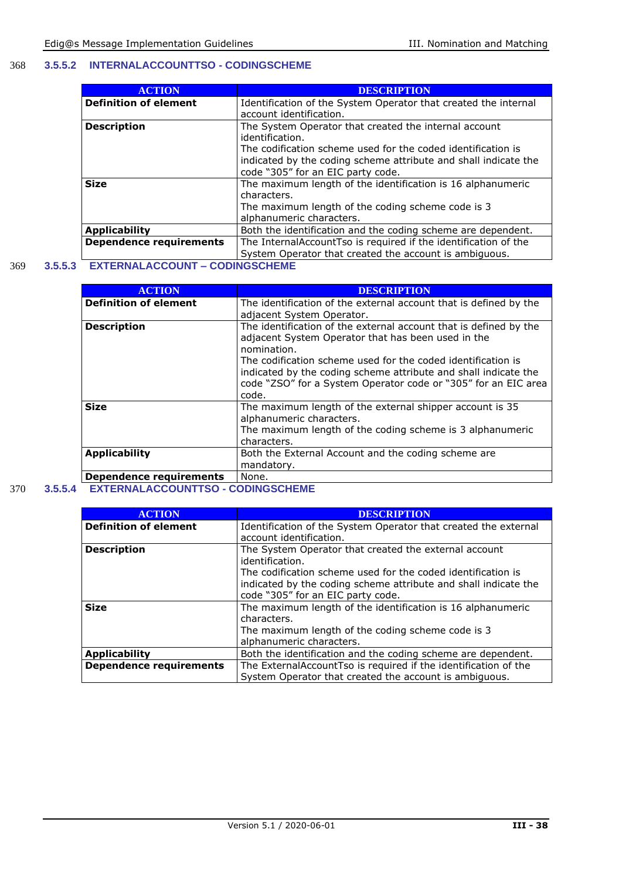### 3.5.5.2 INTERNALACCOUNTTSO - CODINGSCHEME

| ACTION | DESCRIPTION |
| --- | --- |
| **Definition of element** | Identification of the System Operator that created the internal account identification. |
| **Description** | The System Operator that created the internal account identification. The codification scheme used for the coded identification is indicated by the coding scheme attribute and shall indicate the code "305" for an EIC party code. |
| **Size** | The maximum length of the identification is 16 alphanumeric characters. The maximum length of the coding scheme code is 3 alphanumeric characters. |
| **Applicability** | Both the identification and the coding scheme are dependent. |
| **Dependence requirements** | The InternalAccountTso is required if the identification of the System Operator that created the account is ambiguous. |

### 3.5.5.3 EXTERNALACCOUNT – CODINGSCHEME

| ACTION | DESCRIPTION |
| --- | --- |
| **Definition of element** | The identification of the external account that is defined by the adjacent System Operator. |
| **Description** | The identification of the external account that is defined by the adjacent System Operator that has been used in the nomination. The codification scheme used for the coded identification is indicated by the coding scheme attribute and shall indicate the code "ZSO" for a System Operator code or "305" for an EIC area code. |
| **Size** | The maximum length of the external shipper account is 35 alphanumeric characters. The maximum length of the coding scheme is 3 alphanumeric characters. |
| **Applicability** | Both the External Account and the coding scheme are mandatory. |
| **Dependence requirements** | None. |

### 3.5.5.4 EXTERNALACCOUNTTSO - CODINGSCHEME

| ACTION | DESCRIPTION |
| --- | --- |
| **Definition of element** | Identification of the System Operator that created the external account identification. |
| **Description** | The System Operator that created the external account identification. The codification scheme used for the coded identification is indicated by the coding scheme attribute and shall indicate the code "305" for an EIC party code. |
| **Size** | The maximum length of the identification is 16 alphanumeric characters. The maximum length of the coding scheme code is 3 alphanumeric characters. |
| **Applicability** | Both the identification and the coding scheme are dependent. |
| **Dependence requirements** | The ExternalAccountTso is required if the identification of the System Operator that created the account is ambiguous. |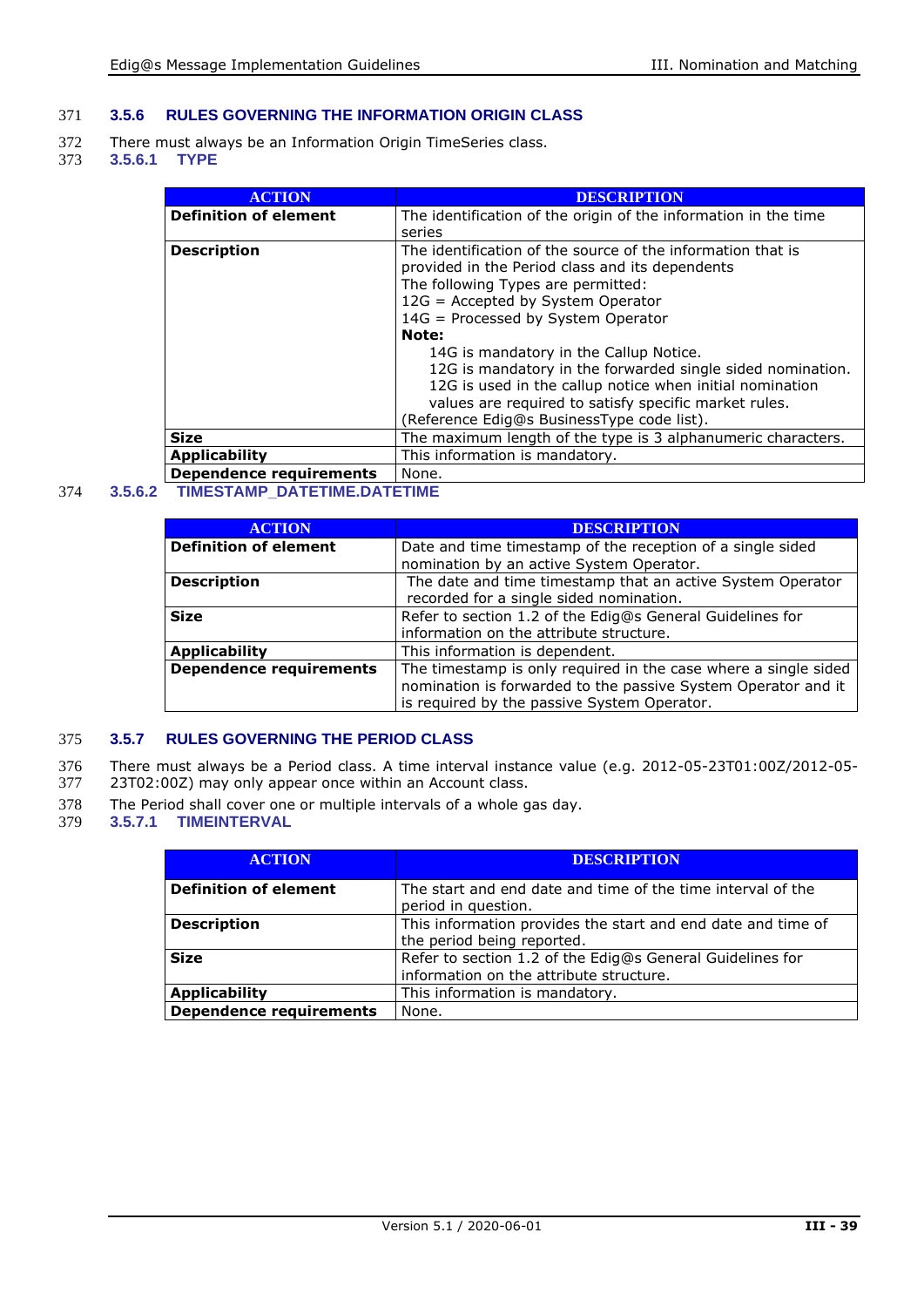### 3.5.6 RULES GOVERNING THE INFORMATION ORIGIN CLASS

There must always be an Information Origin TimeSeries class.

#### 3.5.6.1 TYPE

| ACTION | DESCRIPTION |
|---|---|
| **Definition of element** | The identification of the origin of the information in the time series |
| **Description** | The identification of the source of the information that is provided in the Period class and its dependents<br>The following Types are permitted:<br>12G = Accepted by System Operator<br>14G = Processed by System Operator<br>**Note:**<br>14G is mandatory in the Callup Notice.<br>12G is mandatory in the forwarded single sided nomination.<br>12G is used in the callup notice when initial nomination values are required to satisfy specific market rules.<br>(Reference Edig@s BusinessType code list). |
| **Size** | The maximum length of the type is 3 alphanumeric characters. |
| **Applicability** | This information is mandatory. |
| **Dependence requirements** | None. |

#### 3.5.6.2 TIMESTAMP_DATETIME.DATETIME

| ACTION | DESCRIPTION |
|---|---|
| **Definition of element** | Date and time timestamp of the reception of a single sided nomination by an active System Operator. |
| **Description** | The date and time timestamp that an active System Operator recorded for a single sided nomination. |
| **Size** | Refer to section 1.2 of the Edig@s General Guidelines for information on the attribute structure. |
| **Applicability** | This information is dependent. |
| **Dependence requirements** | The timestamp is only required in the case where a single sided nomination is forwarded to the passive System Operator and it is required by the passive System Operator. |

### 3.5.7 RULES GOVERNING THE PERIOD CLASS

There must always be a Period class. A time interval instance value (e.g. 2012-05-23T01:00Z/2012-05-23T02:00Z) may only appear once within an Account class.

The Period shall cover one or multiple intervals of a whole gas day.

#### 3.5.7.1 TIMEINTERVAL

| ACTION | DESCRIPTION |
|---|---|
| **Definition of element** | The start and end date and time of the time interval of the period in question. |
| **Description** | This information provides the start and end date and time of the period being reported. |
| **Size** | Refer to section 1.2 of the Edig@s General Guidelines for information on the attribute structure. |
| **Applicability** | This information is mandatory. |
| **Dependence requirements** | None. |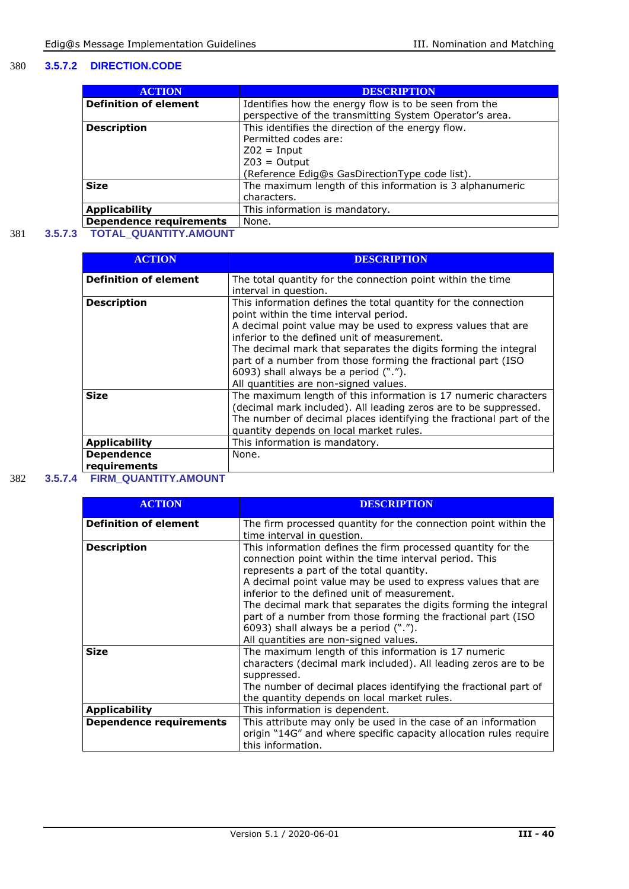#### 3.5.7.2 DIRECTION.CODE

| ACTION | DESCRIPTION |
| --- | --- |
| **Definition of element** | Identifies how the energy flow is to be seen from the perspective of the transmitting System Operator's area. |
| **Description** | This identifies the direction of the energy flow.<br>Permitted codes are:<br>Z02 = Input<br>Z03 = Output<br>(Reference Edig@s GasDirectionType code list). |
| **Size** | The maximum length of this information is 3 alphanumeric characters. |
| **Applicability** | This information is mandatory. |
| **Dependence requirements** | None. |

#### 3.5.7.3 TOTAL_QUANTITY.AMOUNT

| ACTION | DESCRIPTION |
| --- | --- |
| **Definition of element** | The total quantity for the connection point within the time interval in question. |
| **Description** | This information defines the total quantity for the connection point within the time interval period.<br>A decimal point value may be used to express values that are inferior to the defined unit of measurement.<br>The decimal mark that separates the digits forming the integral part of a number from those forming the fractional part (ISO 6093) shall always be a period (".").<br>All quantities are non-signed values. |
| **Size** | The maximum length of this information is 17 numeric characters (decimal mark included). All leading zeros are to be suppressed.<br>The number of decimal places identifying the fractional part of the quantity depends on local market rules. |
| **Applicability** | This information is mandatory. |
| **Dependence requirements** | None. |

#### 3.5.7.4 FIRM_QUANTITY.AMOUNT

| ACTION | DESCRIPTION |
| --- | --- |
| **Definition of element** | The firm processed quantity for the connection point within the time interval in question. |
| **Description** | This information defines the firm processed quantity for the connection point within the time interval period. This represents a part of the total quantity.<br>A decimal point value may be used to express values that are inferior to the defined unit of measurement.<br>The decimal mark that separates the digits forming the integral part of a number from those forming the fractional part (ISO 6093) shall always be a period (".").<br>All quantities are non-signed values. |
| **Size** | The maximum length of this information is 17 numeric characters (decimal mark included). All leading zeros are to be suppressed.<br>The number of decimal places identifying the fractional part of the quantity depends on local market rules. |
| **Applicability** | This information is dependent. |
| **Dependence requirements** | This attribute may only be used in the case of an information origin "14G" and where specific capacity allocation rules require this information. |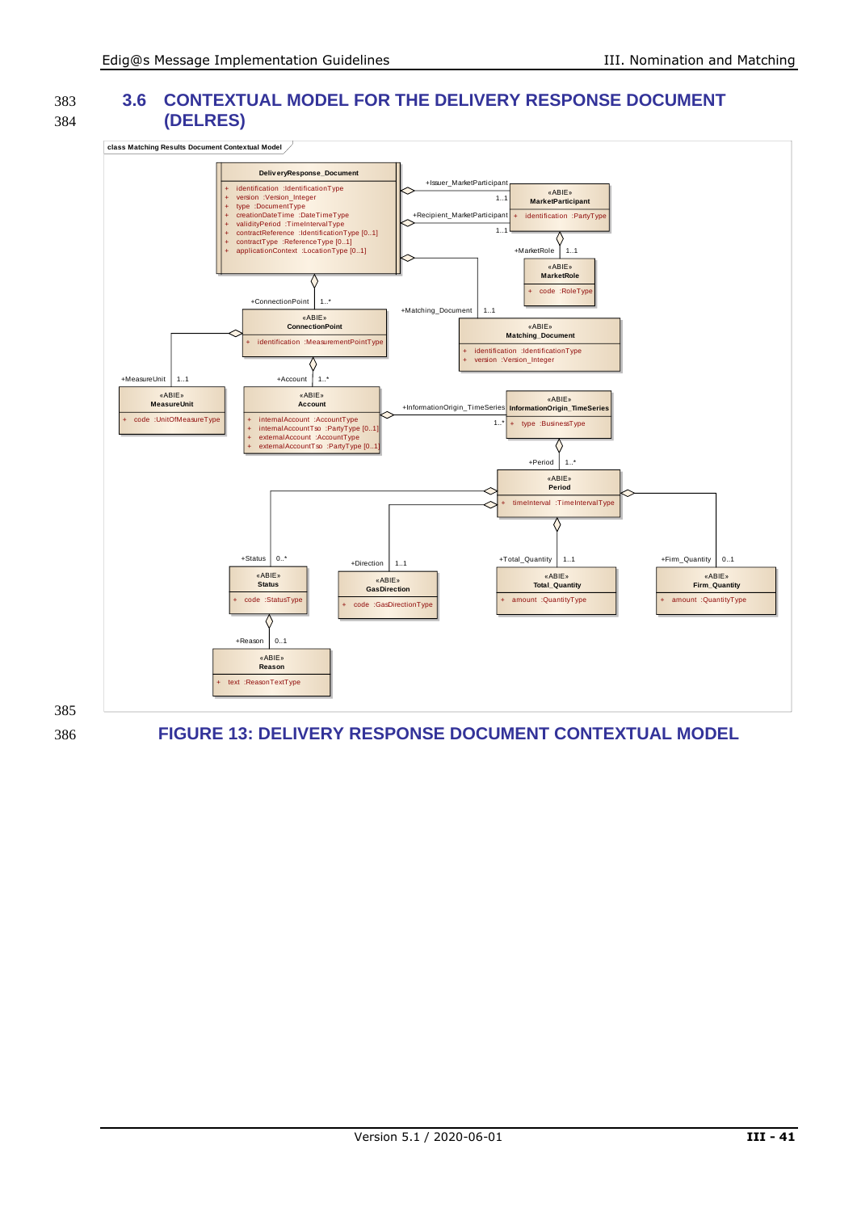## 3.6 CONTEXTUAL MODEL FOR THE DELIVERY RESPONSE DOCUMENT (DELRES)

FIGURE 13: DELIVERY RESPONSE DOCUMENT CONTEXTUAL MODEL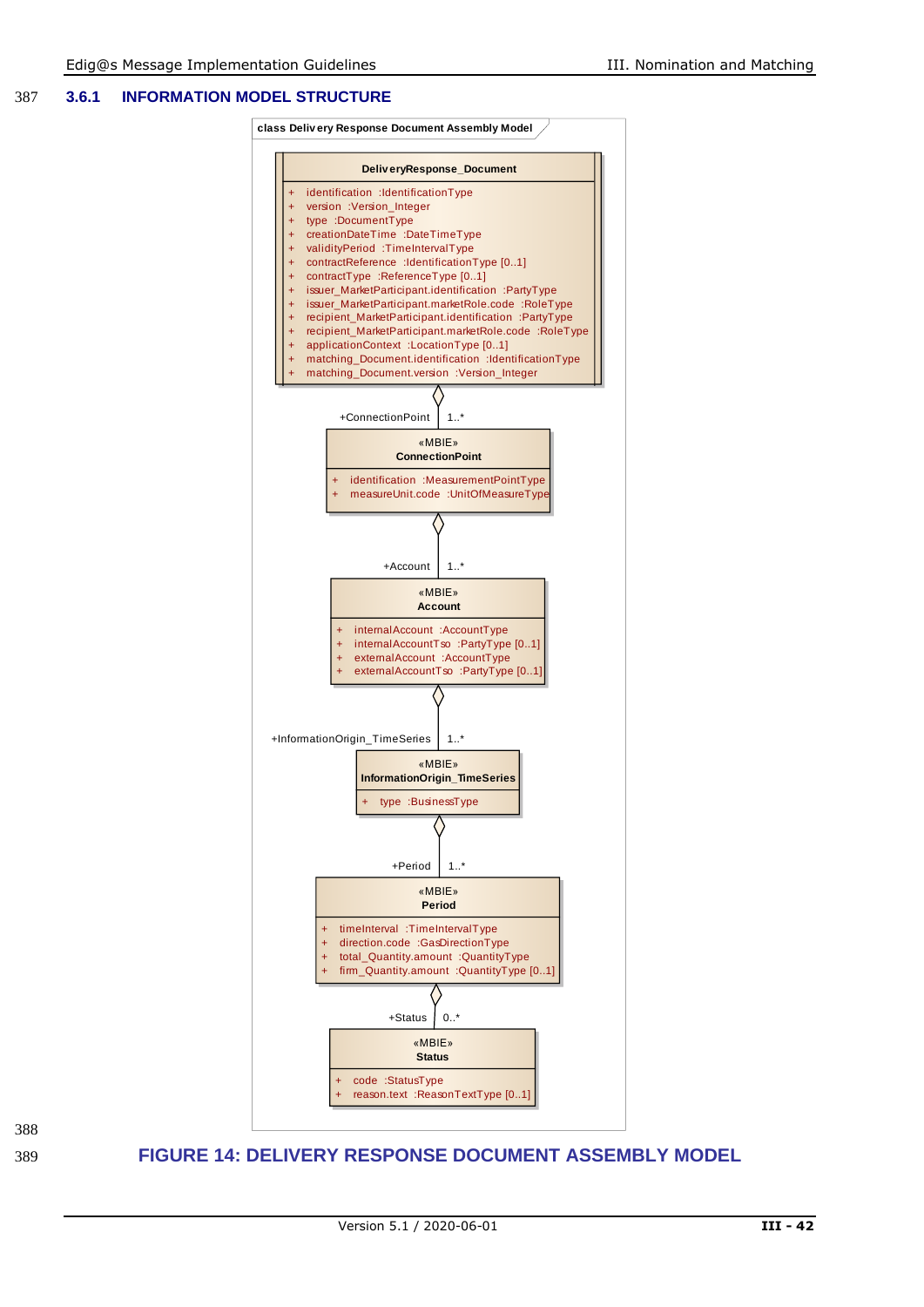### 3.6.1 INFORMATION MODEL STRUCTURE

class Delivery Response Document Assembly Model

**DeliveryResponse_Document**

- \+ identification :IdentificationType
- \+ version :Version_Integer
- \+ type :DocumentType
- \+ creationDateTime :DateTimeType
- \+ validityPeriod :TimeIntervalType
- \+ contractReference :IdentificationType [0..1]
- \+ contractType :ReferenceType [0..1]
- \+ issuer_MarketParticipant.identification :PartyType
- \+ issuer_MarketParticipant.marketRole.code :RoleType
- \+ recipient_MarketParticipant.identification :PartyType
- \+ recipient_MarketParticipant.marketRole.code :RoleType
- \+ applicationContext :LocationType [0..1]
- \+ matching_Document.identification :IdentificationType
- \+ matching_Document.version :Version_Integer

+ConnectionPoint 1..*

«MBIE» **ConnectionPoint**

- \+ identification :MeasurementPointType
- \+ measureUnit.code :UnitOfMeasureType

+Account 1..*

«MBIE» **Account**

- \+ internalAccount :AccountType
- \+ internalAccountTso :PartyType [0..1]
- \+ externalAccount :AccountType
- \+ externalAccountTso :PartyType [0..1]

+InformationOrigin_TimeSeries 1..*

«MBIE» **InformationOrigin_TimeSeries**

- \+ type :BusinessType

+Period 1..*

«MBIE» **Period**

- \+ timeInterval :TimeIntervalType
- \+ direction.code :GasDirectionType
- \+ total_Quantity.amount :QuantityType
- \+ firm_Quantity.amount :QuantityType [0..1]

+Status 0..*

«MBIE» **Status**

- \+ code :StatusType
- \+ reason.text :ReasonTextType [0..1]

**FIGURE 14: DELIVERY RESPONSE DOCUMENT ASSEMBLY MODEL**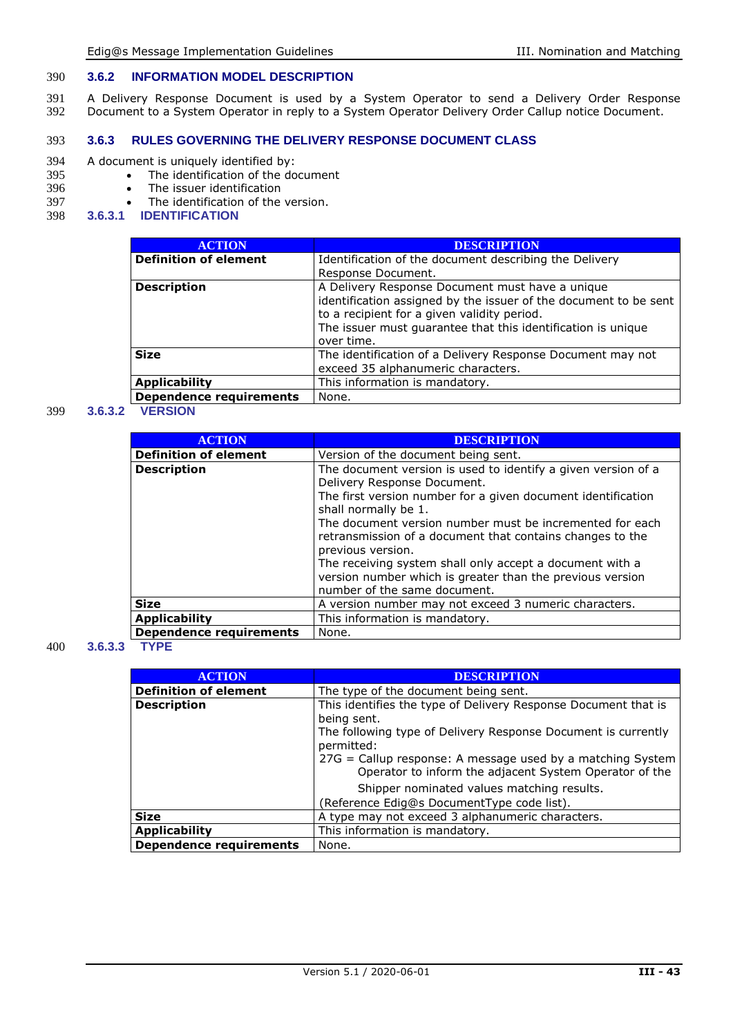### 3.6.2 INFORMATION MODEL DESCRIPTION

A Delivery Response Document is used by a System Operator to send a Delivery Order Response Document to a System Operator in reply to a System Operator Delivery Order Callup notice Document.

### 3.6.3 RULES GOVERNING THE DELIVERY RESPONSE DOCUMENT CLASS

A document is uniquely identified by:

- The identification of the document
- The issuer identification
- The identification of the version.

#### 3.6.3.1 IDENTIFICATION

| ACTION | DESCRIPTION |
|---|---|
| **Definition of element** | Identification of the document describing the Delivery Response Document. |
| **Description** | A Delivery Response Document must have a unique identification assigned by the issuer of the document to be sent to a recipient for a given validity period.<br>The issuer must guarantee that this identification is unique over time. |
| **Size** | The identification of a Delivery Response Document may not exceed 35 alphanumeric characters. |
| **Applicability** | This information is mandatory. |
| **Dependence requirements** | None. |

#### 3.6.3.2 VERSION

| ACTION | DESCRIPTION |
|---|---|
| **Definition of element** | Version of the document being sent. |
| **Description** | The document version is used to identify a given version of a Delivery Response Document.<br>The first version number for a given document identification shall normally be 1.<br>The document version number must be incremented for each retransmission of a document that contains changes to the previous version.<br>The receiving system shall only accept a document with a version number which is greater than the previous version number of the same document. |
| **Size** | A version number may not exceed 3 numeric characters. |
| **Applicability** | This information is mandatory. |
| **Dependence requirements** | None. |

#### 3.6.3.3 TYPE

| ACTION | DESCRIPTION |
|---|---|
| **Definition of element** | The type of the document being sent. |
| **Description** | This identifies the type of Delivery Response Document that is being sent.<br>The following type of Delivery Response Document is currently permitted:<br>27G = Callup response: A message used by a matching System Operator to inform the adjacent System Operator of the Shipper nominated values matching results.<br>(Reference Edig@s DocumentType code list). |
| **Size** | A type may not exceed 3 alphanumeric characters. |
| **Applicability** | This information is mandatory. |
| **Dependence requirements** | None. |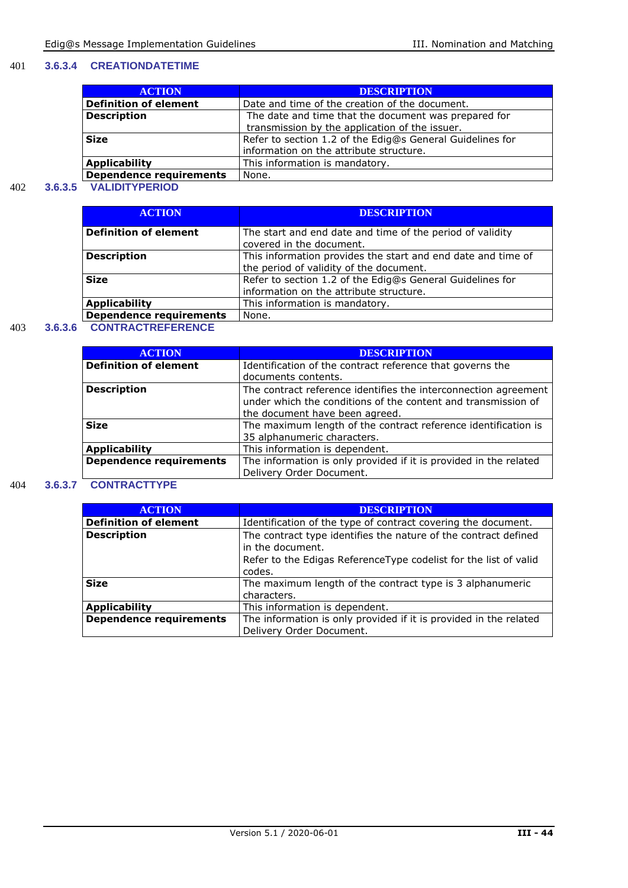### 3.6.3.4 CREATIONDATETIME

| ACTION | DESCRIPTION |
|---|---|
| **Definition of element** | Date and time of the creation of the document. |
| **Description** | The date and time that the document was prepared for transmission by the application of the issuer. |
| **Size** | Refer to section 1.2 of the Edig@s General Guidelines for information on the attribute structure. |
| **Applicability** | This information is mandatory. |
| **Dependence requirements** | None. |

### 3.6.3.5 VALIDITYPERIOD

| ACTION | DESCRIPTION |
|---|---|
| **Definition of element** | The start and end date and time of the period of validity covered in the document. |
| **Description** | This information provides the start and end date and time of the period of validity of the document. |
| **Size** | Refer to section 1.2 of the Edig@s General Guidelines for information on the attribute structure. |
| **Applicability** | This information is mandatory. |
| **Dependence requirements** | None. |

### 3.6.3.6 CONTRACTREFERENCE

| ACTION | DESCRIPTION |
|---|---|
| **Definition of element** | Identification of the contract reference that governs the documents contents. |
| **Description** | The contract reference identifies the interconnection agreement under which the conditions of the content and transmission of the document have been agreed. |
| **Size** | The maximum length of the contract reference identification is 35 alphanumeric characters. |
| **Applicability** | This information is dependent. |
| **Dependence requirements** | The information is only provided if it is provided in the related Delivery Order Document. |

### 3.6.3.7 CONTRACTTYPE

| ACTION | DESCRIPTION |
|---|---|
| **Definition of element** | Identification of the type of contract covering the document. |
| **Description** | The contract type identifies the nature of the contract defined in the document.<br>Refer to the Edigas ReferenceType codelist for the list of valid codes. |
| **Size** | The maximum length of the contract type is 3 alphanumeric characters. |
| **Applicability** | This information is dependent. |
| **Dependence requirements** | The information is only provided if it is provided in the related Delivery Order Document. |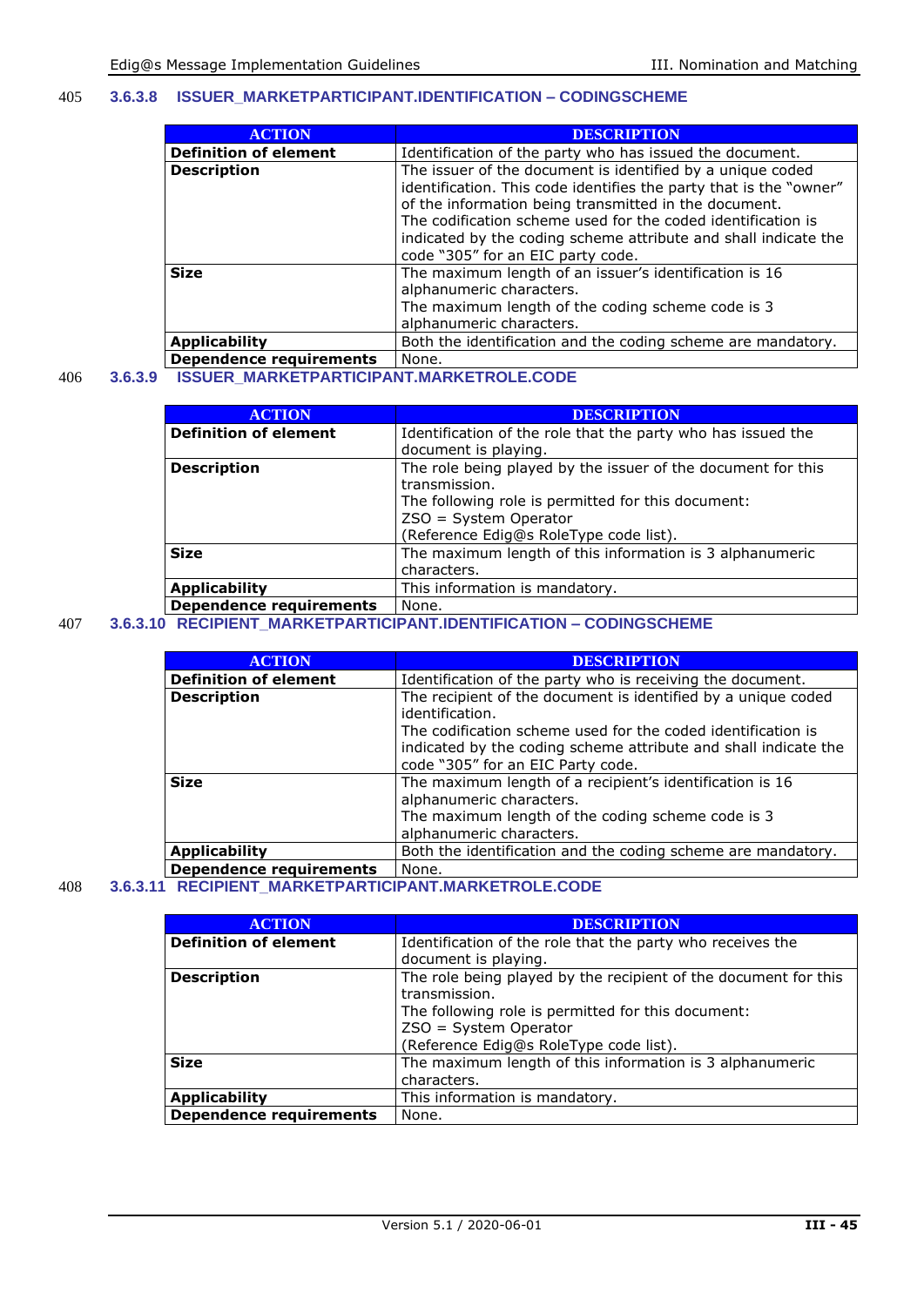#### 3.6.3.8 ISSUER_MARKETPARTICIPANT.IDENTIFICATION – CODINGSCHEME

| ACTION | DESCRIPTION |
|---|---|
| **Definition of element** | Identification of the party who has issued the document. |
| **Description** | The issuer of the document is identified by a unique coded identification. This code identifies the party that is the "owner" of the information being transmitted in the document.<br>The codification scheme used for the coded identification is indicated by the coding scheme attribute and shall indicate the code "305" for an EIC party code. |
| **Size** | The maximum length of an issuer's identification is 16 alphanumeric characters.<br>The maximum length of the coding scheme code is 3 alphanumeric characters. |
| **Applicability** | Both the identification and the coding scheme are mandatory. |
| **Dependence requirements** | None. |

#### 3.6.3.9 ISSUER_MARKETPARTICIPANT.MARKETROLE.CODE

| ACTION | DESCRIPTION |
|---|---|
| **Definition of element** | Identification of the role that the party who has issued the document is playing. |
| **Description** | The role being played by the issuer of the document for this transmission.<br>The following role is permitted for this document:<br>ZSO = System Operator<br>(Reference Edig@s RoleType code list). |
| **Size** | The maximum length of this information is 3 alphanumeric characters. |
| **Applicability** | This information is mandatory. |
| **Dependence requirements** | None. |

#### 3.6.3.10 RECIPIENT_MARKETPARTICIPANT.IDENTIFICATION – CODINGSCHEME

| ACTION | DESCRIPTION |
|---|---|
| **Definition of element** | Identification of the party who is receiving the document. |
| **Description** | The recipient of the document is identified by a unique coded identification.<br>The codification scheme used for the coded identification is indicated by the coding scheme attribute and shall indicate the code "305" for an EIC Party code. |
| **Size** | The maximum length of a recipient's identification is 16 alphanumeric characters.<br>The maximum length of the coding scheme code is 3 alphanumeric characters. |
| **Applicability** | Both the identification and the coding scheme are mandatory. |
| **Dependence requirements** | None. |

#### 3.6.3.11 RECIPIENT_MARKETPARTICIPANT.MARKETROLE.CODE

| ACTION | DESCRIPTION |
|---|---|
| **Definition of element** | Identification of the role that the party who receives the document is playing. |
| **Description** | The role being played by the recipient of the document for this transmission.<br>The following role is permitted for this document:<br>ZSO = System Operator<br>(Reference Edig@s RoleType code list). |
| **Size** | The maximum length of this information is 3 alphanumeric characters. |
| **Applicability** | This information is mandatory. |
| **Dependence requirements** | None. |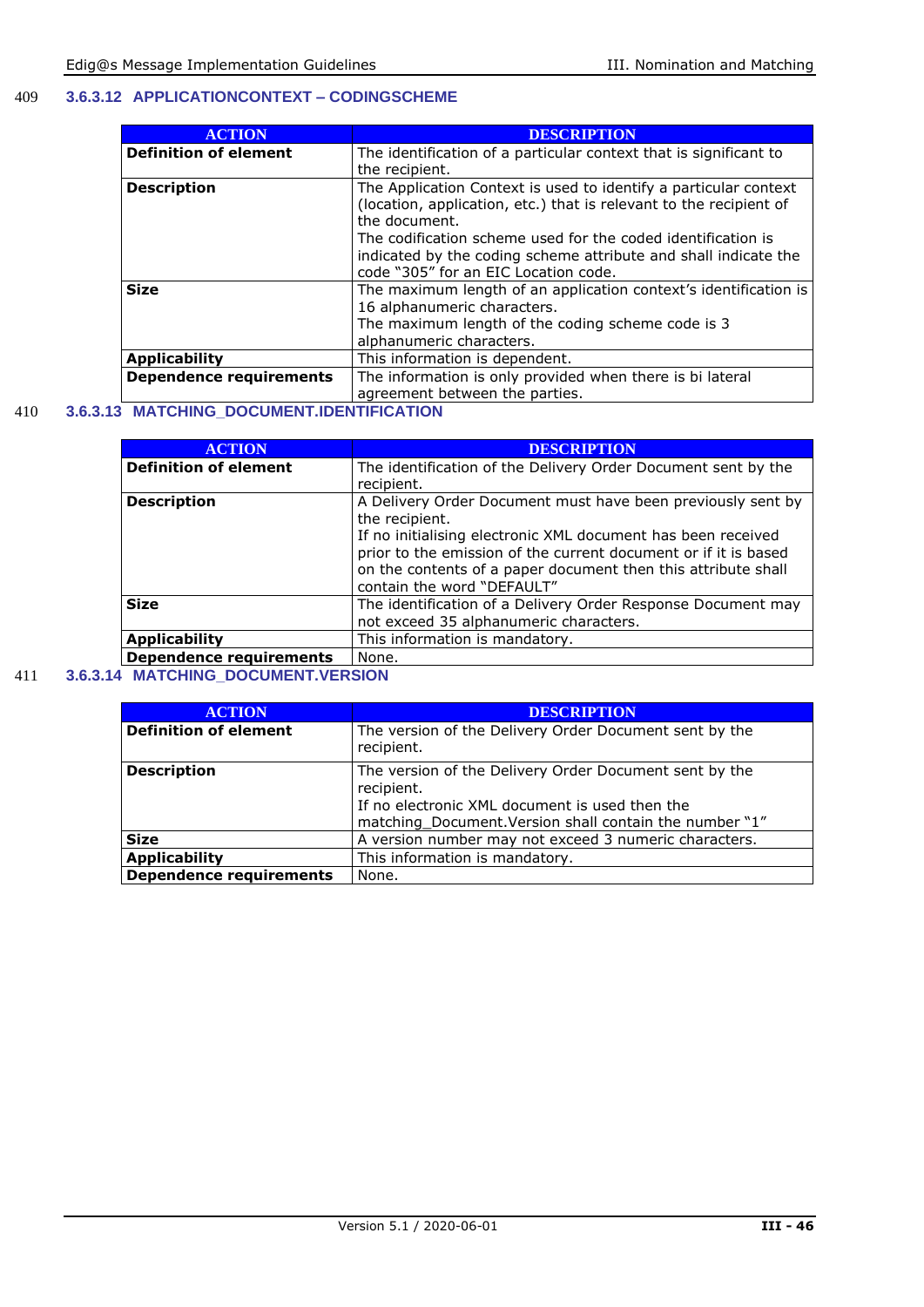409 **3.6.3.12 APPLICATIONCONTEXT – CODINGSCHEME**

| ACTION | DESCRIPTION |
|---|---|
| **Definition of element** | The identification of a particular context that is significant to the recipient. |
| **Description** | The Application Context is used to identify a particular context (location, application, etc.) that is relevant to the recipient of the document.<br>The codification scheme used for the coded identification is indicated by the coding scheme attribute and shall indicate the code "305" for an EIC Location code. |
| **Size** | The maximum length of an application context's identification is 16 alphanumeric characters.<br>The maximum length of the coding scheme code is 3 alphanumeric characters. |
| **Applicability** | This information is dependent. |
| **Dependence requirements** | The information is only provided when there is bi lateral agreement between the parties. |

410 **3.6.3.13 MATCHING_DOCUMENT.IDENTIFICATION**

| ACTION | DESCRIPTION |
|---|---|
| **Definition of element** | The identification of the Delivery Order Document sent by the recipient. |
| **Description** | A Delivery Order Document must have been previously sent by the recipient.<br>If no initialising electronic XML document has been received prior to the emission of the current document or if it is based on the contents of a paper document then this attribute shall contain the word "DEFAULT" |
| **Size** | The identification of a Delivery Order Response Document may not exceed 35 alphanumeric characters. |
| **Applicability** | This information is mandatory. |
| **Dependence requirements** | None. |

411 **3.6.3.14 MATCHING_DOCUMENT.VERSION**

| ACTION | DESCRIPTION |
|---|---|
| **Definition of element** | The version of the Delivery Order Document sent by the recipient. |
| **Description** | The version of the Delivery Order Document sent by the recipient.<br>If no electronic XML document is used then the matching_Document.Version shall contain the number "1" |
| **Size** | A version number may not exceed 3 numeric characters. |
| **Applicability** | This information is mandatory. |
| **Dependence requirements** | None. |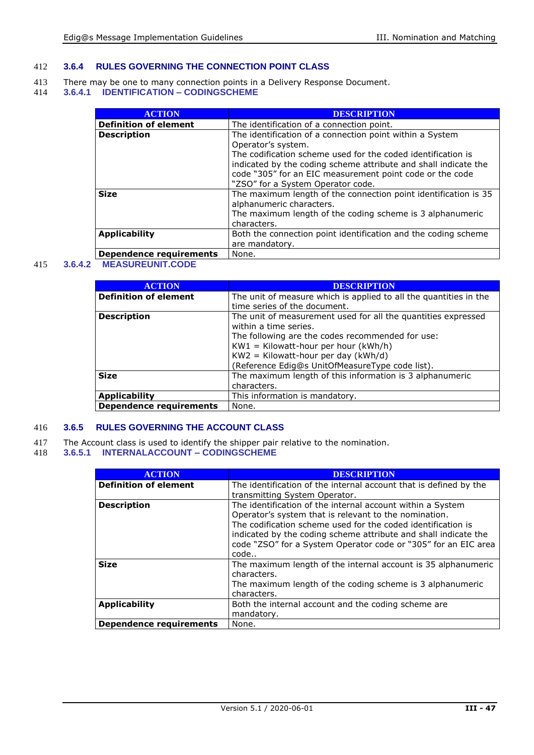### 3.6.4 RULES GOVERNING THE CONNECTION POINT CLASS

There may be one to many connection points in a Delivery Response Document.

#### 3.6.4.1 IDENTIFICATION – CODINGSCHEME

| ACTION | DESCRIPTION |
|---|---|
| **Definition of element** | The identification of a connection point. |
| **Description** | The identification of a connection point within a System Operator's system.<br>The codification scheme used for the coded identification is indicated by the coding scheme attribute and shall indicate the code "305" for an EIC measurement point code or the code "ZSO" for a System Operator code. |
| **Size** | The maximum length of the connection point identification is 35 alphanumeric characters.<br>The maximum length of the coding scheme is 3 alphanumeric characters. |
| **Applicability** | Both the connection point identification and the coding scheme are mandatory. |
| **Dependence requirements** | None. |

#### 3.6.4.2 MEASUREUNIT.CODE

| ACTION | DESCRIPTION |
|---|---|
| **Definition of element** | The unit of measure which is applied to all the quantities in the time series of the document. |
| **Description** | The unit of measurement used for all the quantities expressed within a time series.<br>The following are the codes recommended for use:<br>KW1 = Kilowatt-hour per hour (kWh/h)<br>KW2 = Kilowatt-hour per day (kWh/d)<br>(Reference Edig@s UnitOfMeasureType code list). |
| **Size** | The maximum length of this information is 3 alphanumeric characters. |
| **Applicability** | This information is mandatory. |
| **Dependence requirements** | None. |

### 3.6.5 RULES GOVERNING THE ACCOUNT CLASS

The Account class is used to identify the shipper pair relative to the nomination.

#### 3.6.5.1 INTERNALACCOUNT – CODINGSCHEME

| ACTION | DESCRIPTION |
|---|---|
| **Definition of element** | The identification of the internal account that is defined by the transmitting System Operator. |
| **Description** | The identification of the internal account within a System Operator's system that is relevant to the nomination.<br>The codification scheme used for the coded identification is indicated by the coding scheme attribute and shall indicate the code "ZSO" for a System Operator code or "305" for an EIC area code.. |
| **Size** | The maximum length of the internal account is 35 alphanumeric characters.<br>The maximum length of the coding scheme is 3 alphanumeric characters. |
| **Applicability** | Both the internal account and the coding scheme are mandatory. |
| **Dependence requirements** | None. |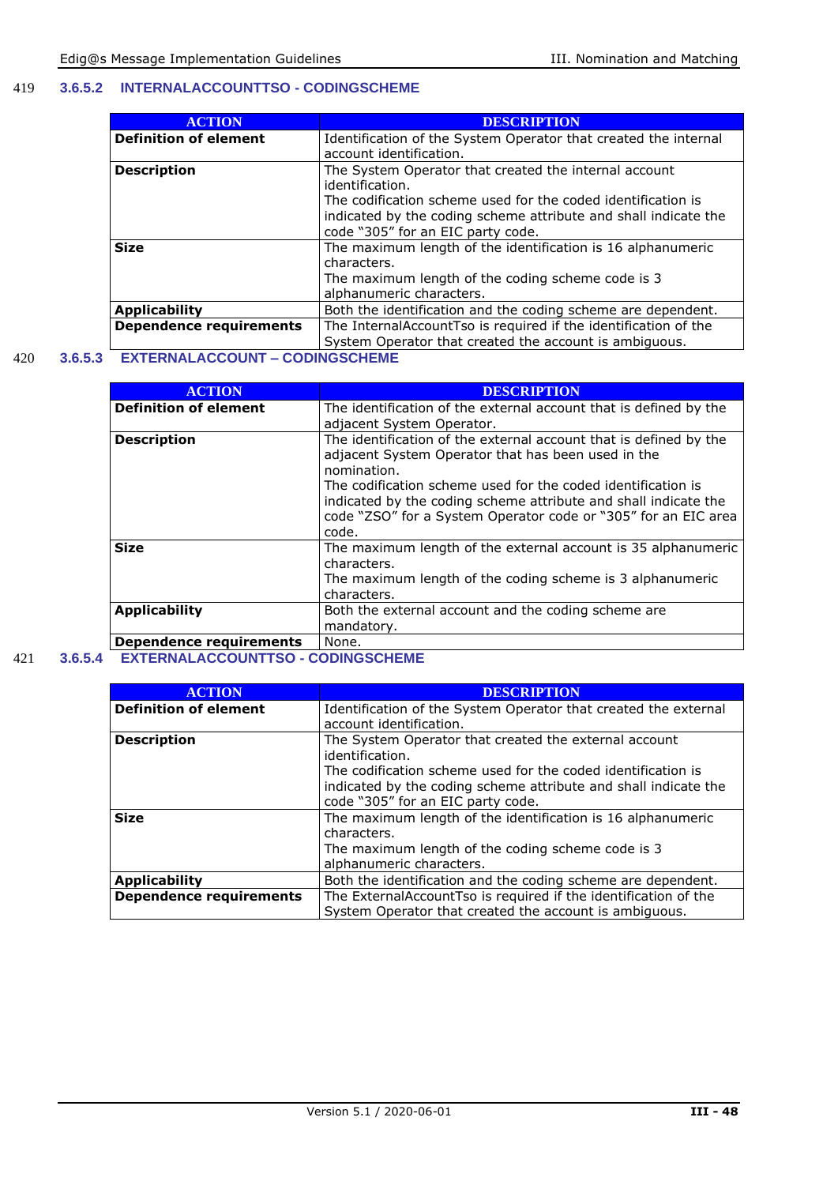### 3.6.5.2 INTERNALACCOUNTTSO - CODINGSCHEME

| ACTION | DESCRIPTION |
|---|---|
| **Definition of element** | Identification of the System Operator that created the internal account identification. |
| **Description** | The System Operator that created the internal account identification.<br>The codification scheme used for the coded identification is indicated by the coding scheme attribute and shall indicate the code “305” for an EIC party code. |
| **Size** | The maximum length of the identification is 16 alphanumeric characters.<br>The maximum length of the coding scheme code is 3 alphanumeric characters. |
| **Applicability** | Both the identification and the coding scheme are dependent. |
| **Dependence requirements** | The InternalAccountTso is required if the identification of the System Operator that created the account is ambiguous. |

### 3.6.5.3 EXTERNALACCOUNT – CODINGSCHEME

| ACTION | DESCRIPTION |
|---|---|
| **Definition of element** | The identification of the external account that is defined by the adjacent System Operator. |
| **Description** | The identification of the external account that is defined by the adjacent System Operator that has been used in the nomination.<br>The codification scheme used for the coded identification is indicated by the coding scheme attribute and shall indicate the code “ZSO” for a System Operator code or “305” for an EIC area code. |
| **Size** | The maximum length of the external account is 35 alphanumeric characters.<br>The maximum length of the coding scheme is 3 alphanumeric characters. |
| **Applicability** | Both the external account and the coding scheme are mandatory. |
| **Dependence requirements** | None. |

### 3.6.5.4 EXTERNALACCOUNTTSO - CODINGSCHEME

| ACTION | DESCRIPTION |
|---|---|
| **Definition of element** | Identification of the System Operator that created the external account identification. |
| **Description** | The System Operator that created the external account identification.<br>The codification scheme used for the coded identification is indicated by the coding scheme attribute and shall indicate the code “305” for an EIC party code. |
| **Size** | The maximum length of the identification is 16 alphanumeric characters.<br>The maximum length of the coding scheme code is 3 alphanumeric characters. |
| **Applicability** | Both the identification and the coding scheme are dependent. |
| **Dependence requirements** | The ExternalAccountTso is required if the identification of the System Operator that created the account is ambiguous. |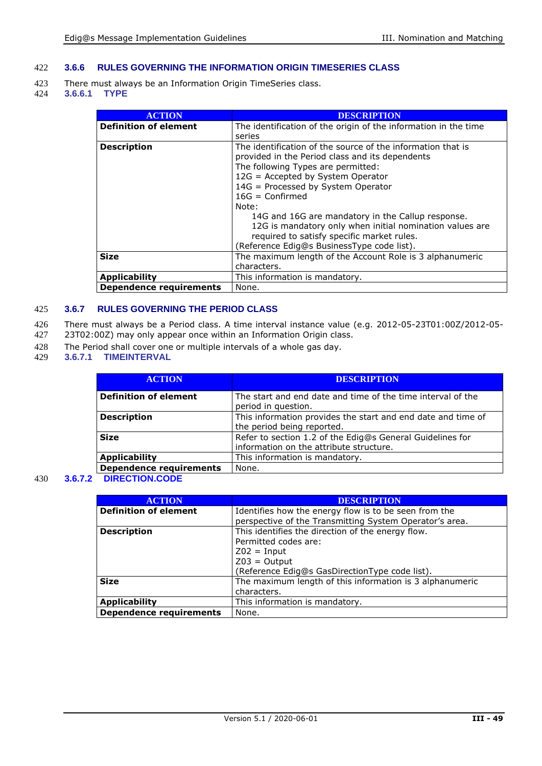### 3.6.6 RULES GOVERNING THE INFORMATION ORIGIN TIMESERIES CLASS

There must always be an Information Origin TimeSeries class.

#### 3.6.6.1 TYPE

| ACTION | DESCRIPTION |
|---|---|
| **Definition of element** | The identification of the origin of the information in the time series |
| **Description** | The identification of the source of the information that is provided in the Period class and its dependents<br>The following Types are permitted:<br>12G = Accepted by System Operator<br>14G = Processed by System Operator<br>16G = Confirmed<br>Note:<br>14G and 16G are mandatory in the Callup response.<br>12G is mandatory only when initial nomination values are required to satisfy specific market rules.<br>(Reference Edig@s BusinessType code list). |
| **Size** | The maximum length of the Account Role is 3 alphanumeric characters. |
| **Applicability** | This information is mandatory. |
| **Dependence requirements** | None. |

### 3.6.7 RULES GOVERNING THE PERIOD CLASS

There must always be a Period class. A time interval instance value (e.g. 2012-05-23T01:00Z/2012-05-23T02:00Z) may only appear once within an Information Origin class.

The Period shall cover one or multiple intervals of a whole gas day.

#### 3.6.7.1 TIMEINTERVAL

| ACTION | DESCRIPTION |
|---|---|
| **Definition of element** | The start and end date and time of the time interval of the period in question. |
| **Description** | This information provides the start and end date and time of the period being reported. |
| **Size** | Refer to section 1.2 of the Edig@s General Guidelines for information on the attribute structure. |
| **Applicability** | This information is mandatory. |
| **Dependence requirements** | None. |

#### 3.6.7.2 DIRECTION.CODE

| ACTION | DESCRIPTION |
|---|---|
| **Definition of element** | Identifies how the energy flow is to be seen from the perspective of the Transmitting System Operator's area. |
| **Description** | This identifies the direction of the energy flow.<br>Permitted codes are:<br>Z02 = Input<br>Z03 = Output<br>(Reference Edig@s GasDirectionType code list). |
| **Size** | The maximum length of this information is 3 alphanumeric characters. |
| **Applicability** | This information is mandatory. |
| **Dependence requirements** | None. |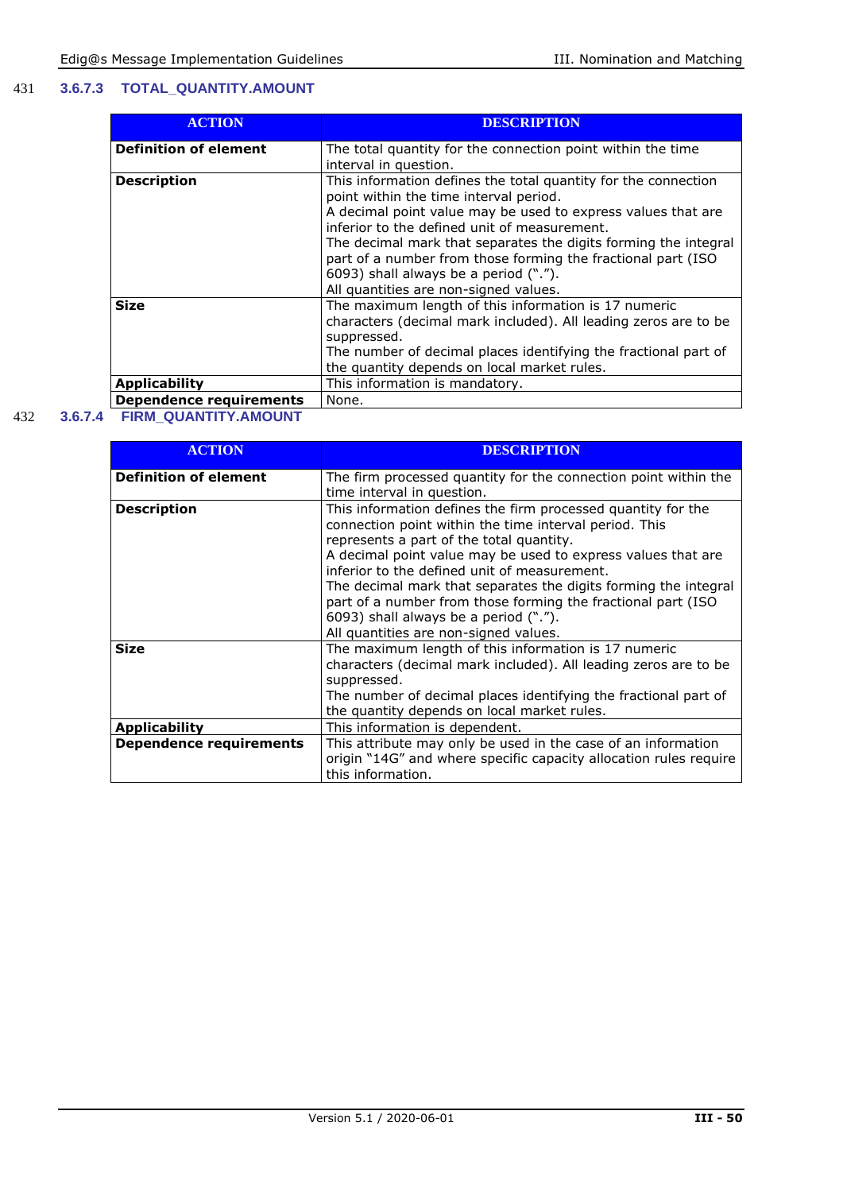### 3.6.7.3 TOTAL_QUANTITY.AMOUNT

| ACTION | DESCRIPTION |
|---|---|
| **Definition of element** | The total quantity for the connection point within the time interval in question. |
| **Description** | This information defines the total quantity for the connection point within the time interval period.<br>A decimal point value may be used to express values that are inferior to the defined unit of measurement.<br>The decimal mark that separates the digits forming the integral part of a number from those forming the fractional part (ISO 6093) shall always be a period (".").<br>All quantities are non-signed values. |
| **Size** | The maximum length of this information is 17 numeric characters (decimal mark included). All leading zeros are to be suppressed.<br>The number of decimal places identifying the fractional part of the quantity depends on local market rules. |
| **Applicability** | This information is mandatory. |
| **Dependence requirements** | None. |

### 3.6.7.4 FIRM_QUANTITY.AMOUNT

| ACTION | DESCRIPTION |
|---|---|
| **Definition of element** | The firm processed quantity for the connection point within the time interval in question. |
| **Description** | This information defines the firm processed quantity for the connection point within the time interval period. This represents a part of the total quantity.<br>A decimal point value may be used to express values that are inferior to the defined unit of measurement.<br>The decimal mark that separates the digits forming the integral part of a number from those forming the fractional part (ISO 6093) shall always be a period (".").<br>All quantities are non-signed values. |
| **Size** | The maximum length of this information is 17 numeric characters (decimal mark included). All leading zeros are to be suppressed.<br>The number of decimal places identifying the fractional part of the quantity depends on local market rules. |
| **Applicability** | This information is dependent. |
| **Dependence requirements** | This attribute may only be used in the case of an information origin "14G" and where specific capacity allocation rules require this information. |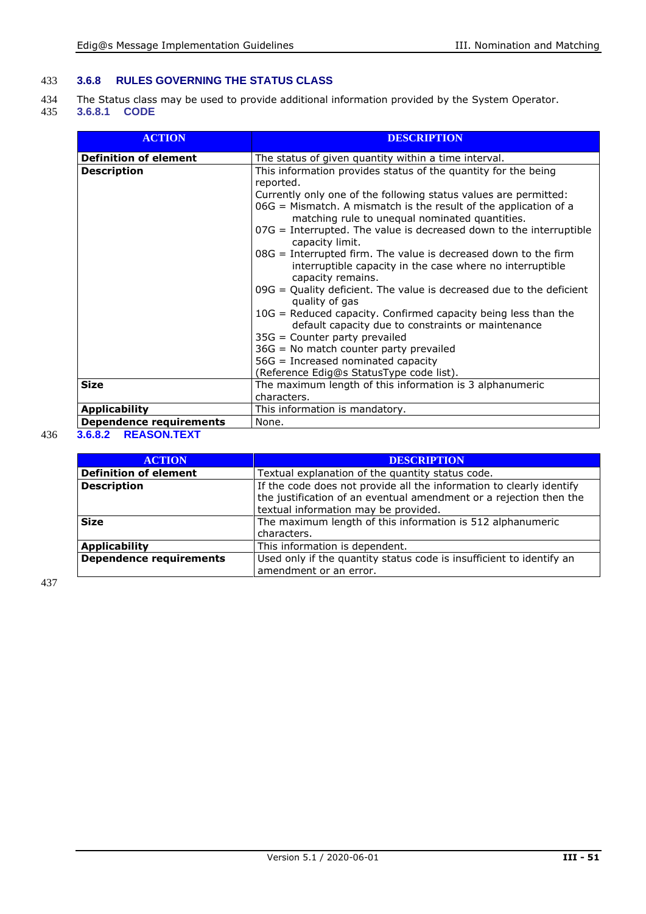### 3.6.8 RULES GOVERNING THE STATUS CLASS

The Status class may be used to provide additional information provided by the System Operator.

#### 3.6.8.1 CODE

| ACTION | DESCRIPTION |
|---|---|
| **Definition of element** | The status of given quantity within a time interval. |
| **Description** | This information provides status of the quantity for the being reported.<br>Currently only one of the following status values are permitted:<br>06G = Mismatch. A mismatch is the result of the application of a matching rule to unequal nominated quantities.<br>07G = Interrupted. The value is decreased down to the interruptible capacity limit.<br>08G = Interrupted firm. The value is decreased down to the firm interruptible capacity in the case where no interruptible capacity remains.<br>09G = Quality deficient. The value is decreased due to the deficient quality of gas<br>10G = Reduced capacity. Confirmed capacity being less than the default capacity due to constraints or maintenance<br>35G = Counter party prevailed<br>36G = No match counter party prevailed<br>56G = Increased nominated capacity<br>(Reference Edig@s StatusType code list). |
| **Size** | The maximum length of this information is 3 alphanumeric characters. |
| **Applicability** | This information is mandatory. |
| **Dependence requirements** | None. |

#### 3.6.8.2 REASON.TEXT

| ACTION | DESCRIPTION |
|---|---|
| **Definition of element** | Textual explanation of the quantity status code. |
| **Description** | If the code does not provide all the information to clearly identify the justification of an eventual amendment or a rejection then the textual information may be provided. |
| **Size** | The maximum length of this information is 512 alphanumeric characters. |
| **Applicability** | This information is dependent. |
| **Dependence requirements** | Used only if the quantity status code is insufficient to identify an amendment or an error. |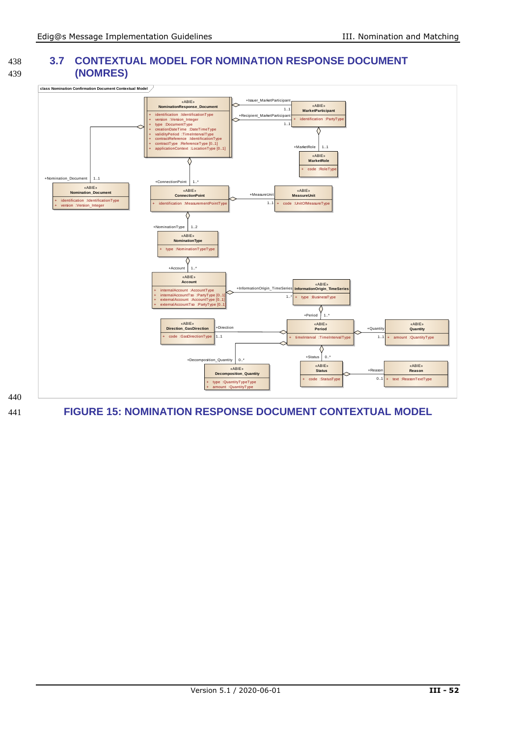## 3.7 CONTEXTUAL MODEL FOR NOMINATION RESPONSE DOCUMENT (NOMRES)

**FIGURE 15: NOMINATION RESPONSE DOCUMENT CONTEXTUAL MODEL**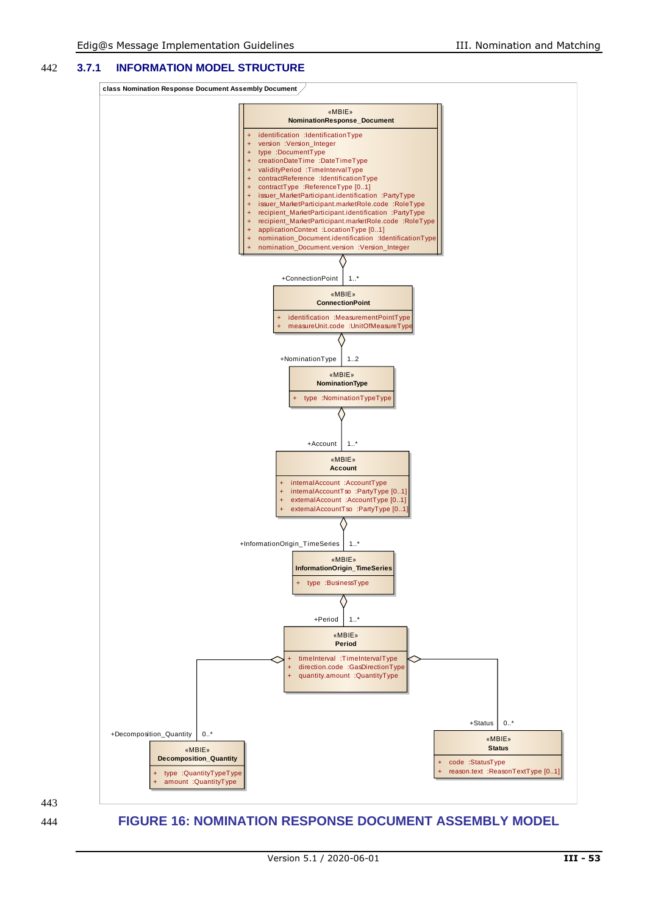### 3.7.1 INFORMATION MODEL STRUCTURE

class Nomination Response Document Assembly Document

«MBIE»
**NominationResponse_Document**

- \+ identification :IdentificationType
- \+ version :Version_Integer
- \+ type :DocumentType
- \+ creationDateTime :DateTimeType
- \+ validityPeriod :TimeIntervalType
- \+ contractReference :IdentificationType
- \+ contractType :ReferenceType [0..1]
- \+ issuer_MarketParticipant.identification :PartyType
- \+ issuer_MarketParticipant.marketRole.code :RoleType
- \+ recipient_MarketParticipant.identification :PartyType
- \+ recipient_MarketParticipant.marketRole.code :RoleType
- \+ applicationContext :LocationType [0..1]
- \+ nomination_Document.identification :IdentificationType
- \+ nomination_Document.version :Version_Integer

+ConnectionPoint 1..*

«MBIE»
**ConnectionPoint**

- \+ identification :MeasurementPointType
- \+ measureUnit.code :UnitOfMeasureType

+NominationType 1..2

«MBIE»
**NominationType**

- \+ type :NominationTypeType

+Account 1..*

«MBIE»
**Account**

- \+ internalAccount :AccountType
- \+ internalAccountTso :PartyType [0..1]
- \+ externalAccount :AccountType [0..1]
- \+ externalAccountTso :PartyType [0..1]

+InformationOrigin_TimeSeries 1..*

«MBIE»
**InformationOrigin_TimeSeries**

- \+ type :BusinessType

+Period 1..*

«MBIE»
**Period**

- \+ timeInterval :TimeIntervalType
- \+ direction.code :GasDirectionType
- \+ quantity.amount :QuantityType

+Decomposition_Quantity 0..*

«MBIE»
**Decomposition_Quantity**

- \+ type :QuantityTypeType
- \+ amount :QuantityType

+Status 0..*

«MBIE»
**Status**

- \+ code :StatusType
- \+ reason.text :ReasonTextType [0..1]

**FIGURE 16: NOMINATION RESPONSE DOCUMENT ASSEMBLY MODEL**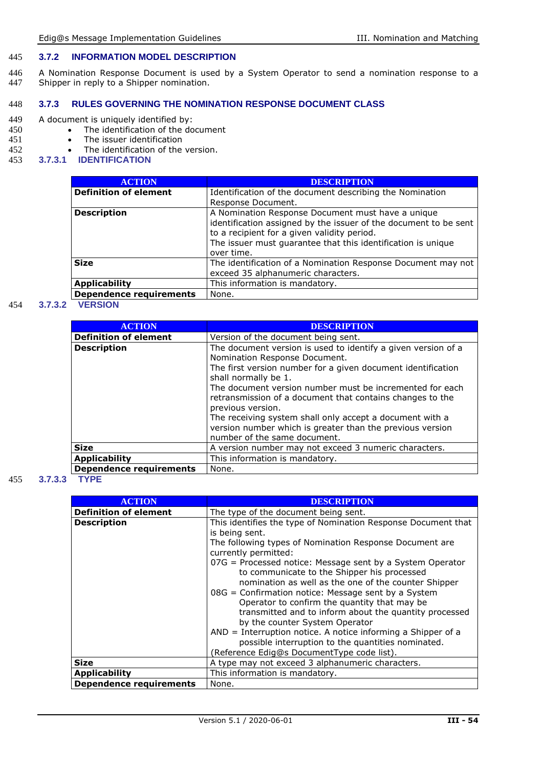### 3.7.2 INFORMATION MODEL DESCRIPTION

A Nomination Response Document is used by a System Operator to send a nomination response to a Shipper in reply to a Shipper nomination.

### 3.7.3 RULES GOVERNING THE NOMINATION RESPONSE DOCUMENT CLASS

A document is uniquely identified by:

- The identification of the document
- The issuer identification
- The identification of the version.

#### 3.7.3.1 IDENTIFICATION

| ACTION | DESCRIPTION |
|---|---|
| **Definition of element** | Identification of the document describing the Nomination Response Document. |
| **Description** | A Nomination Response Document must have a unique identification assigned by the issuer of the document to be sent to a recipient for a given validity period.<br>The issuer must guarantee that this identification is unique over time. |
| **Size** | The identification of a Nomination Response Document may not exceed 35 alphanumeric characters. |
| **Applicability** | This information is mandatory. |
| **Dependence requirements** | None. |

#### 3.7.3.2 VERSION

| ACTION | DESCRIPTION |
|---|---|
| **Definition of element** | Version of the document being sent. |
| **Description** | The document version is used to identify a given version of a Nomination Response Document.<br>The first version number for a given document identification shall normally be 1.<br>The document version number must be incremented for each retransmission of a document that contains changes to the previous version.<br>The receiving system shall only accept a document with a version number which is greater than the previous version number of the same document. |
| **Size** | A version number may not exceed 3 numeric characters. |
| **Applicability** | This information is mandatory. |
| **Dependence requirements** | None. |

#### 3.7.3.3 TYPE

| ACTION | DESCRIPTION |
|---|---|
| **Definition of element** | The type of the document being sent. |
| **Description** | This identifies the type of Nomination Response Document that is being sent.<br>The following types of Nomination Response Document are currently permitted:<br>07G = Processed notice: Message sent by a System Operator to communicate to the Shipper his processed nomination as well as the one of the counter Shipper<br>08G = Confirmation notice: Message sent by a System Operator to confirm the quantity that may be transmitted and to inform about the quantity processed by the counter System Operator<br>AND = Interruption notice. A notice informing a Shipper of a possible interruption to the quantities nominated.<br>(Reference Edig@s DocumentType code list). |
| **Size** | A type may not exceed 3 alphanumeric characters. |
| **Applicability** | This information is mandatory. |
| **Dependence requirements** | None. |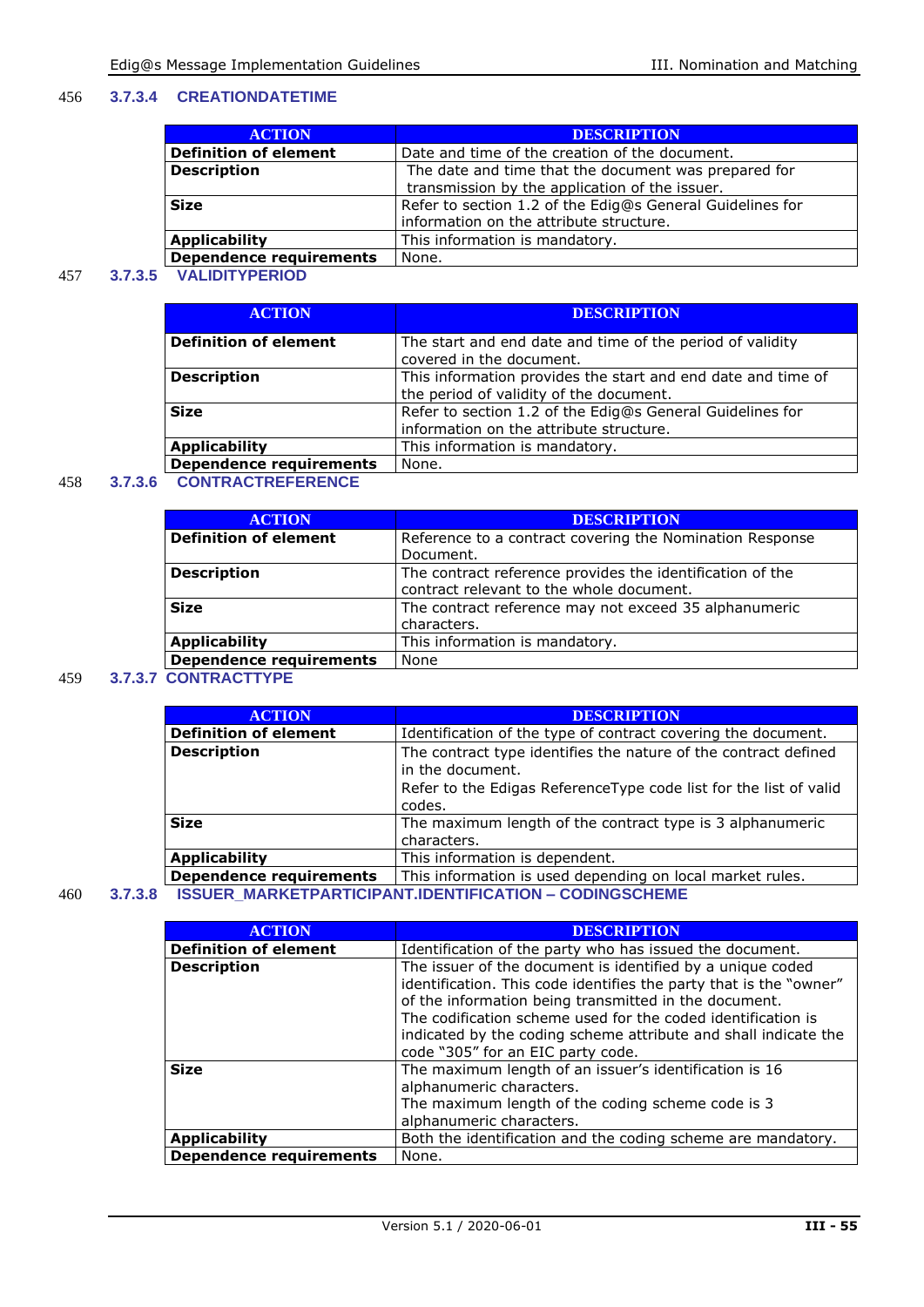#### 3.7.3.4 CREATIONDATETIME

| ACTION | DESCRIPTION |
|---|---|
| **Definition of element** | Date and time of the creation of the document. |
| **Description** | The date and time that the document was prepared for transmission by the application of the issuer. |
| **Size** | Refer to section 1.2 of the Edig@s General Guidelines for information on the attribute structure. |
| **Applicability** | This information is mandatory. |
| **Dependence requirements** | None. |

#### 3.7.3.5 VALIDITYPERIOD

| ACTION | DESCRIPTION |
|---|---|
| **Definition of element** | The start and end date and time of the period of validity covered in the document. |
| **Description** | This information provides the start and end date and time of the period of validity of the document. |
| **Size** | Refer to section 1.2 of the Edig@s General Guidelines for information on the attribute structure. |
| **Applicability** | This information is mandatory. |
| **Dependence requirements** | None. |

#### 3.7.3.6 CONTRACTREFERENCE

| ACTION | DESCRIPTION |
|---|---|
| **Definition of element** | Reference to a contract covering the Nomination Response Document. |
| **Description** | The contract reference provides the identification of the contract relevant to the whole document. |
| **Size** | The contract reference may not exceed 35 alphanumeric characters. |
| **Applicability** | This information is mandatory. |
| **Dependence requirements** | None |

#### 3.7.3.7 CONTRACTTYPE

| ACTION | DESCRIPTION |
|---|---|
| **Definition of element** | Identification of the type of contract covering the document. |
| **Description** | The contract type identifies the nature of the contract defined in the document.<br>Refer to the Edigas ReferenceType code list for the list of valid codes. |
| **Size** | The maximum length of the contract type is 3 alphanumeric characters. |
| **Applicability** | This information is dependent. |
| **Dependence requirements** | This information is used depending on local market rules. |

#### 3.7.3.8 ISSUER_MARKETPARTICIPANT.IDENTIFICATION – CODINGSCHEME

| ACTION | DESCRIPTION |
|---|---|
| **Definition of element** | Identification of the party who has issued the document. |
| **Description** | The issuer of the document is identified by a unique coded identification. This code identifies the party that is the "owner" of the information being transmitted in the document.<br>The codification scheme used for the coded identification is indicated by the coding scheme attribute and shall indicate the code "305" for an EIC party code. |
| **Size** | The maximum length of an issuer's identification is 16 alphanumeric characters.<br>The maximum length of the coding scheme code is 3 alphanumeric characters. |
| **Applicability** | Both the identification and the coding scheme are mandatory. |
| **Dependence requirements** | None. |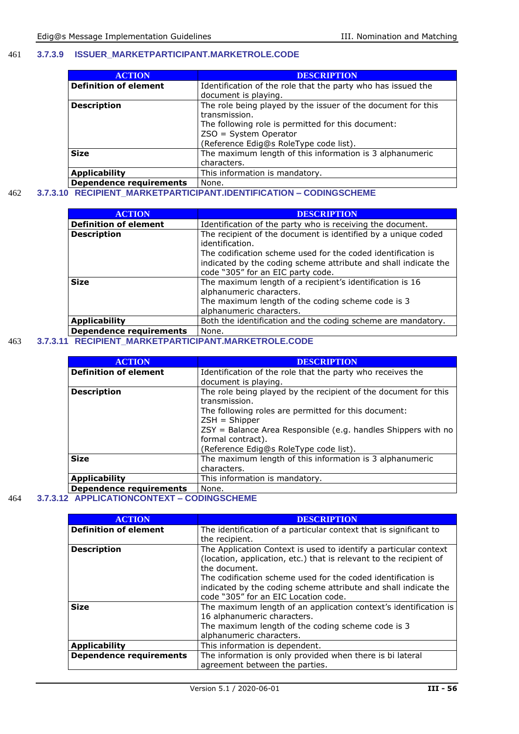### 3.7.3.9 ISSUER_MARKETPARTICIPANT.MARKETROLE.CODE

| ACTION | DESCRIPTION |
|---|---|
| **Definition of element** | Identification of the role that the party who has issued the document is playing. |
| **Description** | The role being played by the issuer of the document for this transmission.<br>The following role is permitted for this document:<br>ZSO = System Operator<br>(Reference Edig@s RoleType code list). |
| **Size** | The maximum length of this information is 3 alphanumeric characters. |
| **Applicability** | This information is mandatory. |
| **Dependence requirements** | None. |

### 3.7.3.10 RECIPIENT_MARKETPARTICIPANT.IDENTIFICATION – CODINGSCHEME

| ACTION | DESCRIPTION |
|---|---|
| **Definition of element** | Identification of the party who is receiving the document. |
| **Description** | The recipient of the document is identified by a unique coded identification.<br>The codification scheme used for the coded identification is indicated by the coding scheme attribute and shall indicate the code "305" for an EIC party code. |
| **Size** | The maximum length of a recipient's identification is 16 alphanumeric characters.<br>The maximum length of the coding scheme code is 3 alphanumeric characters. |
| **Applicability** | Both the identification and the coding scheme are mandatory. |
| **Dependence requirements** | None. |

### 3.7.3.11 RECIPIENT_MARKETPARTICIPANT.MARKETROLE.CODE

| ACTION | DESCRIPTION |
|---|---|
| **Definition of element** | Identification of the role that the party who receives the document is playing. |
| **Description** | The role being played by the recipient of the document for this transmission.<br>The following roles are permitted for this document:<br>ZSH = Shipper<br>ZSY = Balance Area Responsible (e.g. handles Shippers with no formal contract).<br>(Reference Edig@s RoleType code list). |
| **Size** | The maximum length of this information is 3 alphanumeric characters. |
| **Applicability** | This information is mandatory. |
| **Dependence requirements** | None. |

### 3.7.3.12 APPLICATIONCONTEXT – CODINGSCHEME

| ACTION | DESCRIPTION |
|---|---|
| **Definition of element** | The identification of a particular context that is significant to the recipient. |
| **Description** | The Application Context is used to identify a particular context (location, application, etc.) that is relevant to the recipient of the document.<br>The codification scheme used for the coded identification is indicated by the coding scheme attribute and shall indicate the code "305" for an EIC Location code. |
| **Size** | The maximum length of an application context's identification is 16 alphanumeric characters.<br>The maximum length of the coding scheme code is 3 alphanumeric characters. |
| **Applicability** | This information is dependent. |
| **Dependence requirements** | The information is only provided when there is bi lateral agreement between the parties. |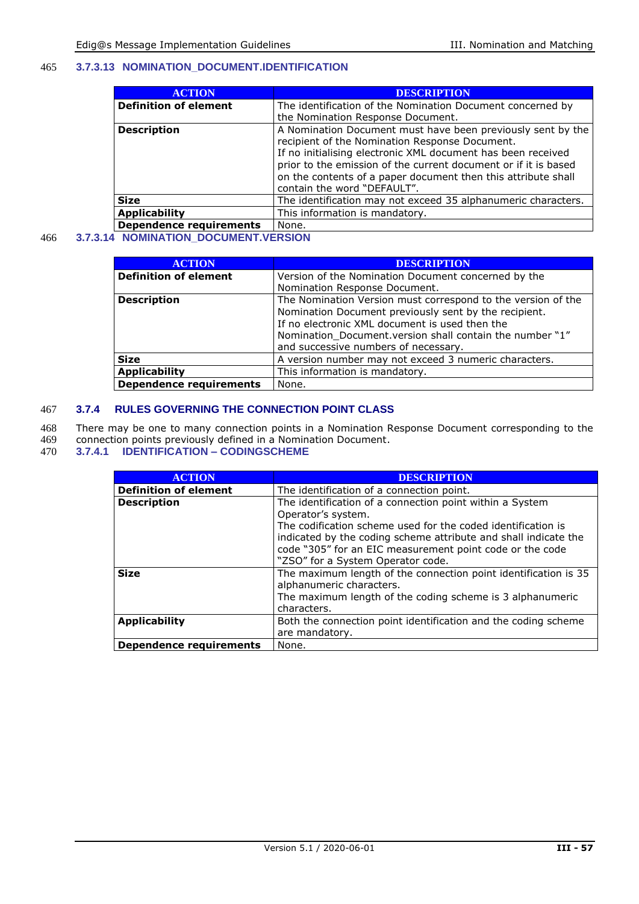#### 3.7.3.13 NOMINATION_DOCUMENT.IDENTIFICATION

| ACTION | DESCRIPTION |
|---|---|
| **Definition of element** | The identification of the Nomination Document concerned by the Nomination Response Document. |
| **Description** | A Nomination Document must have been previously sent by the recipient of the Nomination Response Document.<br>If no initialising electronic XML document has been received prior to the emission of the current document or if it is based on the contents of a paper document then this attribute shall contain the word "DEFAULT". |
| **Size** | The identification may not exceed 35 alphanumeric characters. |
| **Applicability** | This information is mandatory. |
| **Dependence requirements** | None. |

#### 3.7.3.14 NOMINATION_DOCUMENT.VERSION

| ACTION | DESCRIPTION |
|---|---|
| **Definition of element** | Version of the Nomination Document concerned by the Nomination Response Document. |
| **Description** | The Nomination Version must correspond to the version of the Nomination Document previously sent by the recipient.<br>If no electronic XML document is used then the Nomination_Document.version shall contain the number "1" and successive numbers of necessary. |
| **Size** | A version number may not exceed 3 numeric characters. |
| **Applicability** | This information is mandatory. |
| **Dependence requirements** | None. |

### 3.7.4 RULES GOVERNING THE CONNECTION POINT CLASS

There may be one to many connection points in a Nomination Response Document corresponding to the connection points previously defined in a Nomination Document.

#### 3.7.4.1 IDENTIFICATION – CODINGSCHEME

| ACTION | DESCRIPTION |
|---|---|
| **Definition of element** | The identification of a connection point. |
| **Description** | The identification of a connection point within a System Operator's system.<br>The codification scheme used for the coded identification is indicated by the coding scheme attribute and shall indicate the code "305" for an EIC measurement point code or the code "ZSO" for a System Operator code. |
| **Size** | The maximum length of the connection point identification is 35 alphanumeric characters.<br>The maximum length of the coding scheme is 3 alphanumeric characters. |
| **Applicability** | Both the connection point identification and the coding scheme are mandatory. |
| **Dependence requirements** | None. |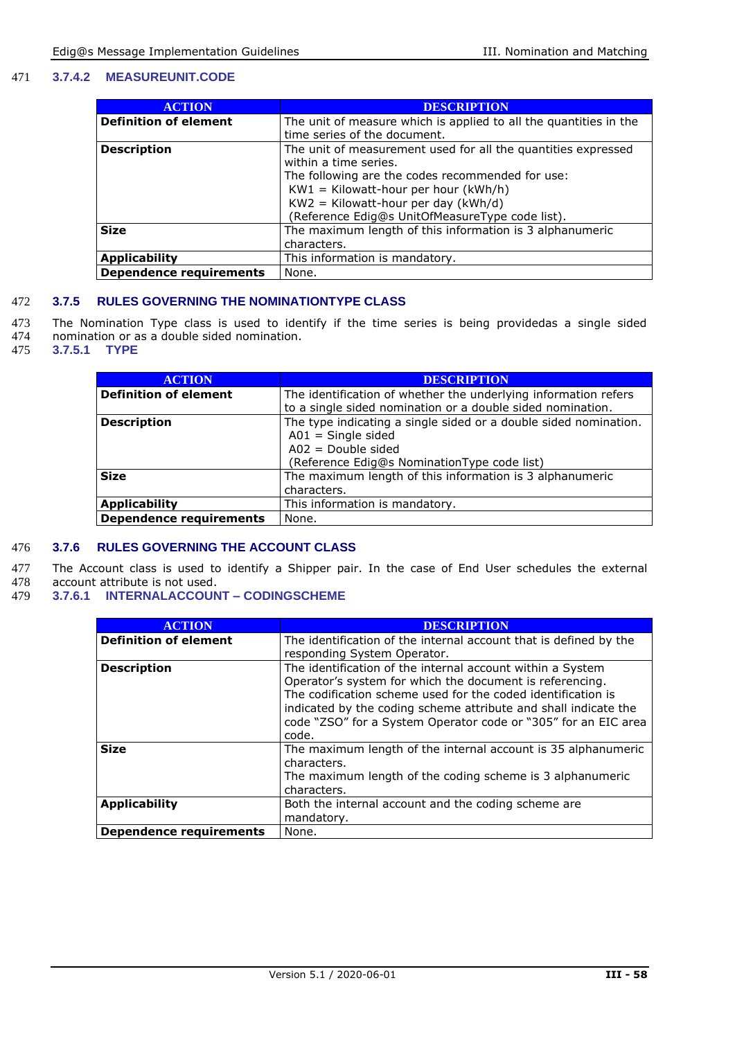#### 3.7.4.2 MEASUREUNIT.CODE

| ACTION | DESCRIPTION |
|---|---|
| **Definition of element** | The unit of measure which is applied to all the quantities in the time series of the document. |
| **Description** | The unit of measurement used for all the quantities expressed within a time series.<br>The following are the codes recommended for use:<br>KW1 = Kilowatt-hour per hour (kWh/h)<br>KW2 = Kilowatt-hour per day (kWh/d)<br>(Reference Edig@s UnitOfMeasureType code list). |
| **Size** | The maximum length of this information is 3 alphanumeric characters. |
| **Applicability** | This information is mandatory. |
| **Dependence requirements** | None. |

### 3.7.5 RULES GOVERNING THE NOMINATIONTYPE CLASS

The Nomination Type class is used to identify if the time series is being providedas a single sided nomination or as a double sided nomination.

#### 3.7.5.1 TYPE

| ACTION | DESCRIPTION |
|---|---|
| **Definition of element** | The identification of whether the underlying information refers to a single sided nomination or a double sided nomination. |
| **Description** | The type indicating a single sided or a double sided nomination.<br>A01 = Single sided<br>A02 = Double sided<br>(Reference Edig@s NominationType code list) |
| **Size** | The maximum length of this information is 3 alphanumeric characters. |
| **Applicability** | This information is mandatory. |
| **Dependence requirements** | None. |

### 3.7.6 RULES GOVERNING THE ACCOUNT CLASS

The Account class is used to identify a Shipper pair. In the case of End User schedules the external account attribute is not used.

#### 3.7.6.1 INTERNALACCOUNT – CODINGSCHEME

| ACTION | DESCRIPTION |
|---|---|
| **Definition of element** | The identification of the internal account that is defined by the responding System Operator. |
| **Description** | The identification of the internal account within a System Operator's system for which the document is referencing.<br>The codification scheme used for the coded identification is indicated by the coding scheme attribute and shall indicate the code "ZSO" for a System Operator code or "305" for an EIC area code. |
| **Size** | The maximum length of the internal account is 35 alphanumeric characters.<br>The maximum length of the coding scheme is 3 alphanumeric characters. |
| **Applicability** | Both the internal account and the coding scheme are mandatory. |
| **Dependence requirements** | None. |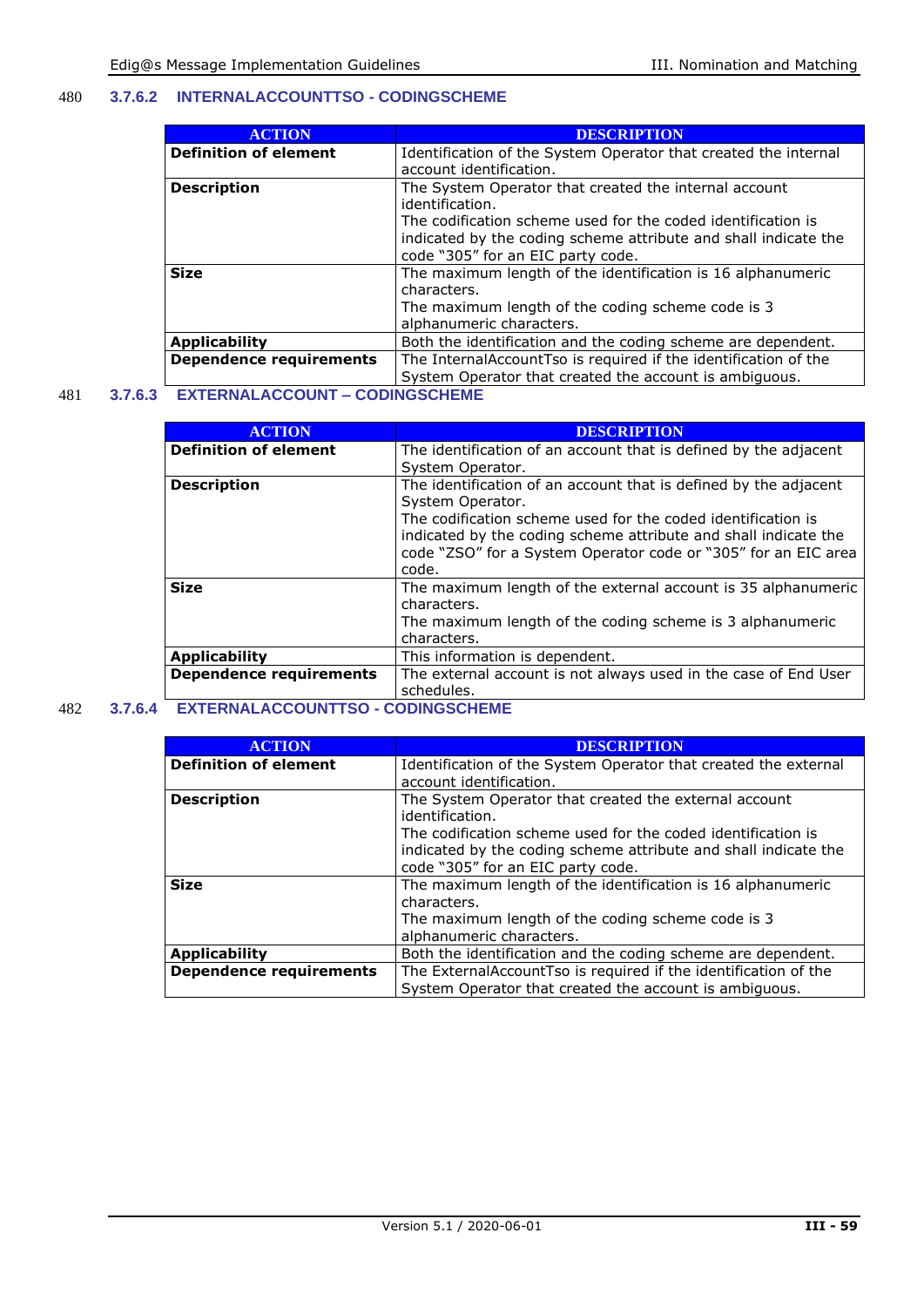### 3.7.6.2 INTERNALACCOUNTTSO - CODINGSCHEME

| ACTION | DESCRIPTION |
|---|---|
| **Definition of element** | Identification of the System Operator that created the internal account identification. |
| **Description** | The System Operator that created the internal account identification.<br>The codification scheme used for the coded identification is indicated by the coding scheme attribute and shall indicate the code "305" for an EIC party code. |
| **Size** | The maximum length of the identification is 16 alphanumeric characters.<br>The maximum length of the coding scheme code is 3 alphanumeric characters. |
| **Applicability** | Both the identification and the coding scheme are dependent. |
| **Dependence requirements** | The InternalAccountTso is required if the identification of the System Operator that created the account is ambiguous. |

### 3.7.6.3 EXTERNALACCOUNT – CODINGSCHEME

| ACTION | DESCRIPTION |
|---|---|
| **Definition of element** | The identification of an account that is defined by the adjacent System Operator. |
| **Description** | The identification of an account that is defined by the adjacent System Operator.<br>The codification scheme used for the coded identification is indicated by the coding scheme attribute and shall indicate the code "ZSO" for a System Operator code or "305" for an EIC area code. |
| **Size** | The maximum length of the external account is 35 alphanumeric characters.<br>The maximum length of the coding scheme is 3 alphanumeric characters. |
| **Applicability** | This information is dependent. |
| **Dependence requirements** | The external account is not always used in the case of End User schedules. |

### 3.7.6.4 EXTERNALACCOUNTTSO - CODINGSCHEME

| ACTION | DESCRIPTION |
|---|---|
| **Definition of element** | Identification of the System Operator that created the external account identification. |
| **Description** | The System Operator that created the external account identification.<br>The codification scheme used for the coded identification is indicated by the coding scheme attribute and shall indicate the code "305" for an EIC party code. |
| **Size** | The maximum length of the identification is 16 alphanumeric characters.<br>The maximum length of the coding scheme code is 3 alphanumeric characters. |
| **Applicability** | Both the identification and the coding scheme are dependent. |
| **Dependence requirements** | The ExternalAccountTso is required if the identification of the System Operator that created the account is ambiguous. |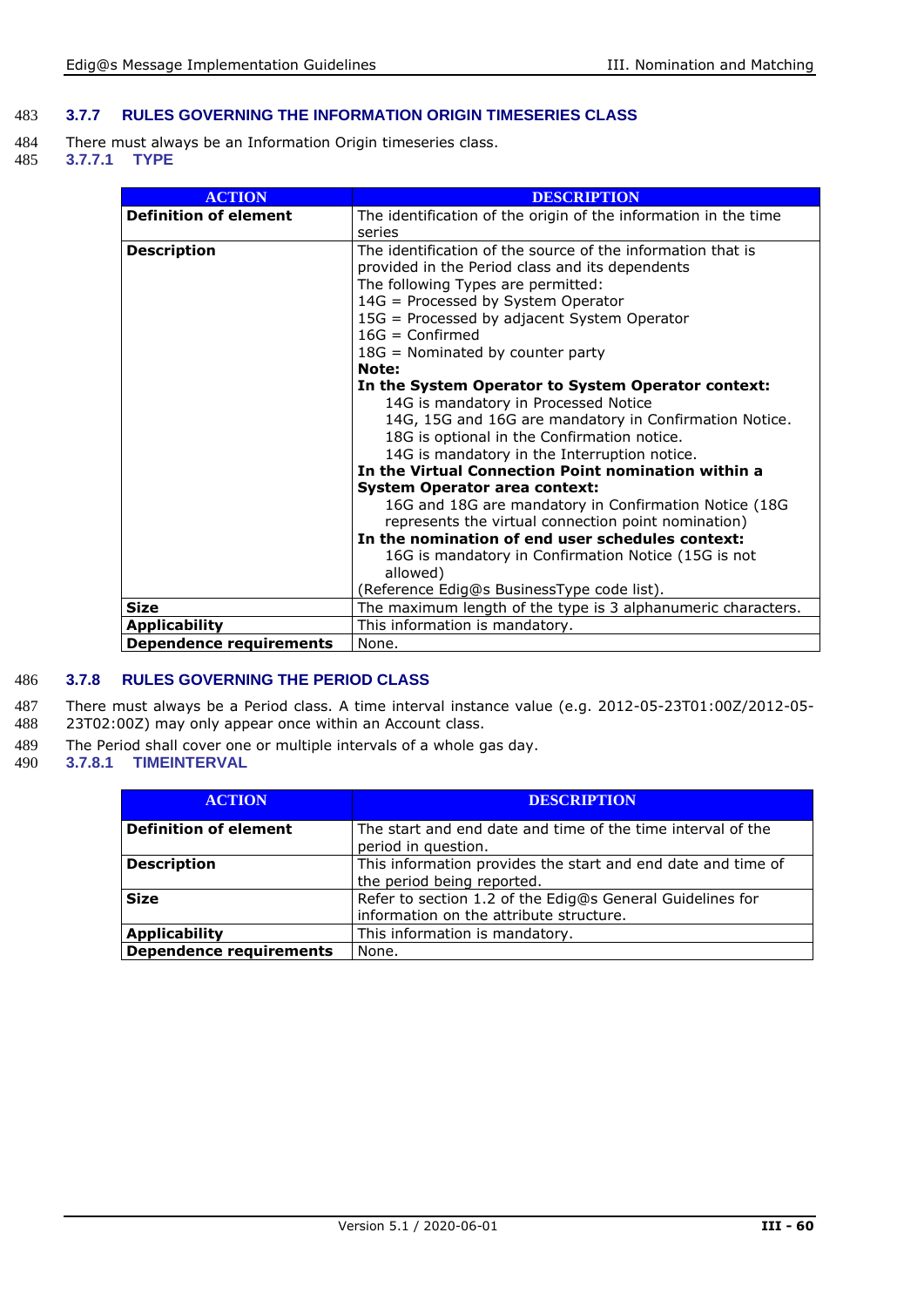### 3.7.7 RULES GOVERNING THE INFORMATION ORIGIN TIMESERIES CLASS

There must always be an Information Origin timeseries class.

#### 3.7.7.1 TYPE

| ACTION | DESCRIPTION |
|---|---|
| **Definition of element** | The identification of the origin of the information in the time series |
| **Description** | The identification of the source of the information that is provided in the Period class and its dependents<br>The following Types are permitted:<br>14G = Processed by System Operator<br>15G = Processed by adjacent System Operator<br>16G = Confirmed<br>18G = Nominated by counter party<br>**Note:**<br>**In the System Operator to System Operator context:**<br>14G is mandatory in Processed Notice<br>14G, 15G and 16G are mandatory in Confirmation Notice.<br>18G is optional in the Confirmation notice.<br>14G is mandatory in the Interruption notice.<br>**In the Virtual Connection Point nomination within a System Operator area context:**<br>16G and 18G are mandatory in Confirmation Notice (18G represents the virtual connection point nomination)<br>**In the nomination of end user schedules context:**<br>16G is mandatory in Confirmation Notice (15G is not allowed)<br>(Reference Edig@s BusinessType code list). |
| **Size** | The maximum length of the type is 3 alphanumeric characters. |
| **Applicability** | This information is mandatory. |
| **Dependence requirements** | None. |

### 3.7.8 RULES GOVERNING THE PERIOD CLASS

There must always be a Period class. A time interval instance value (e.g. 2012-05-23T01:00Z/2012-05-23T02:00Z) may only appear once within an Account class.

The Period shall cover one or multiple intervals of a whole gas day.

#### 3.7.8.1 TIMEINTERVAL

| ACTION | DESCRIPTION |
|---|---|
| **Definition of element** | The start and end date and time of the time interval of the period in question. |
| **Description** | This information provides the start and end date and time of the period being reported. |
| **Size** | Refer to section 1.2 of the Edig@s General Guidelines for information on the attribute structure. |
| **Applicability** | This information is mandatory. |
| **Dependence requirements** | None. |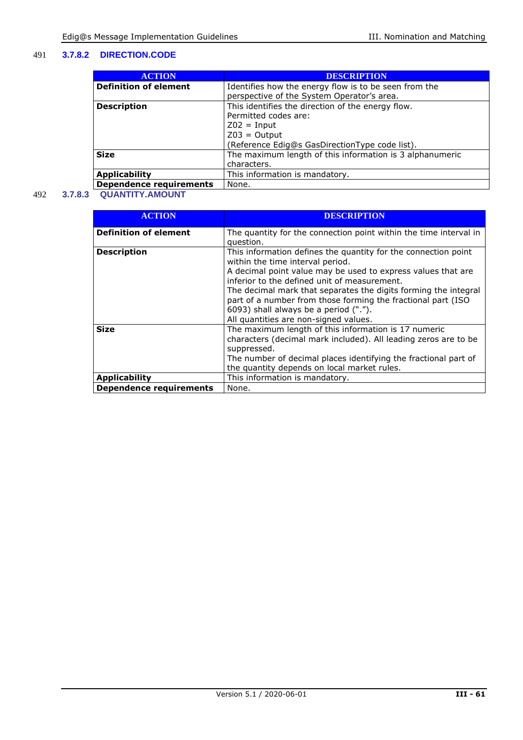#### 3.7.8.2 DIRECTION.CODE

| ACTION | DESCRIPTION |
|---|---|
| **Definition of element** | Identifies how the energy flow is to be seen from the perspective of the System Operator's area. |
| **Description** | This identifies the direction of the energy flow.<br>Permitted codes are:<br>Z02 = Input<br>Z03 = Output<br>(Reference Edig@s GasDirectionType code list). |
| **Size** | The maximum length of this information is 3 alphanumeric characters. |
| **Applicability** | This information is mandatory. |
| **Dependence requirements** | None. |

#### 3.7.8.3 QUANTITY.AMOUNT

| ACTION | DESCRIPTION |
|---|---|
| **Definition of element** | The quantity for the connection point within the time interval in question. |
| **Description** | This information defines the quantity for the connection point within the time interval period.<br>A decimal point value may be used to express values that are inferior to the defined unit of measurement.<br>The decimal mark that separates the digits forming the integral part of a number from those forming the fractional part (ISO 6093) shall always be a period (".").<br>All quantities are non-signed values. |
| **Size** | The maximum length of this information is 17 numeric characters (decimal mark included). All leading zeros are to be suppressed.<br>The number of decimal places identifying the fractional part of the quantity depends on local market rules. |
| **Applicability** | This information is mandatory. |
| **Dependence requirements** | None. |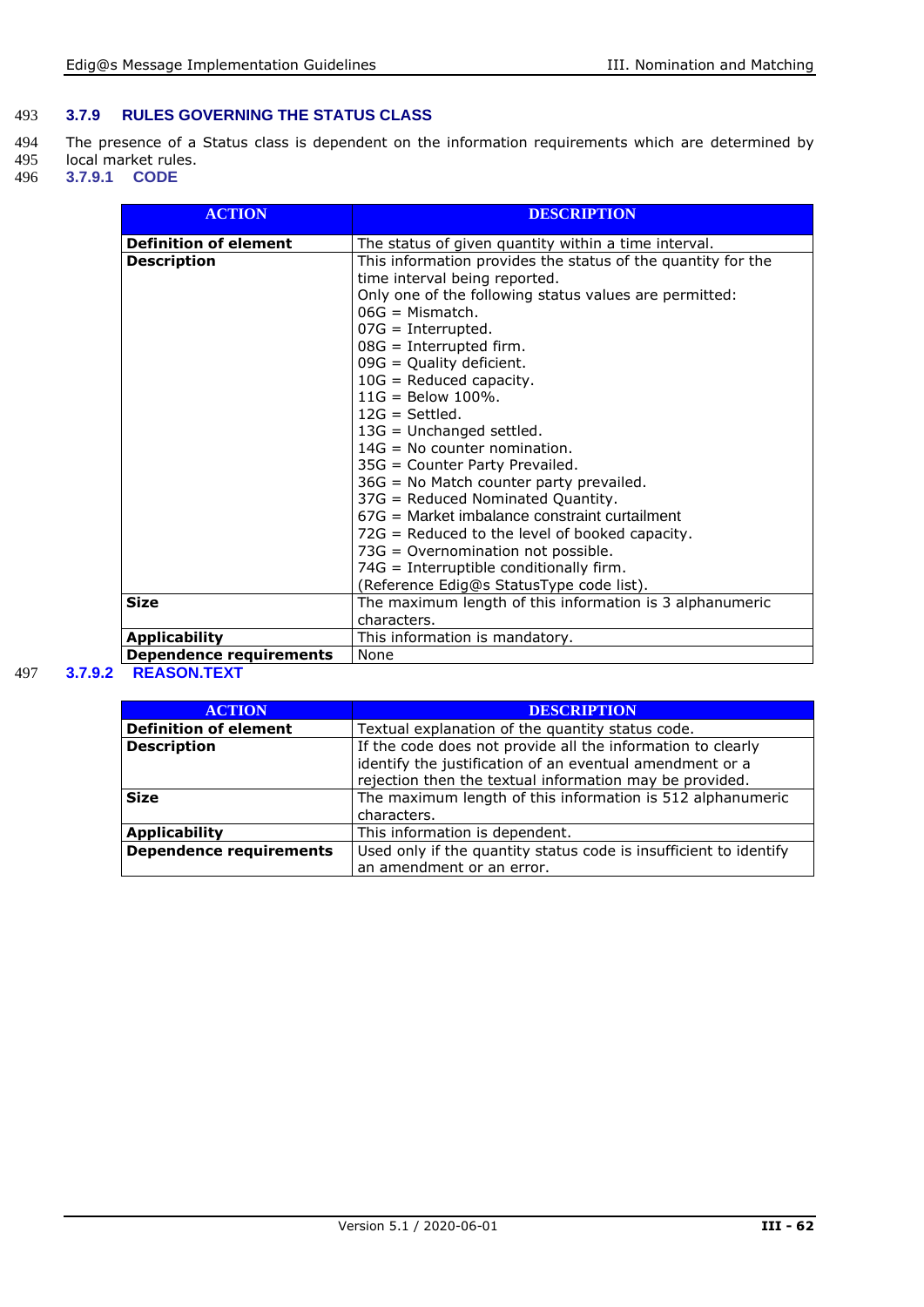### 3.7.9 RULES GOVERNING THE STATUS CLASS

The presence of a Status class is dependent on the information requirements which are determined by local market rules.

#### 3.7.9.1 CODE

| ACTION | DESCRIPTION |
|---|---|
| **Definition of element** | The status of given quantity within a time interval. |
| **Description** | This information provides the status of the quantity for the time interval being reported.<br>Only one of the following status values are permitted:<br>06G = Mismatch.<br>07G = Interrupted.<br>08G = Interrupted firm.<br>09G = Quality deficient.<br>10G = Reduced capacity.<br>11G = Below 100%.<br>12G = Settled.<br>13G = Unchanged settled.<br>14G = No counter nomination.<br>35G = Counter Party Prevailed.<br>36G = No Match counter party prevailed.<br>37G = Reduced Nominated Quantity.<br>67G = Market imbalance constraint curtailment<br>72G = Reduced to the level of booked capacity.<br>73G = Overnomination not possible.<br>74G = Interruptible conditionally firm.<br>(Reference Edig@s StatusType code list). |
| **Size** | The maximum length of this information is 3 alphanumeric characters. |
| **Applicability** | This information is mandatory. |
| **Dependence requirements** | None |

#### 3.7.9.2 REASON.TEXT

| ACTION | DESCRIPTION |
|---|---|
| **Definition of element** | Textual explanation of the quantity status code. |
| **Description** | If the code does not provide all the information to clearly identify the justification of an eventual amendment or a rejection then the textual information may be provided. |
| **Size** | The maximum length of this information is 512 alphanumeric characters. |
| **Applicability** | This information is dependent. |
| **Dependence requirements** | Used only if the quantity status code is insufficient to identify an amendment or an error. |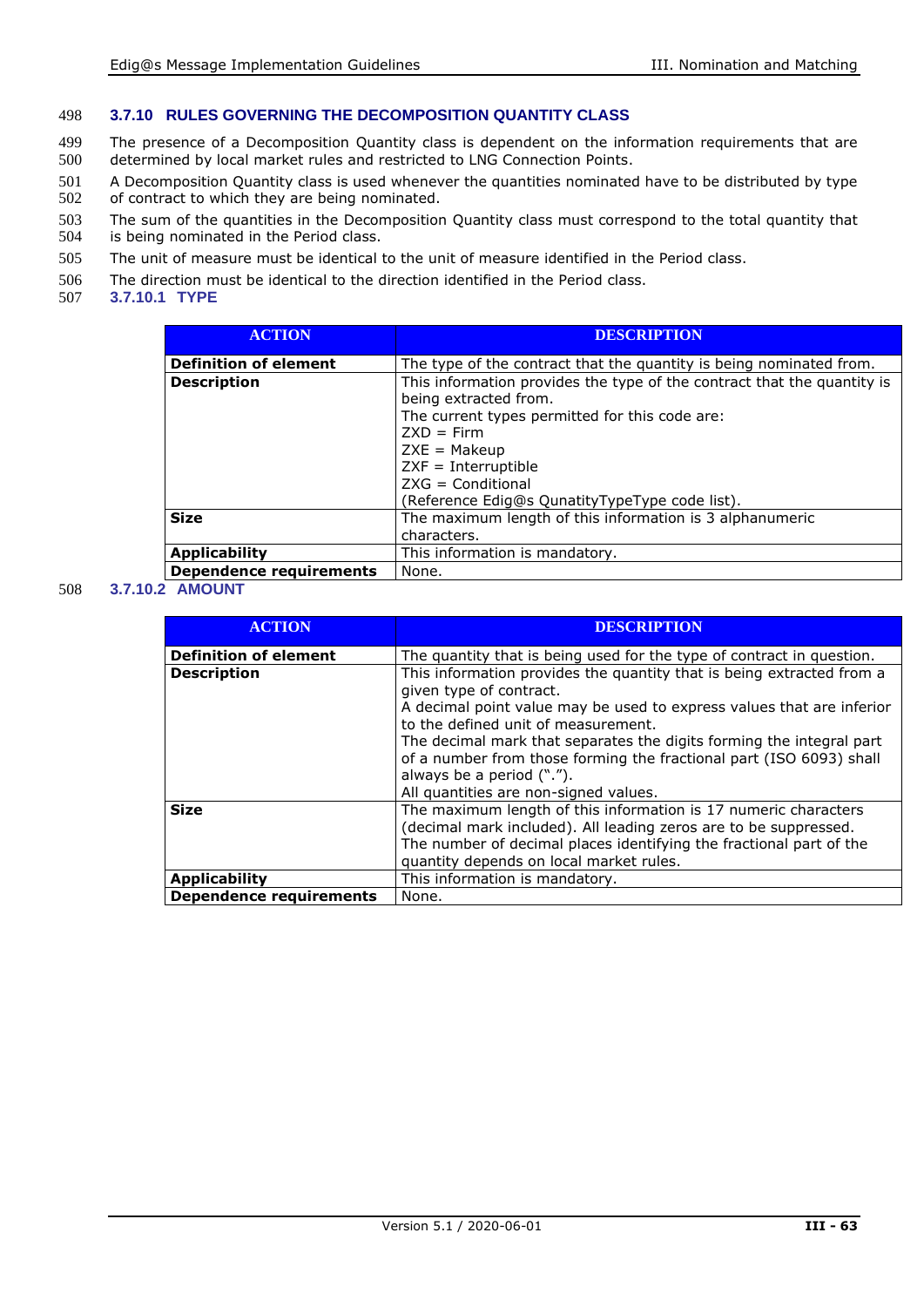### 3.7.10 RULES GOVERNING THE DECOMPOSITION QUANTITY CLASS

The presence of a Decomposition Quantity class is dependent on the information requirements that are determined by local market rules and restricted to LNG Connection Points.

A Decomposition Quantity class is used whenever the quantities nominated have to be distributed by type of contract to which they are being nominated.

The sum of the quantities in the Decomposition Quantity class must correspond to the total quantity that is being nominated in the Period class.

The unit of measure must be identical to the unit of measure identified in the Period class.

The direction must be identical to the direction identified in the Period class.

#### 3.7.10.1 TYPE

| ACTION | DESCRIPTION |
|---|---|
| **Definition of element** | The type of the contract that the quantity is being nominated from. |
| **Description** | This information provides the type of the contract that the quantity is being extracted from.<br>The current types permitted for this code are:<br>ZXD = Firm<br>ZXE = Makeup<br>ZXF = Interruptible<br>ZXG = Conditional<br>(Reference Edig@s QunatityTypeType code list). |
| **Size** | The maximum length of this information is 3 alphanumeric characters. |
| **Applicability** | This information is mandatory. |
| **Dependence requirements** | None. |

#### 3.7.10.2 AMOUNT

| ACTION | DESCRIPTION |
|---|---|
| **Definition of element** | The quantity that is being used for the type of contract in question. |
| **Description** | This information provides the quantity that is being extracted from a given type of contract.<br>A decimal point value may be used to express values that are inferior to the defined unit of measurement.<br>The decimal mark that separates the digits forming the integral part of a number from those forming the fractional part (ISO 6093) shall always be a period (".").<br>All quantities are non-signed values. |
| **Size** | The maximum length of this information is 17 numeric characters (decimal mark included). All leading zeros are to be suppressed.<br>The number of decimal places identifying the fractional part of the quantity depends on local market rules. |
| **Applicability** | This information is mandatory. |
| **Dependence requirements** | None. |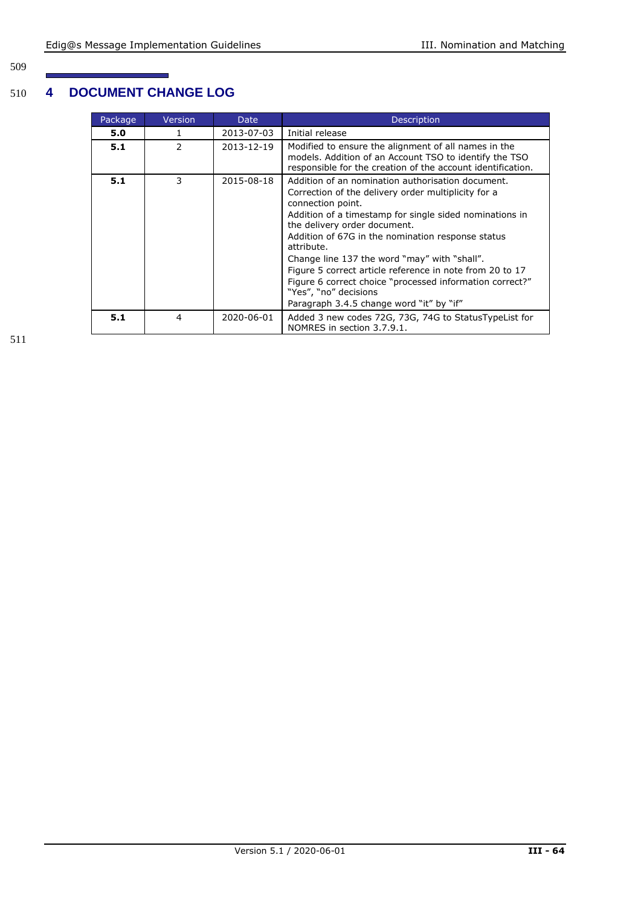# 4 DOCUMENT CHANGE LOG

| Package | Version | Date | Description |
|---|---|---|---|
| **5.0** | 1 | 2013-07-03 | Initial release |
| **5.1** | 2 | 2013-12-19 | Modified to ensure the alignment of all names in the models. Addition of an Account TSO to identify the TSO responsible for the creation of the account identification. |
| **5.1** | 3 | 2015-08-18 | Addition of an nomination authorisation document.<br>Correction of the delivery order multiplicity for a connection point.<br>Addition of a timestamp for single sided nominations in the delivery order document.<br>Addition of 67G in the nomination response status attribute.<br>Change line 137 the word "may" with "shall".<br>Figure 5 correct article reference in note from 20 to 17<br>Figure 6 correct choice "processed information correct?" "Yes", "no" decisions<br>Paragraph 3.4.5 change word "it" by "if" |
| **5.1** | 4 | 2020-06-01 | Added 3 new codes 72G, 73G, 74G to StatusTypeList for NOMRES in section 3.7.9.1. |